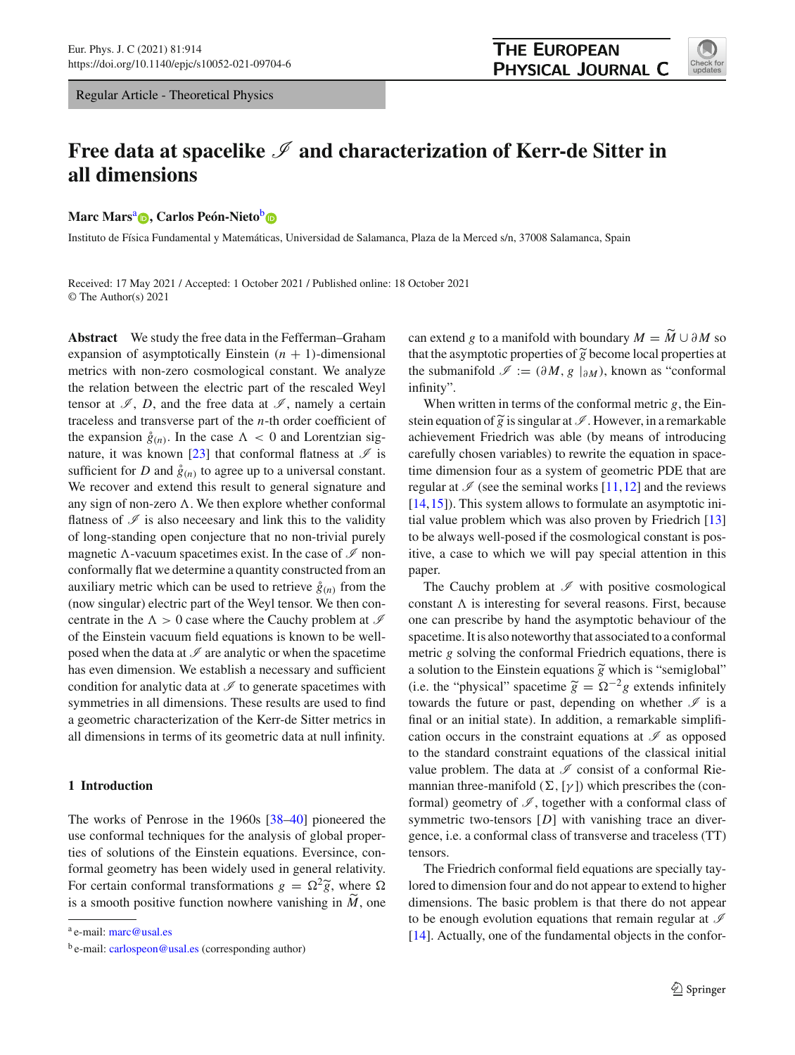Regular Article - Theoretical Physics

# Free data at spacelike $\mathscr{I}$ and characterization of Kerr-de Sitter in all dimensions

**Marc Mars**[a], **Carlos Peón-Nieto**[b]

Instituto de Física Fundamental y Matemáticas, Universidad de Salamanca, Plaza de la Merced s/n, 37008 Salamanca, Spain

Received: 17 May 2021 / Accepted: 1 October 2021 / Published online: 18 October 2021
© The Author(s) 2021

**Abstract** We study the free data in the Fefferman–Graham expansion of asymptotically Einstein $(n+1)$-dimensional metrics with non-zero cosmological constant. We analyze the relation between the electric part of the rescaled Weyl tensor at $\mathscr{I}$, $D$, and the free data at $\mathscr{I}$, namely a certain traceless and transverse part of the $n$-th order coefficient of the expansion $\mathring{g}_{(n)}$. In the case $\Lambda < 0$ and Lorentzian signature, it was known [23] that conformal flatness at $\mathscr{I}$ is sufficient for $D$ and $\mathring{g}_{(n)}$ to agree up to a universal constant. We recover and extend this result to general signature and any sign of non-zero $\Lambda$. We then explore whether conformal flatness of $\mathscr{I}$ is also neceesary and link this to the validity of long-standing open conjecture that no non-trivial purely magnetic $\Lambda$-vacuum spacetimes exist. In the case of $\mathscr{I}$ non-conformally flat we determine a quantity constructed from an auxiliary metric which can be used to retrieve $\mathring{g}_{(n)}$ from the (now singular) electric part of the Weyl tensor. We then concentrate in the $\Lambda > 0$ case where the Cauchy problem at $\mathscr{I}$ of the Einstein vacuum field equations is known to be well-posed when the data at $\mathscr{I}$ are analytic or when the spacetime has even dimension. We establish a necessary and sufficient condition for analytic data at $\mathscr{I}$ to generate spacetimes with symmetries in all dimensions. These results are used to find a geometric characterization of the Kerr-de Sitter metrics in all dimensions in terms of its geometric data at null infinity.

## 1 Introduction

The works of Penrose in the 1960s [38–40] pioneered the use conformal techniques for the analysis of global properties of solutions of the Einstein equations. Eversince, conformal geometry has been widely used in general relativity. For certain conformal transformations $g = \Omega^2 \widetilde{g}$, where $\Omega$ is a smooth positive function nowhere vanishing in $\widetilde{M}$, one can extend $g$ to a manifold with boundary $M = \widetilde{M} \cup \partial M$ so that the asymptotic properties of $\widetilde{g}$ become local properties at the submanifold $\mathscr{I} := (\partial M, g\mid_{\partial M})$, known as "conformal infinity".

When written in terms of the conformal metric $g$, the Einstein equation of $\widetilde{g}$ is singular at $\mathscr{I}$. However, in a remarkable achievement Friedrich was able (by means of introducing carefully chosen variables) to rewrite the equation in spacetime dimension four as a system of geometric PDE that are regular at $\mathscr{I}$ (see the seminal works [11,12] and the reviews [14,15]). This system allows to formulate an asymptotic initial value problem which was also proven by Friedrich [13] to be always well-posed if the cosmological constant is positive, a case to which we will pay special attention in this paper.

The Cauchy problem at $\mathscr{I}$ with positive cosmological constant $\Lambda$ is interesting for several reasons. First, because one can prescribe by hand the asymptotic behaviour of the spacetime. It is also noteworthy that associated to a conformal metric $g$ solving the conformal Friedrich equations, there is a solution to the Einstein equations $\widetilde{g}$ which is "semiglobal" (i.e. the "physical" spacetime $\widetilde{g} = \Omega^{-2} g$ extends infinitely towards the future or past, depending on whether $\mathscr{I}$ is a final or an initial state). In addition, a remarkable simplification occurs in the constraint equations at $\mathscr{I}$ as opposed to the standard constraint equations of the classical initial value problem. The data at $\mathscr{I}$ consist of a conformal Riemannian three-manifold $(\Sigma, [\gamma])$ which prescribes the (conformal) geometry of $\mathscr{I}$, together with a conformal class of symmetric two-tensors $[D]$ with vanishing trace an divergence, i.e. a conformal class of transverse and traceless (TT) tensors.

The Friedrich conformal field equations are specially taylored to dimension four and do not appear to extend to higher dimensions. The basic problem is that there do not appear to be enough evolution equations that remain regular at $\mathscr{I}$ [14]. Actually, one of the fundamental objects in the confor-

[a] e-mail: marc@usal.es

[b] e-mail: carlospeon@usal.es (corresponding author)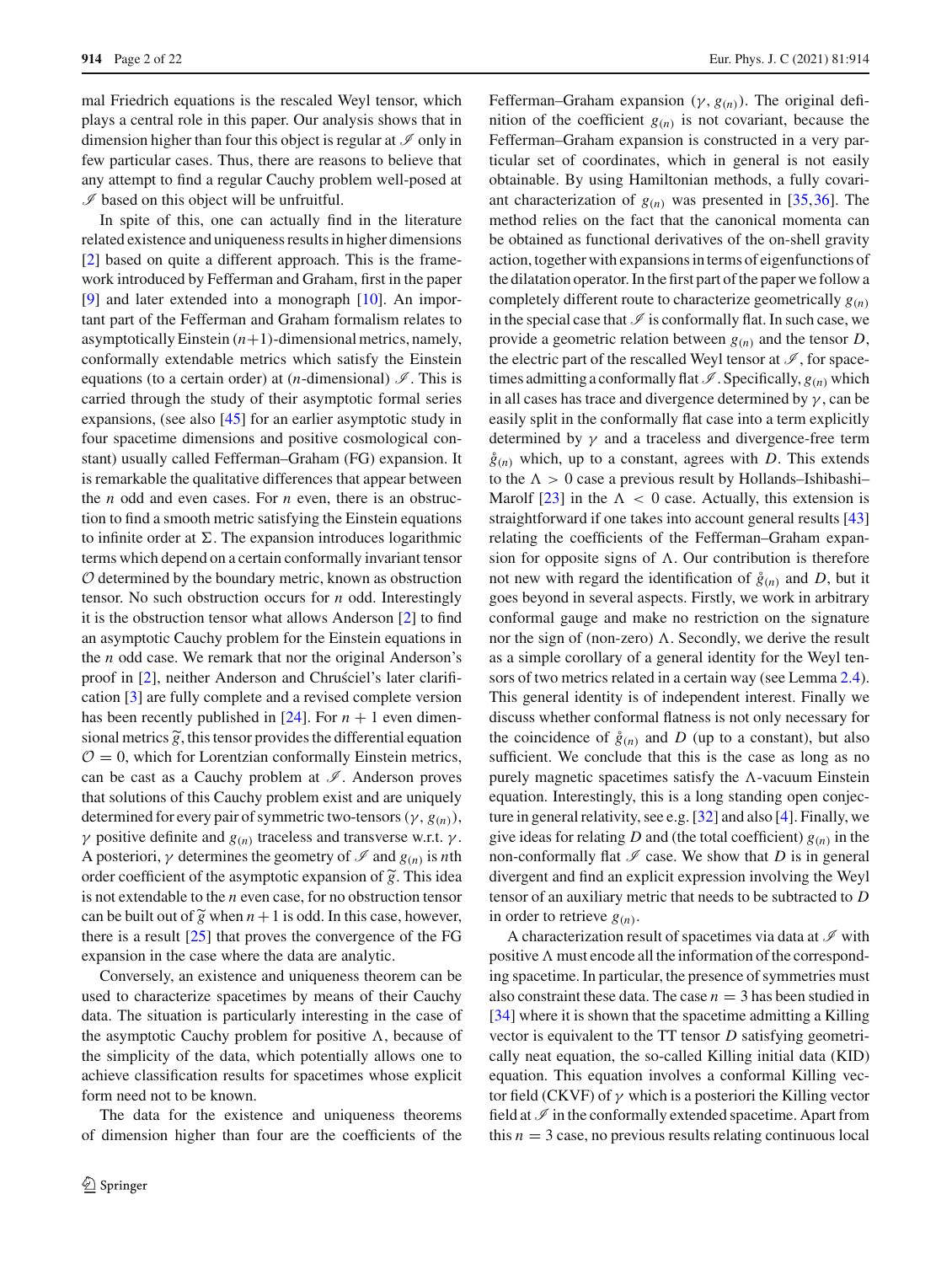mal Friedrich equations is the rescaled Weyl tensor, which plays a central role in this paper. Our analysis shows that in dimension higher than four this object is regular at $\mathscr{I}$ only in few particular cases. Thus, there are reasons to believe that any attempt to find a regular Cauchy problem well-posed at $\mathscr{I}$ based on this object will be unfruitful.

In spite of this, one can actually find in the literature related existence and uniqueness results in higher dimensions [2] based on quite a different approach. This is the framework introduced by Fefferman and Graham, first in the paper [9] and later extended into a monograph [10]. An important part of the Fefferman and Graham formalism relates to asymptotically Einstein $(n+1)$-dimensional metrics, namely, conformally extendable metrics which satisfy the Einstein equations (to a certain order) at ($n$-dimensional) $\mathscr{I}$. This is carried through the study of their asymptotic formal series expansions, (see also [45] for an earlier asymptotic study in four spacetime dimensions and positive cosmological constant) usually called Fefferman–Graham (FG) expansion. It is remarkable the qualitative differences that appear between the $n$ odd and even cases. For $n$ even, there is an obstruction to find a smooth metric satisfying the Einstein equations to infinite order at $\Sigma$. The expansion introduces logarithmic terms which depend on a certain conformally invariant tensor $\mathcal{O}$ determined by the boundary metric, known as obstruction tensor. No such obstruction occurs for $n$ odd. Interestingly it is the obstruction tensor what allows Anderson [2] to find an asymptotic Cauchy problem for the Einstein equations in the $n$ odd case. We remark that nor the original Anderson's proof in [2], neither Anderson and Chruściel's later clarification [3] are fully complete and a revised complete version has been recently published in [24]. For $n+1$ even dimensional metrics $\widetilde{g}$, this tensor provides the differential equation $\mathcal{O} = 0$, which for Lorentzian conformally Einstein metrics, can be cast as a Cauchy problem at $\mathscr{I}$. Anderson proves that solutions of this Cauchy problem exist and are uniquely determined for every pair of symmetric two-tensors $(\gamma, g_{(n)})$, $\gamma$ positive definite and $g_{(n)}$ traceless and transverse w.r.t. $\gamma$. A posteriori, $\gamma$ determines the geometry of $\mathscr{I}$ and $g_{(n)}$ is $n$th order coefficient of the asymptotic expansion of $\widetilde{g}$. This idea is not extendable to the $n$ even case, for no obstruction tensor can be built out of $\widetilde{g}$ when $n+1$ is odd. In this case, however, there is a result [25] that proves the convergence of the FG expansion in the case where the data are analytic.

Conversely, an existence and uniqueness theorem can be used to characterize spacetimes by means of their Cauchy data. The situation is particularly interesting in the case of the asymptotic Cauchy problem for positive $\Lambda$, because of the simplicity of the data, which potentially allows one to achieve classification results for spacetimes whose explicit form need not to be known.

The data for the existence and uniqueness theorems of dimension higher than four are the coefficients of the Fefferman–Graham expansion $(\gamma, g_{(n)})$. The original definition of the coefficient $g_{(n)}$ is not covariant, because the Fefferman–Graham expansion is constructed in a very particular set of coordinates, which in general is not easily obtainable. By using Hamiltonian methods, a fully covariant characterization of $g_{(n)}$ was presented in [35,36]. The method relies on the fact that the canonical momenta can be obtained as functional derivatives of the on-shell gravity action, together with expansions in terms of eigenfunctions of the dilatation operator. In the first part of the paper we follow a completely different route to characterize geometrically $g_{(n)}$ in the special case that $\mathscr{I}$ is conformally flat. In such case, we provide a geometric relation between $g_{(n)}$ and the tensor $D$, the electric part of the rescaled Weyl tensor at $\mathscr{I}$, for spacetimes admitting a conformally flat $\mathscr{I}$. Specifically, $g_{(n)}$ which in all cases has trace and divergence determined by $\gamma$, can be easily split in the conformally flat case into a term explicitly determined by $\gamma$ and a traceless and divergence-free term $\mathring{g}_{(n)}$ which, up to a constant, agrees with $D$. This extends to the $\Lambda > 0$ case a previous result by Hollands–Ishibashi–Marolf [23] in the $\Lambda < 0$ case. Actually, this extension is straightforward if one takes into account general results [43] relating the coefficients of the Fefferman–Graham expansion for opposite signs of $\Lambda$. Our contribution is therefore not new with regard the identification of $\mathring{g}_{(n)}$ and $D$, but it goes beyond in several aspects. Firstly, we work in arbitrary conformal gauge and make no restriction on the signature nor the sign of (non-zero) $\Lambda$. Secondly, we derive the result as a simple corollary of a general identity for the Weyl tensors of two metrics related in a certain way (see Lemma 2.4). This general identity is of independent interest. Finally we discuss whether conformal flatness is not only necessary for the coincidence of $\mathring{g}_{(n)}$ and $D$ (up to a constant), but also sufficient. We conclude that this is the case as long as no purely magnetic spacetimes satisfy the $\Lambda$-vacuum Einstein equation. Interestingly, this is a long standing open conjecture in general relativity, see e.g. [32] and also [4]. Finally, we give ideas for relating $D$ and (the total coefficient) $g_{(n)}$ in the non-conformally flat $\mathscr{I}$ case. We show that $D$ is in general divergent and find an explicit expression involving the Weyl tensor of an auxiliary metric that needs to be subtracted to $D$ in order to retrieve $g_{(n)}$.

A characterization result of spacetimes via data at $\mathscr{I}$ with positive $\Lambda$ must encode all the information of the corresponding spacetime. In particular, the presence of symmetries must also constraint these data. The case $n = 3$ has been studied in [34] where it is shown that the spacetime admitting a Killing vector is equivalent to the TT tensor $D$ satisfying geometrically neat equation, the so-called Killing initial data (KID) equation. This equation involves a conformal Killing vector field (CKVF) of $\gamma$ which is a posteriori the Killing vector field at $\mathscr{I}$ in the conformally extended spacetime. Apart from this $n = 3$ case, no previous results relating continuous local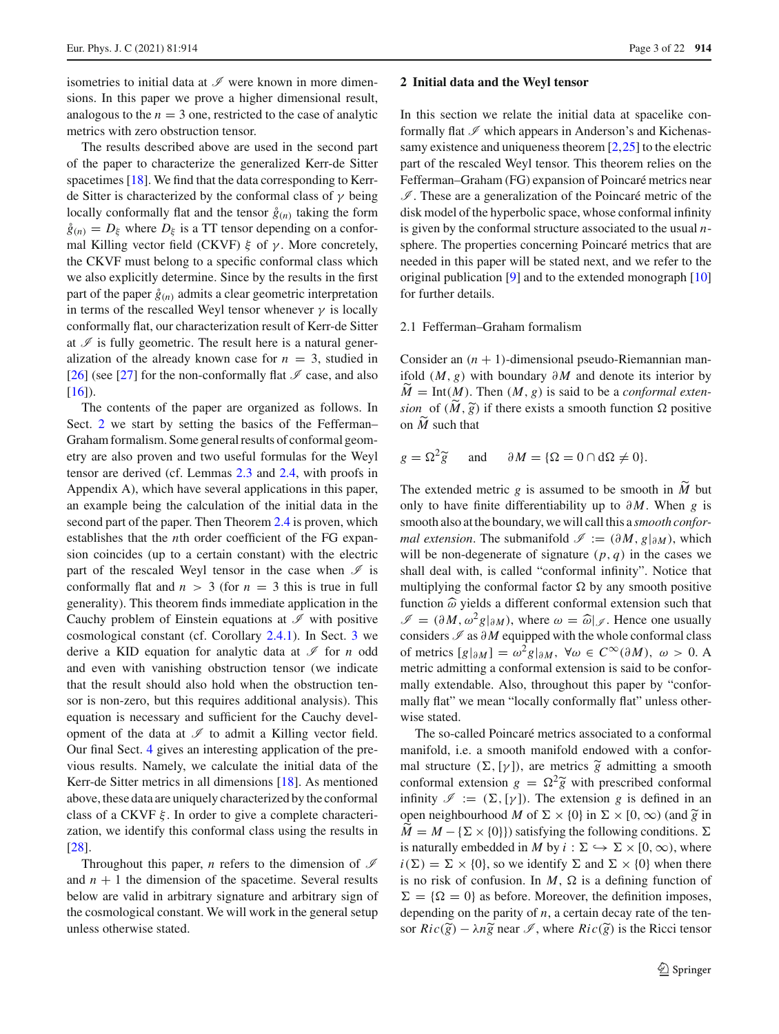isometries to initial data at $\mathscr{I}$ were known in more dimensions. In this paper we prove a higher dimensional result, analogous to the $n = 3$ one, restricted to the case of analytic metrics with zero obstruction tensor.

The results described above are used in the second part of the paper to characterize the generalized Kerr-de Sitter spacetimes [18]. We find that the data corresponding to Kerr-de Sitter is characterized by the conformal class of $\gamma$ being locally conformally flat and the tensor $\mathring{g}_{(n)}$ taking the form $\mathring{g}_{(n)} = D_\xi$ where $D_\xi$ is a TT tensor depending on a conformal Killing vector field (CKVF) $\xi$ of $\gamma$. More concretely, the CKVF must belong to a specific conformal class which we also explicitly determine. Since by the results in the first part of the paper $\mathring{g}_{(n)}$ admits a clear geometric interpretation in terms of the rescalled Weyl tensor whenever $\gamma$ is locally conformally flat, our characterization result of Kerr-de Sitter at $\mathscr{I}$ is fully geometric. The result here is a natural generalization of the already known case for $n = 3$, studied in [26] (see [27] for the non-conformally flat $\mathscr{I}$ case, and also [16]).

The contents of the paper are organized as follows. In Sect. 2 we start by setting the basics of the Fefferman–Graham formalism. Some general results of conformal geometry are also proven and two useful formulas for the Weyl tensor are derived (cf. Lemmas 2.3 and 2.4, with proofs in Appendix A), which have several applications in this paper, an example being the calculation of the initial data in the second part of the paper. Then Theorem 2.4 is proven, which establishes that the $n$th order coefficient of the FG expansion coincides (up to a certain constant) with the electric part of the rescaled Weyl tensor in the case when $\mathscr{I}$ is conformally flat and $n > 3$ (for $n = 3$ this is true in full generality). This theorem finds immediate application in the Cauchy problem of Einstein equations at $\mathscr{I}$ with positive cosmological constant (cf. Corollary 2.4.1). In Sect. 3 we derive a KID equation for analytic data at $\mathscr{I}$ for $n$ odd and even with vanishing obstruction tensor (we indicate that the result should also hold when the obstruction tensor is non-zero, but this requires additional analysis). This equation is necessary and sufficient for the Cauchy development of the data at $\mathscr{I}$ to admit a Killing vector field. Our final Sect. 4 gives an interesting application of the previous results. Namely, we calculate the initial data of the Kerr-de Sitter metrics in all dimensions [18]. As mentioned above, these data are uniquely characterized by the conformal class of a CKVF $\xi$. In order to give a complete characterization, we identify this conformal class using the results in [28].

Throughout this paper, $n$ refers to the dimension of $\mathscr{I}$ and $n + 1$ the dimension of the spacetime. Several results below are valid in arbitrary signature and arbitrary sign of the cosmological constant. We will work in the general setup unless otherwise stated.

## 2 Initial data and the Weyl tensor

In this section we relate the initial data at spacelike conformally flat $\mathscr{I}$ which appears in Anderson's and Kichenassamy existence and uniqueness theorem [2,25] to the electric part of the rescaled Weyl tensor. This theorem relies on the Fefferman–Graham (FG) expansion of Poincaré metrics near $\mathscr{I}$. These are a generalization of the Poincaré metric of the disk model of the hyperbolic space, whose conformal infinity is given by the conformal structure associated to the usual $n$-sphere. The properties concerning Poincaré metrics that are needed in this paper will be stated next, and we refer to the original publication [9] and to the extended monograph [10] for further details.

### 2.1 Fefferman–Graham formalism

Consider an $(n+1)$-dimensional pseudo-Riemannian manifold $(M, g)$ with boundary $\partial M$ and denote its interior by $\widetilde{M} = \mathrm{Int}(M)$. Then $(M, g)$ is said to be a *conformal extension* of $(\widetilde{M}, \widetilde{g})$ if there exists a smooth function $\Omega$ positive on $\widetilde{M}$ such that

$$g = \Omega^2 \widetilde{g} \qquad \text{and} \qquad \partial M = \{\Omega = 0 \cap d\Omega \neq 0\}.$$

The extended metric $g$ is assumed to be smooth in $\widetilde{M}$ but only to have finite differentiability up to $\partial M$. When $g$ is smooth also at the boundary, we will call this a *smooth conformal extension*. The submanifold $\mathscr{I} := (\partial M, g|_{\partial M})$, which will be non-degenerate of signature $(p, q)$ in the cases we shall deal with, is called "conformal infinity". Notice that multiplying the conformal factor $\Omega$ by any smooth positive function $\widehat{\omega}$ yields a different conformal extension such that $\mathscr{I} = (\partial M, \omega^2 g|_{\partial M})$, where $\omega = \widehat{\omega}|_{\mathscr{I}}$. Hence one usually considers $\mathscr{I}$ as $\partial M$ equipped with the whole conformal class of metrics $[g|_{\partial M}] = \omega^2 g|_{\partial M}$, $\forall \omega \in C^\infty(\partial M)$, $\omega > 0$. A metric admitting a conformal extension is said to be conformally extendable. Also, throughout this paper by "conformally flat" we mean "locally conformally flat" unless otherwise stated.

The so-called Poincaré metrics associated to a conformal manifold, i.e. a smooth manifold endowed with a conformal structure $(\Sigma, [\gamma])$, are metrics $\widetilde{g}$ admitting a smooth conformal extension $g = \Omega^2 \widetilde{g}$ with prescribed conformal infinity $\mathscr{I} := (\Sigma, [\gamma])$. The extension $g$ is defined in an open neighbourhood $M$ of $\Sigma \times \{0\}$ in $\Sigma \times [0, \infty)$ (and $\widetilde{g}$ in $\widetilde{M} = M - \{\Sigma \times \{0\}\}$) satisfying the following conditions. $\Sigma$ is naturally embedded in $M$ by $i : \Sigma \hookrightarrow \Sigma \times [0, \infty)$, where $i(\Sigma) = \Sigma \times \{0\}$, so we identify $\Sigma$ and $\Sigma \times \{0\}$ when there is no risk of confusion. In $M$, $\Omega$ is a defining function of $\Sigma = \{\Omega = 0\}$ as before. Moreover, the definition imposes, depending on the parity of $n$, a certain decay rate of the tensor $Ric(\widetilde{g}) - \lambda n \widetilde{g}$ near $\mathscr{I}$, where $Ric(\widetilde{g})$ is the Ricci tensor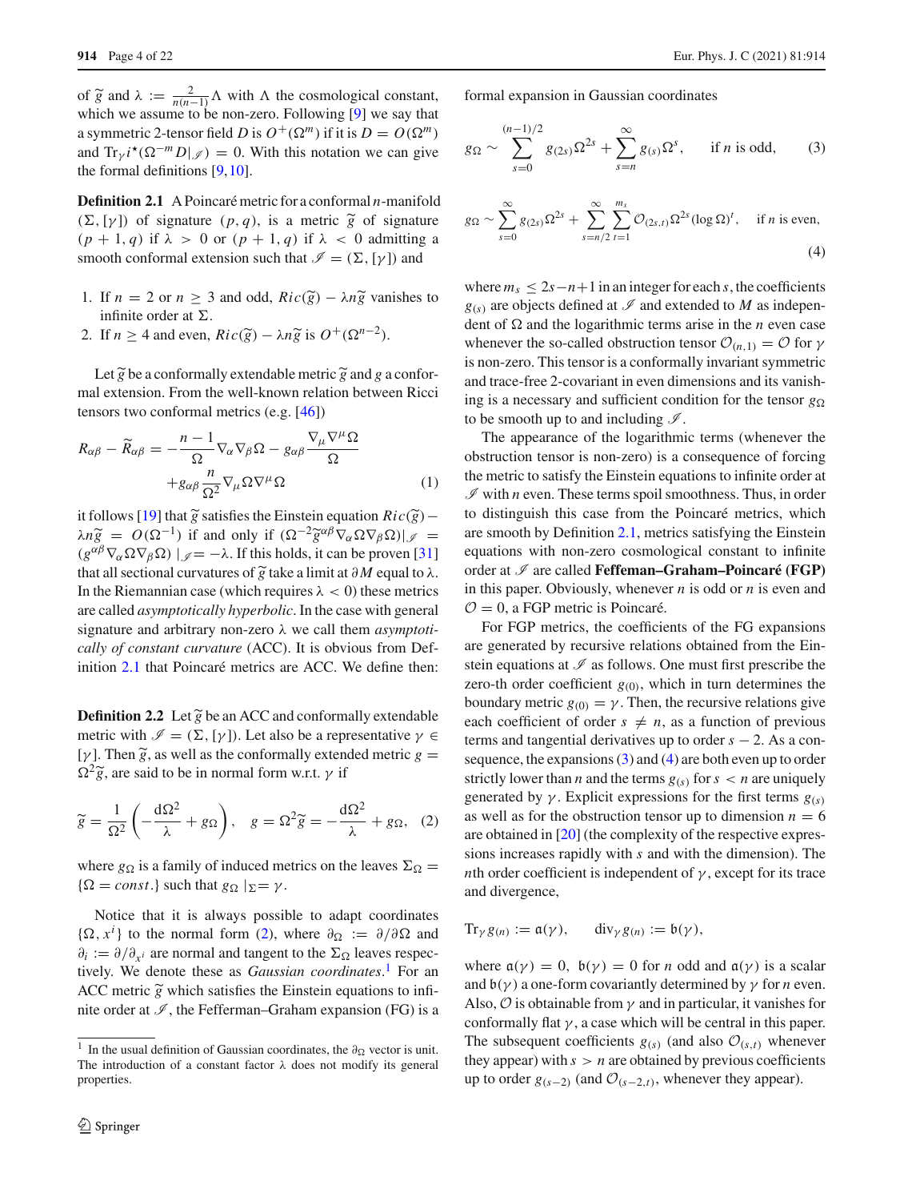of $\widetilde{g}$ and $\lambda := \frac{2}{n(n-1)}\Lambda$ with $\Lambda$ the cosmological constant, which we assume to be non-zero. Following [9] we say that a symmetric 2-tensor field $D$ is $O^+(\Omega^m)$ if it is $D = O(\Omega^m)$ and $\mathrm{Tr}_\gamma i^\star(\Omega^{-m} D|_{\mathscr{I}}) = 0$. With this notation we can give the formal definitions [9,10].

**Definition 2.1** A Poincaré metric for a conformal $n$-manifold $(\Sigma, [\gamma])$ of signature $(p, q)$, is a metric $\widetilde{g}$ of signature $(p+1, q)$ if $\lambda > 0$ or $(p+1, q)$ if $\lambda < 0$ admitting a smooth conformal extension such that $\mathscr{I} = (\Sigma, [\gamma])$ and

1. If $n = 2$ or $n \geq 3$ and odd, $Ric(\widetilde{g}) - \lambda n \widetilde{g}$ vanishes to infinite order at $\Sigma$.
2. If $n \geq 4$ and even, $Ric(\widetilde{g}) - \lambda n \widetilde{g}$ is $O^+(\Omega^{n-2})$.

Let $\widetilde{g}$ be a conformally extendable metric $\widetilde{g}$ and $g$ a conformal extension. From the well-known relation between Ricci tensors two conformal metrics (e.g. [46])

$$R_{\alpha\beta} - \widetilde{R}_{\alpha\beta} = -\frac{n-1}{\Omega}\nabla_\alpha\nabla_\beta\Omega - g_{\alpha\beta}\frac{\nabla_\mu\nabla^\mu\Omega}{\Omega} + g_{\alpha\beta}\frac{n}{\Omega^2}\nabla_\mu\Omega\nabla^\mu\Omega \qquad (1)$$

it follows [19] that $\widetilde{g}$ satisfies the Einstein equation $Ric(\widetilde{g}) - \lambda n \widetilde{g} = O(\Omega^{-1})$ if and only if $(\Omega^{-2}\widetilde{g}^{\alpha\beta}\nabla_\alpha\Omega\nabla_\beta\Omega)|_{\mathscr{I}} = (g^{\alpha\beta}\nabla_\alpha\Omega\nabla_\beta\Omega)|_{\mathscr{I}} = -\lambda$. If this holds, it can be proven [31] that all sectional curvatures of $\widetilde{g}$ take a limit at $\partial M$ equal to $\lambda$. In the Riemannian case (which requires $\lambda < 0$) these metrics are called *asymptotically hyperbolic*. In the case with general signature and arbitrary non-zero $\lambda$ we call them *asymptotically of constant curvature* (ACC). It is obvious from Definition 2.1 that Poincaré metrics are ACC. We define then:

**Definition 2.2** Let $\widetilde{g}$ be an ACC and conformally extendable metric with $\mathscr{I} = (\Sigma, [\gamma])$. Let also be a representative $\gamma \in [\gamma]$. Then $\widetilde{g}$, as well as the conformally extended metric $g = \Omega^2\widetilde{g}$, are said to be in normal form w.r.t. $\gamma$ if

$$\widetilde{g} = \frac{1}{\Omega^2}\left(-\frac{\mathrm{d}\Omega^2}{\lambda} + g_\Omega\right), \quad g = \Omega^2\widetilde{g} = -\frac{\mathrm{d}\Omega^2}{\lambda} + g_\Omega, \qquad (2)$$

where $g_\Omega$ is a family of induced metrics on the leaves $\Sigma_\Omega = \{\Omega = const.\}$ such that $g_\Omega|_\Sigma = \gamma$.

Notice that it is always possible to adapt coordinates $\{\Omega, x^i\}$ to the normal form (2), where $\partial_\Omega := \partial/\partial\Omega$ and $\partial_i := \partial/\partial_{x^i}$ are normal and tangent to the $\Sigma_\Omega$ leaves respectively. We denote these as *Gaussian coordinates*.[1] For an ACC metric $\widetilde{g}$ which satisfies the Einstein equations to infinite order at $\mathscr{I}$, the Fefferman–Graham expansion (FG) is a formal expansion in Gaussian coordinates

$$g_\Omega \sim \sum_{s=0}^{(n-1)/2} g_{(2s)}\Omega^{2s} + \sum_{s=n}^{\infty} g_{(s)}\Omega^s, \qquad \text{if } n \text{ is odd}, \qquad (3)$$

$$g_\Omega \sim \sum_{s=0}^{\infty} g_{(2s)}\Omega^{2s} + \sum_{s=n/2}^{\infty}\sum_{t=1}^{m_s}\mathcal{O}_{(2s,t)}\Omega^{2s}(\log\Omega)^t, \qquad \text{if } n \text{ is even}, \qquad (4)$$

where $m_s \leq 2s - n + 1$ in an integer for each $s$, the coefficients $g_{(s)}$ are objects defined at $\mathscr{I}$ and extended to $M$ as independent of $\Omega$ and the logarithmic terms arise in the $n$ even case whenever the so-called obstruction tensor $\mathcal{O}_{(n,1)} = \mathcal{O}$ for $\gamma$ is non-zero. This tensor is a conformally invariant symmetric and trace-free 2-covariant in even dimensions and its vanishing is a necessary and sufficient condition for the tensor $g_\Omega$ to be smooth up to and including $\mathscr{I}$.

The appearance of the logarithmic terms (whenever the obstruction tensor is non-zero) is a consequence of forcing the metric to satisfy the Einstein equations to infinite order at $\mathscr{I}$ with $n$ even. These terms spoil smoothness. Thus, in order to distinguish this case from the Poincaré metrics, which are smooth by Definition 2.1, metrics satisfying the Einstein equations with non-zero cosmological constant to infinite order at $\mathscr{I}$ are called **Feffeman–Graham–Poincaré (FGP)** in this paper. Obviously, whenever $n$ is odd or $n$ is even and $\mathcal{O} = 0$, a FGP metric is Poincaré.

For FGP metrics, the coefficients of the FG expansions are generated by recursive relations obtained from the Einstein equations at $\mathscr{I}$ as follows. One must first prescribe the zero-th order coefficient $g_{(0)}$, which in turn determines the boundary metric $g_{(0)} = \gamma$. Then, the recursive relations give each coefficient of order $s \neq n$, as a function of previous terms and tangential derivatives up to order $s-2$. As a consequence, the expansions (3) and (4) are both even up to order strictly lower than $n$ and the terms $g_{(s)}$ for $s < n$ are uniquely generated by $\gamma$. Explicit expressions for the first terms $g_{(s)}$ as well as for the obstruction tensor up to dimension $n = 6$ are obtained in [20] (the complexity of the respective expressions increases rapidly with $s$ and with the dimension). The $n$th order coefficient is independent of $\gamma$, except for its trace and divergence,

$$\mathrm{Tr}_\gamma g_{(n)} := \mathfrak{a}(\gamma), \qquad \mathrm{div}_\gamma g_{(n)} := \mathfrak{b}(\gamma),$$

where $\mathfrak{a}(\gamma) = 0$, $\mathfrak{b}(\gamma) = 0$ for $n$ odd and $\mathfrak{a}(\gamma)$ is a scalar and $\mathfrak{b}(\gamma)$ a one-form covariantly determined by $\gamma$ for $n$ even. Also, $\mathcal{O}$ is obtainable from $\gamma$ and in particular, it vanishes for conformally flat $\gamma$, a case which will be central in this paper. The subsequent coefficients $g_{(s)}$ (and also $\mathcal{O}_{(s,t)}$ whenever they appear) with $s > n$ are obtained by previous coefficients up to order $g_{(s-2)}$ (and $\mathcal{O}_{(s-2,t)}$, whenever they appear).

[1] In the usual definition of Gaussian coordinates, the $\partial_\Omega$ vector is unit. The introduction of a constant factor $\lambda$ does not modify its general properties.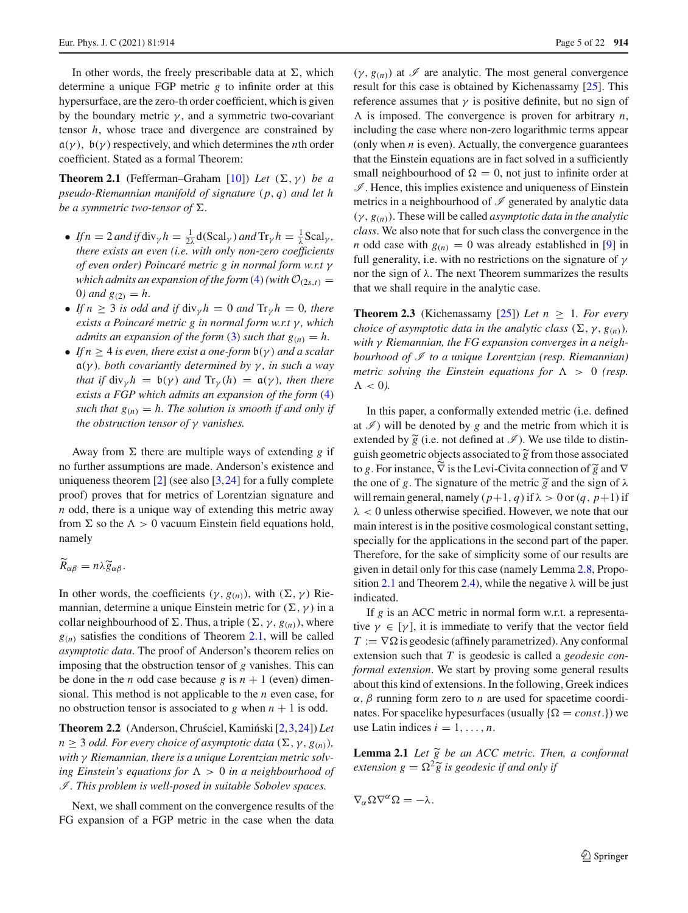In other words, the freely prescribable data at $\Sigma$, which determine a unique FGP metric $g$ to infinite order at this hypersurface, are the zero-th order coefficient, which is given by the boundary metric $\gamma$, and a symmetric two-covariant tensor $h$, whose trace and divergence are constrained by $\mathfrak{a}(\gamma)$, $\mathfrak{b}(\gamma)$ respectively, and which determines the $n$th order coefficient. Stated as a formal Theorem:

**Theorem 2.1** (Fefferman–Graham [10]) *Let $(\Sigma, \gamma)$ be a pseudo-Riemannian manifold of signature $(p, q)$ and let $h$ be a symmetric two-tensor of $\Sigma$.*

- *If $n = 2$ and if $\mathrm{div}_\gamma h = \frac{1}{2\lambda} \mathrm{d}(\mathrm{Scal}_\gamma)$ and $\mathrm{Tr}_\gamma h = \frac{1}{\lambda}\mathrm{Scal}_\gamma$, there exists an even (i.e. with only non-zero coefficients of even order) Poincaré metric $g$ in normal form w.r.t $\gamma$ which admits an expansion of the form (4) (with $\mathcal{O}_{(2s,t)} = 0$) and $g_{(2)} = h$.*
- *If $n \geq 3$ is odd and if $\mathrm{div}_\gamma h = 0$ and $\mathrm{Tr}_\gamma h = 0$, there exists a Poincaré metric $g$ in normal form w.r.t $\gamma$, which admits an expansion of the form (3) such that $g_{(n)} = h$.*
- *If $n \geq 4$ is even, there exist a one-form $\mathfrak{b}(\gamma)$ and a scalar $\mathfrak{a}(\gamma)$, both covariantly determined by $\gamma$, in such a way that if $\mathrm{div}_\gamma h = \mathfrak{b}(\gamma)$ and $\mathrm{Tr}_\gamma(h) = \mathfrak{a}(\gamma)$, then there exists a FGP which admits an expansion of the form (4) such that $g_{(n)} = h$. The solution is smooth if and only if the obstruction tensor of $\gamma$ vanishes.*

Away from $\Sigma$ there are multiple ways of extending $g$ if no further assumptions are made. Anderson's existence and uniqueness theorem [2] (see also [3,24] for a fully complete proof) proves that for metrics of Lorentzian signature and $n$ odd, there is a unique way of extending this metric away from $\Sigma$ so the $\Lambda > 0$ vacuum Einstein field equations hold, namely

$$\widetilde{R}_{\alpha\beta} = n\lambda \widetilde{g}_{\alpha\beta}.$$

In other words, the coefficients $(\gamma, g_{(n)})$, with $(\Sigma, \gamma)$ Riemannian, determine a unique Einstein metric for $(\Sigma, \gamma)$ in a collar neighbourhood of $\Sigma$. Thus, a triple $(\Sigma, \gamma, g_{(n)})$, where $g_{(n)}$ satisfies the conditions of Theorem 2.1, will be called *asymptotic data*. The proof of Anderson's theorem relies on imposing that the obstruction tensor of $g$ vanishes. This can be done in the $n$ odd case because $g$ is $n+1$ (even) dimensional. This method is not applicable to the $n$ even case, for no obstruction tensor is associated to $g$ when $n+1$ is odd.

**Theorem 2.2** (Anderson, Chruściel, Kamiński [2,3,24]) *Let $n \geq 3$ odd. For every choice of asymptotic data $(\Sigma, \gamma, g_{(n)})$, with $\gamma$ Riemannian, there is a unique Lorentzian metric solving Einstein's equations for $\Lambda > 0$ in a neighbourhood of $\mathscr{I}$. This problem is well-posed in suitable Sobolev spaces.*

Next, we shall comment on the convergence results of the FG expansion of a FGP metric in the case when the data $(\gamma, g_{(n)})$ at $\mathscr{I}$ are analytic. The most general convergence result for this case is obtained by Kichenassamy [25]. This reference assumes that $\gamma$ is positive definite, but no sign of $\Lambda$ is imposed. The convergence is proven for arbitrary $n$, including the case where non-zero logarithmic terms appear (only when $n$ is even). Actually, the convergence guarantees that the Einstein equations are in fact solved in a sufficiently small neighbourhood of $\Omega = 0$, not just to infinite order at $\mathscr{I}$. Hence, this implies existence and uniqueness of Einstein metrics in a neighbourhood of $\mathscr{I}$ generated by analytic data $(\gamma, g_{(n)})$. These will be called *asymptotic data in the analytic class*. We also note that for such class the convergence in the $n$ odd case with $g_{(n)} = 0$ was already established in [9] in full generality, i.e. with no restrictions on the signature of $\gamma$ nor the sign of $\lambda$. The next Theorem summarizes the results that we shall require in the analytic case.

**Theorem 2.3** (Kichenassamy [25]) *Let $n \geq 1$. For every choice of asymptotic data in the analytic class $(\Sigma, \gamma, g_{(n)})$, with $\gamma$ Riemannian, the FG expansion converges in a neighbourhood of $\mathscr{I}$ to a unique Lorentzian (resp. Riemannian) metric solving the Einstein equations for $\Lambda > 0$ (resp. $\Lambda < 0$).*

In this paper, a conformally extended metric (i.e. defined at $\mathscr{I}$) will be denoted by $g$ and the metric from which it is extended by $\widetilde{g}$ (i.e. not defined at $\mathscr{I}$). We use tilde to distinguish geometric objects associated to $\widetilde{g}$ from those associated to $g$. For instance, $\widetilde{\nabla}$ is the Levi-Civita connection of $\widetilde{g}$ and $\nabla$ the one of $g$. The signature of the metric $\widetilde{g}$ and the sign of $\lambda$ will remain general, namely $(p+1, q)$ if $\lambda > 0$ or $(q, p+1)$ if $\lambda < 0$ unless otherwise specified. However, we note that our main interest is in the positive cosmological constant setting, specially for the applications in the second part of the paper. Therefore, for the sake of simplicity some of our results are given in detail only for this case (namely Lemma 2.8, Proposition 2.1 and Theorem 2.4), while the negative $\lambda$ will be just indicated.

If $g$ is an ACC metric in normal form w.r.t. a representative $\gamma \in [\gamma]$, it is immediate to verify that the vector field $T := \nabla\Omega$ is geodesic (affinely parametrized). Any conformal extension such that $T$ is geodesic is called a *geodesic conformal extension*. We start by proving some general results about this kind of extensions. In the following, Greek indices $\alpha$, $\beta$ running form zero to $n$ are used for spacetime coordinates. For spacelike hypersurfaces (usually $\{\Omega = const.\}$) we use Latin indices $i = 1, \ldots, n$.

**Lemma 2.1** *Let $\widetilde{g}$ be an ACC metric. Then, a conformal extension $g = \Omega^2 \widetilde{g}$ is geodesic if and only if*

$$\nabla_\alpha \Omega \nabla^\alpha \Omega = -\lambda.$$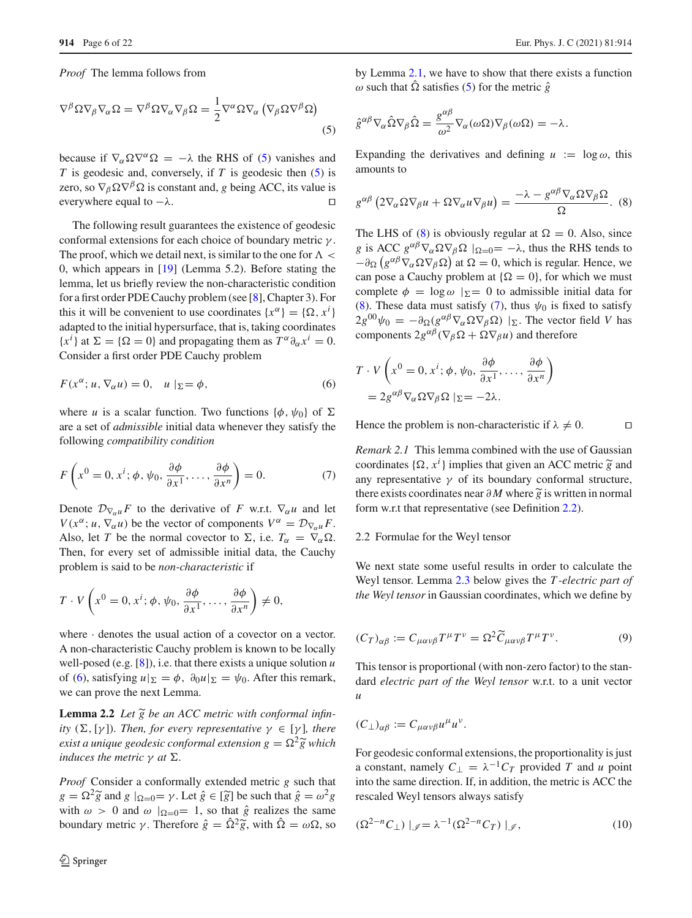*Proof* The lemma follows from

$$\nabla^\beta \Omega \nabla_\beta \nabla_\alpha \Omega = \nabla^\beta \Omega \nabla_\alpha \nabla_\beta \Omega = \frac{1}{2} \nabla^\alpha \Omega \nabla_\alpha \left( \nabla_\beta \Omega \nabla^\beta \Omega \right) \tag{5}$$

because if $\nabla_\alpha \Omega \nabla^\alpha \Omega = -\lambda$ the RHS of (5) vanishes and $T$ is geodesic and, conversely, if $T$ is geodesic then (5) is zero, so $\nabla_\beta \Omega \nabla^\beta \Omega$ is constant and, $g$ being ACC, its value is everywhere equal to $-\lambda$. □

The following result guarantees the existence of geodesic conformal extensions for each choice of boundary metric $\gamma$. The proof, which we detail next, is similar to the one for $\Lambda < 0$, which appears in [19] (Lemma 5.2). Before stating the lemma, let us briefly review the non-characteristic condition for a first order PDE Cauchy problem (see [8], Chapter 3). For this it will be convenient to use coordinates $\{x^\alpha\} = \{\Omega, x^i\}$ adapted to the initial hypersurface, that is, taking coordinates $\{x^i\}$ at $\Sigma = \{\Omega = 0\}$ and propagating them as $T^\alpha \partial_\alpha x^i = 0$. Consider a first order PDE Cauchy problem

$$F(x^\alpha; u, \nabla_\alpha u) = 0, \quad u \mid_\Sigma = \phi, \tag{6}$$

where $u$ is a scalar function. Two functions $\{\phi, \psi_0\}$ of $\Sigma$ are a set of *admissible* initial data whenever they satisfy the following *compatibility condition*

$$F\left(x^0 = 0, x^i; \phi, \psi_0, \frac{\partial \phi}{\partial x^1}, \ldots, \frac{\partial \phi}{\partial x^n}\right) = 0. \tag{7}$$

Denote $\mathcal{D}_{\nabla_\alpha u} F$ to the derivative of $F$ w.r.t. $\nabla_\alpha u$ and let $V(x^\alpha; u, \nabla_\alpha u)$ be the vector of components $V^\alpha = \mathcal{D}_{\nabla_\alpha u} F$. Also, let $T$ be the normal covector to $\Sigma$, i.e. $T_\alpha = \nabla_\alpha \Omega$. Then, for every set of admissible initial data, the Cauchy problem is said to be *non-characteristic* if

$$T \cdot V\left(x^0 = 0, x^i; \phi, \psi_0, \frac{\partial \phi}{\partial x^1}, \ldots, \frac{\partial \phi}{\partial x^n}\right) \neq 0,$$

where $\cdot$ denotes the usual action of a covector on a vector. A non-characteristic Cauchy problem is known to be locally well-posed (e.g. [8]), i.e. that there exists a unique solution $u$ of (6), satisfying $u|_\Sigma = \phi$, $\partial_0 u|_\Sigma = \psi_0$. After this remark, we can prove the next Lemma.

**Lemma 2.2** *Let $\widetilde{g}$ be an ACC metric with conformal infinity $(\Sigma, [\gamma])$. Then, for every representative $\gamma \in [\gamma]$, there exist a unique geodesic conformal extension $g = \Omega^2 \widetilde{g}$ which induces the metric $\gamma$ at $\Sigma$.*

*Proof* Consider a conformally extended metric $g$ such that $g = \Omega^2 \widetilde{g}$ and $g \mid_{\Omega=0} = \gamma$. Let $\hat{g} \in [\widetilde{g}]$ be such that $\hat{g} = \omega^2 g$ with $\omega > 0$ and $\omega \mid_{\Omega=0} = 1$, so that $\hat{g}$ realizes the same boundary metric $\gamma$. Therefore $\hat{g} = \hat{\Omega}^2 \widetilde{g}$, with $\hat{\Omega} = \omega \Omega$, so by Lemma 2.1, we have to show that there exists a function $\omega$ such that $\hat{\Omega}$ satisfies (5) for the metric $\hat{g}$

$$\hat{g}^{\alpha\beta} \nabla_\alpha \hat{\Omega} \nabla_\beta \hat{\Omega} = \frac{g^{\alpha\beta}}{\omega^2} \nabla_\alpha (\omega \Omega) \nabla_\beta (\omega \Omega) = -\lambda.$$

Expanding the derivatives and defining $u := \log \omega$, this amounts to

$$g^{\alpha\beta} \left( 2 \nabla_\alpha \Omega \nabla_\beta u + \Omega \nabla_\alpha u \nabla_\beta u \right) = \frac{-\lambda - g^{\alpha\beta} \nabla_\alpha \Omega \nabla_\beta \Omega}{\Omega}. \tag{8}$$

The LHS of (8) is obviously regular at $\Omega = 0$. Also, since $g$ is ACC $g^{\alpha\beta} \nabla_\alpha \Omega \nabla_\beta \Omega \mid_{\Omega=0} = -\lambda$, thus the RHS tends to $-\partial_\Omega \left( g^{\alpha\beta} \nabla_\alpha \Omega \nabla_\beta \Omega \right)$ at $\Omega = 0$, which is regular. Hence, we can pose a Cauchy problem at $\{\Omega = 0\}$, for which we must complete $\phi = \log \omega \mid_\Sigma = 0$ to admissible initial data for (8). These data must satisfy (7), thus $\psi_0$ is fixed to satisfy $2 g^{00} \psi_0 = -\partial_\Omega (g^{\alpha\beta} \nabla_\alpha \Omega \nabla_\beta \Omega) \mid_\Sigma$. The vector field $V$ has components $2 g^{\alpha\beta} (\nabla_\beta \Omega + \Omega \nabla_\beta u)$ and therefore

$$\begin{aligned} &T \cdot V\left(x^0 = 0, x^i; \phi, \psi_0, \frac{\partial \phi}{\partial x^1}, \ldots, \frac{\partial \phi}{\partial x^n}\right) \\ &\quad = 2 g^{\alpha\beta} \nabla_\alpha \Omega \nabla_\beta \Omega \mid_\Sigma = -2\lambda. \end{aligned}$$

Hence the problem is non-characteristic if $\lambda \neq 0$. □

*Remark 2.1* This lemma combined with the use of Gaussian coordinates $\{\Omega, x^i\}$ implies that given an ACC metric $\widetilde{g}$ and any representative $\gamma$ of its boundary conformal structure, there exists coordinates near $\partial M$ where $\widetilde{g}$ is written in normal form w.r.t that representative (see Definition 2.2).

### 2.2 Formulae for the Weyl tensor

We next state some useful results in order to calculate the Weyl tensor. Lemma 2.3 below gives the *$T$-electric part of the Weyl tensor* in Gaussian coordinates, which we define by

$$(C_T)_{\alpha\beta} := C_{\mu\alpha\nu\beta} T^\mu T^\nu = \Omega^2 \widetilde{C}_{\mu\alpha\nu\beta} T^\mu T^\nu. \tag{9}$$

This tensor is proportional (with non-zero factor) to the standard *electric part of the Weyl tensor* w.r.t. to a unit vector $u$

$$(C_\perp)_{\alpha\beta} := C_{\mu\alpha\nu\beta} u^\mu u^\nu.$$

For geodesic conformal extensions, the proportionality is just a constant, namely $C_\perp = \lambda^{-1} C_T$ provided $T$ and $u$ point into the same direction. If, in addition, the metric is ACC the rescaled Weyl tensors always satisfy

$$(\Omega^{2-n} C_\perp) \mid_{\mathscr{I}} = \lambda^{-1} (\Omega^{2-n} C_T) \mid_{\mathscr{I}}, \tag{10}$$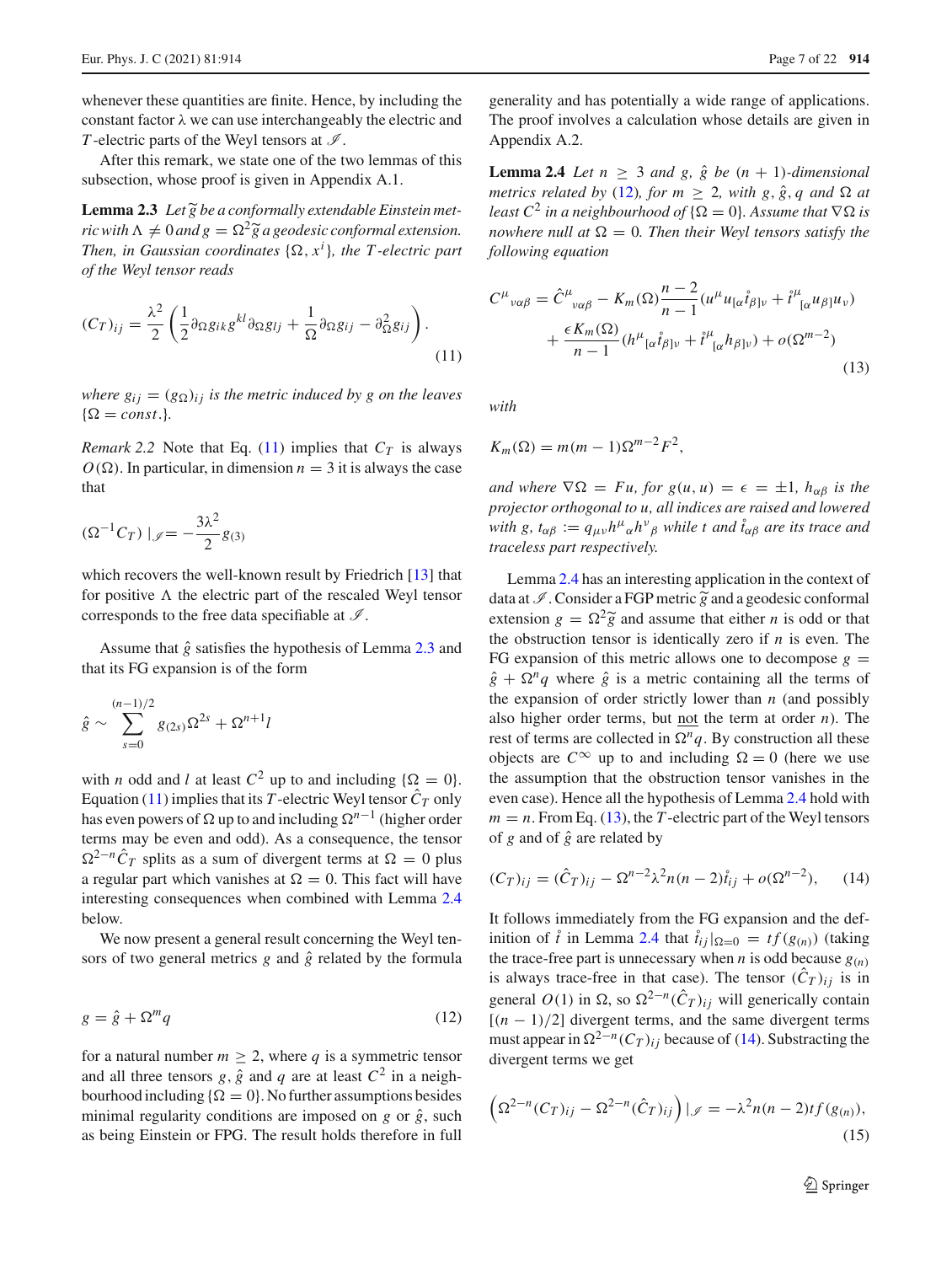whenever these quantities are finite. Hence, by including the constant factor $\lambda$ we can use interchangeably the electric and $T$-electric parts of the Weyl tensors at $\mathscr{I}$.

After this remark, we state one of the two lemmas of this subsection, whose proof is given in Appendix A.1.

**Lemma 2.3** *Let $\widetilde{g}$ be a conformally extendable Einstein metric with $\Lambda \neq 0$ and $g = \Omega^2 \widetilde{g}$ a geodesic conformal extension. Then, in Gaussian coordinates $\{\Omega, x^i\}$, the $T$-electric part of the Weyl tensor reads*

$$(C_T)_{ij} = \frac{\lambda^2}{2}\left(\frac{1}{2}\partial_\Omega g_{ik} g^{kl} \partial_\Omega g_{lj} + \frac{1}{\Omega}\partial_\Omega g_{ij} - \partial^2_\Omega g_{ij}\right). \tag{11}$$

*where $g_{ij} = (g_\Omega)_{ij}$ is the metric induced by $g$ on the leaves $\{\Omega = const.\}$.*

*Remark 2.2* Note that Eq. (11) implies that $C_T$ is always $O(\Omega)$. In particular, in dimension $n = 3$ it is always the case that

$$(\Omega^{-1} C_T)\mid_{\mathscr{I}} = -\frac{3\lambda^2}{2} g_{(3)}$$

which recovers the well-known result by Friedrich [13] that for positive $\Lambda$ the electric part of the rescaled Weyl tensor corresponds to the free data specifiable at $\mathscr{I}$.

Assume that $\hat{g}$ satisfies the hypothesis of Lemma 2.3 and that its FG expansion is of the form

$$\hat{g} \sim \sum_{s=0}^{(n-1)/2} g_{(2s)} \Omega^{2s} + \Omega^{n+1} l$$

with $n$ odd and $l$ at least $C^2$ up to and including $\{\Omega = 0\}$. Equation (11) implies that its $T$-electric Weyl tensor $\hat{C}_T$ only has even powers of $\Omega$ up to and including $\Omega^{n-1}$ (higher order terms may be even and odd). As a consequence, the tensor $\Omega^{2-n}\hat{C}_T$ splits as a sum of divergent terms at $\Omega = 0$ plus a regular part which vanishes at $\Omega = 0$. This fact will have interesting consequences when combined with Lemma 2.4 below.

We now present a general result concerning the Weyl tensors of two general metrics $g$ and $\hat{g}$ related by the formula

$$g = \hat{g} + \Omega^m q \tag{12}$$

for a natural number $m \geq 2$, where $q$ is a symmetric tensor and all three tensors $g$, $\hat{g}$ and $q$ are at least $C^2$ in a neighbourhood including $\{\Omega = 0\}$. No further assumptions besides minimal regularity conditions are imposed on $g$ or $\hat{g}$, such as being Einstein or FPG. The result holds therefore in full generality and has potentially a wide range of applications. The proof involves a calculation whose details are given in Appendix A.2.

**Lemma 2.4** *Let $n \geq 3$ and $g$, $\hat{g}$ be $(n+1)$-dimensional metrics related by (12), for $m \geq 2$, with $g, \hat{g}, q$ and $\Omega$ at least $C^2$ in a neighbourhood of $\{\Omega = 0\}$. Assume that $\nabla\Omega$ is nowhere null at $\Omega = 0$. Then their Weyl tensors satisfy the following equation*

$$\begin{aligned} C^\mu{}_{\nu\alpha\beta} = \hat{C}^\mu{}_{\nu\alpha\beta} &- K_m(\Omega)\frac{n-2}{n-1}(u^\mu u_{[\alpha}\mathring{t}_{\beta]\nu} + \mathring{t}^\mu{}_{[\alpha} u_{\beta]} u_\nu) \\ &+ \frac{\epsilon K_m(\Omega)}{n-1}(h^\mu{}_{[\alpha}\mathring{t}_{\beta]\nu} + \mathring{t}^\mu{}_{[\alpha} h_{\beta]\nu}) + o(\Omega^{m-2}) \end{aligned} \tag{13}$$

*with*

$$K_m(\Omega) = m(m-1)\Omega^{m-2}F^2,$$

*and where $\nabla\Omega = Fu$, for $g(u,u) = \epsilon = \pm 1$, $h_{\alpha\beta}$ is the projector orthogonal to $u$, all indices are raised and lowered with $g$, $t_{\alpha\beta} := q_{\mu\nu} h^\mu{}_\alpha h^\nu{}_\beta$ while $t$ and $\mathring{t}_{\alpha\beta}$ are its trace and traceless part respectively.*

Lemma 2.4 has an interesting application in the context of data at $\mathscr{I}$. Consider a FGP metric $\widetilde{g}$ and a geodesic conformal extension $g = \Omega^2 \widetilde{g}$ and assume that either $n$ is odd or that the obstruction tensor is identically zero if $n$ is even. The FG expansion of this metric allows one to decompose $g = \hat{g} + \Omega^n q$ where $\hat{g}$ is a metric containing all the terms of the expansion of order strictly lower than $n$ (and possibly also higher order terms, but <u>not</u> the term at order $n$). The rest of terms are collected in $\Omega^n q$. By construction all these objects are $C^\infty$ up to and including $\Omega = 0$ (here we use the assumption that the obstruction tensor vanishes in the even case). Hence all the hypothesis of Lemma 2.4 hold with $m = n$. From Eq. (13), the $T$-electric part of the Weyl tensors of $g$ and of $\hat{g}$ are related by

$$(C_T)_{ij} = (\hat{C}_T)_{ij} - \Omega^{n-2}\lambda^2 n(n-2)\mathring{t}_{ij} + o(\Omega^{n-2}), \tag{14}$$

It follows immediately from the FG expansion and the definition of $\mathring{t}$ in Lemma 2.4 that $\mathring{t}_{ij}|_{\Omega=0} = tf(g_{(n)})$ (taking the trace-free part is unnecessary when $n$ is odd because $g_{(n)}$ is always trace-free in that case). The tensor $(\hat{C}_T)_{ij}$ is in general $O(1)$ in $\Omega$, so $\Omega^{2-n}(\hat{C}_T)_{ij}$ will generically contain $[(n-1)/2]$ divergent terms, and the same divergent terms must appear in $\Omega^{2-n}(C_T)_{ij}$ because of (14). Substracting the divergent terms we get

$$\left(\Omega^{2-n}(C_T)_{ij} - \Omega^{2-n}(\hat{C}_T)_{ij}\right)|_{\mathscr{I}} = -\lambda^2 n(n-2) tf(g_{(n)}), \tag{15}$$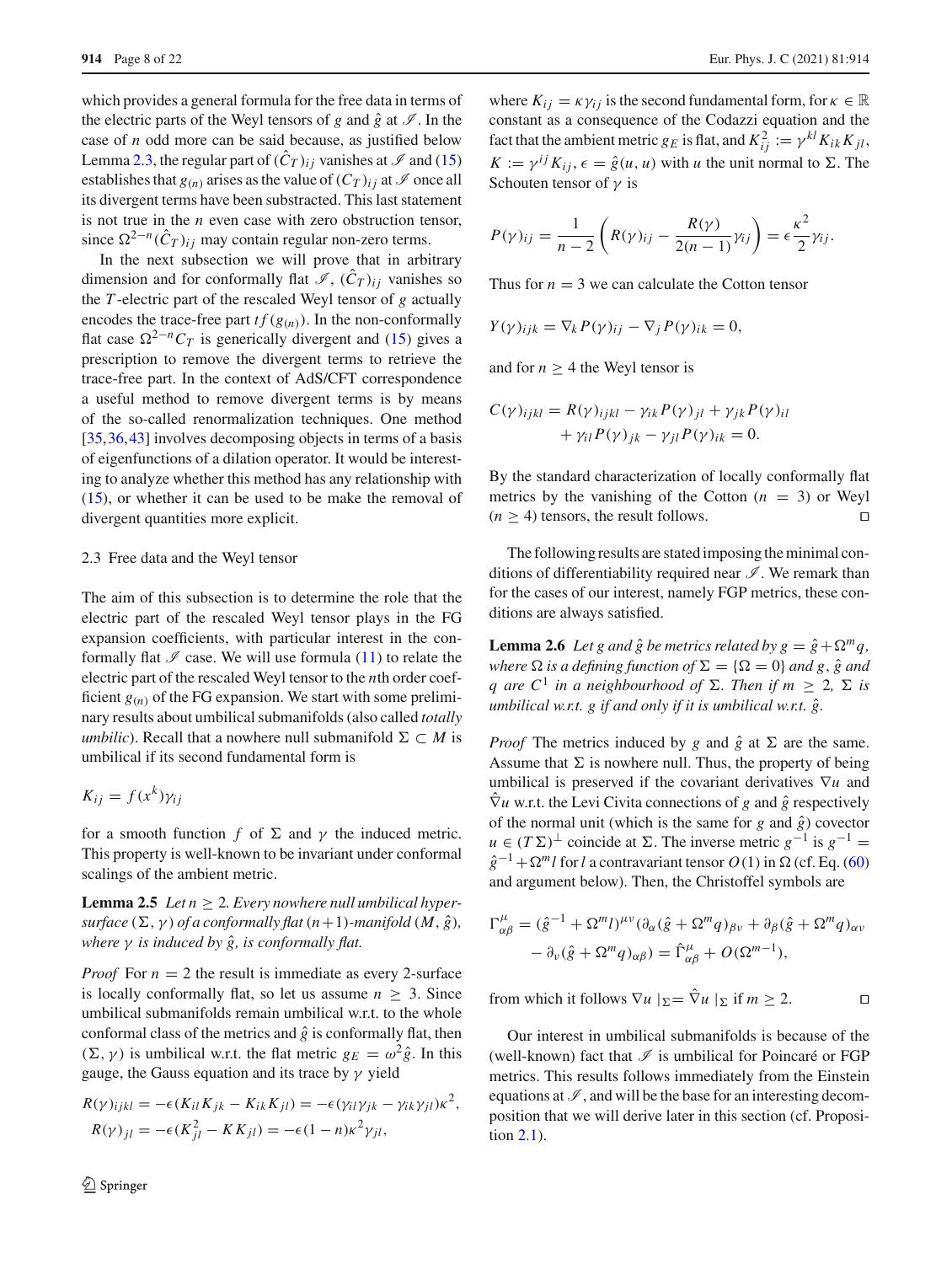which provides a general formula for the free data in terms of the electric parts of the Weyl tensors of $g$ and $\hat{g}$ at $\mathscr{I}$. In the case of $n$ odd more can be said because, as justified below Lemma 2.3, the regular part of $(\hat{C}_T)_{ij}$ vanishes at $\mathscr{I}$ and (15) establishes that $g_{(n)}$ arises as the value of $(C_T)_{ij}$ at $\mathscr{I}$ once all its divergent terms have been substracted. This last statement is not true in the $n$ even case with zero obstruction tensor, since $\Omega^{2-n}(\hat{C}_T)_{ij}$ may contain regular non-zero terms.

In the next subsection we will prove that in arbitrary dimension and for conformally flat $\mathscr{I}$, $(\hat{C}_T)_{ij}$ vanishes so the $T$-electric part of the rescaled Weyl tensor of $g$ actually encodes the trace-free part $tf(g_{(n)})$. In the non-conformally flat case $\Omega^{2-n}C_T$ is generically divergent and (15) gives a prescription to remove the divergent terms to retrieve the trace-free part. In the context of AdS/CFT correspondence a useful method to remove divergent terms is by means of the so-called renormalization techniques. One method [35,36,43] involves decomposing objects in terms of a basis of eigenfunctions of a dilation operator. It would be interesting to analyze whether this method has any relationship with (15), or whether it can be used to be make the removal of divergent quantities more explicit.

### 2.3 Free data and the Weyl tensor

The aim of this subsection is to determine the role that the electric part of the rescaled Weyl tensor plays in the FG expansion coefficients, with particular interest in the conformally flat $\mathscr{I}$ case. We will use formula (11) to relate the electric part of the rescaled Weyl tensor to the $n$th order coefficient $g_{(n)}$ of the FG expansion. We start with some preliminary results about umbilical submanifolds (also called *totally umbilic*). Recall that a nowhere null submanifold $\Sigma \subset M$ is umbilical if its second fundamental form is

$$K_{ij} = f(x^k)\gamma_{ij}$$

for a smooth function $f$ of $\Sigma$ and $\gamma$ the induced metric. This property is well-known to be invariant under conformal scalings of the ambient metric.

**Lemma 2.5** *Let $n \geq 2$. Every nowhere null umbilical hypersurface $(\Sigma, \gamma)$ of a conformally flat $(n+1)$-manifold $(M, \hat{g})$, where $\gamma$ is induced by $\hat{g}$, is conformally flat.*

*Proof* For $n = 2$ the result is immediate as every 2-surface is locally conformally flat, so let us assume $n \geq 3$. Since umbilical submanifolds remain umbilical w.r.t. to the whole conformal class of the metrics and $\hat{g}$ is conformally flat, then $(\Sigma, \gamma)$ is umbilical w.r.t. the flat metric $g_E = \omega^2 \hat{g}$. In this gauge, the Gauss equation and its trace by $\gamma$ yield

$$R(\gamma)_{ijkl} = -\epsilon(K_{il}K_{jk} - K_{ik}K_{jl}) = -\epsilon(\gamma_{il}\gamma_{jk} - \gamma_{ik}\gamma_{jl})\kappa^2,$$
$$R(\gamma)_{jl} = -\epsilon(K^2_{jl} - KK_{jl}) = -\epsilon(1-n)\kappa^2\gamma_{jl},$$

where $K_{ij} = \kappa\gamma_{ij}$ is the second fundamental form, for $\kappa \in \mathbb{R}$ constant as a consequence of the Codazzi equation and the fact that the ambient metric $g_E$ is flat, and $K^2_{ij} := \gamma^{kl}K_{ik}K_{jl}$, $K := \gamma^{ij}K_{ij}$, $\epsilon = \hat{g}(u, u)$ with $u$ the unit normal to $\Sigma$. The Schouten tensor of $\gamma$ is

$$P(\gamma)_{ij} = \frac{1}{n-2}\left(R(\gamma)_{ij} - \frac{R(\gamma)}{2(n-1)}\gamma_{ij}\right) = \epsilon\frac{\kappa^2}{2}\gamma_{ij}.$$

Thus for $n = 3$ we can calculate the Cotton tensor

$$Y(\gamma)_{ijk} = \nabla_k P(\gamma)_{ij} - \nabla_j P(\gamma)_{ik} = 0,$$

and for $n \geq 4$ the Weyl tensor is

$$C(\gamma)_{ijkl} = R(\gamma)_{ijkl} - \gamma_{ik}P(\gamma)_{jl} + \gamma_{jk}P(\gamma)_{il} + \gamma_{il}P(\gamma)_{jk} - \gamma_{jl}P(\gamma)_{ik} = 0.$$

By the standard characterization of locally conformally flat metrics by the vanishing of the Cotton ($n = 3$) or Weyl ($n \geq 4$) tensors, the result follows. □

The following results are stated imposing the minimal conditions of differentiability required near $\mathscr{I}$. We remark than for the cases of our interest, namely FGP metrics, these conditions are always satisfied.

**Lemma 2.6** *Let $g$ and $\hat{g}$ be metrics related by $g = \hat{g} + \Omega^m q$, where $\Omega$ is a defining function of $\Sigma = \{\Omega = 0\}$ and $g$, $\hat{g}$ and $q$ are $C^1$ in a neighbourhood of $\Sigma$. Then if $m \geq 2$, $\Sigma$ is umbilical w.r.t. $g$ if and only if it is umbilical w.r.t. $\hat{g}$.*

*Proof* The metrics induced by $g$ and $\hat{g}$ at $\Sigma$ are the same. Assume that $\Sigma$ is nowhere null. Thus, the property of being umbilical is preserved if the covariant derivatives $\nabla u$ and $\hat{\nabla} u$ w.r.t. the Levi Civita connections of $g$ and $\hat{g}$ respectively of the normal unit (which is the same for $g$ and $\hat{g}$) covector $u \in (T\Sigma)^\perp$ coincide at $\Sigma$. The inverse metric $g^{-1}$ is $g^{-1} = \hat{g}^{-1} + \Omega^m l$ for $l$ a contravariant tensor $O(1)$ in $\Omega$ (cf. Eq. (60) and argument below). Then, the Christoffel symbols are

$$\Gamma^\mu_{\alpha\beta} = (\hat{g}^{-1} + \Omega^m l)^{\mu\nu}(\partial_\alpha(\hat{g} + \Omega^m q)_{\beta\nu} + \partial_\beta(\hat{g} + \Omega^m q)_{\alpha\nu} - \partial_\nu(\hat{g} + \Omega^m q)_{\alpha\beta}) = \hat{\Gamma}^\mu_{\alpha\beta} + O(\Omega^{m-1}),$$

from which it follows $\nabla u \mid_\Sigma = \hat{\nabla} u \mid_\Sigma$ if $m \geq 2$. □

Our interest in umbilical submanifolds is because of the (well-known) fact that $\mathscr{I}$ is umbilical for Poincaré or FGP metrics. This results follows immediately from the Einstein equations at $\mathscr{I}$, and will be the base for an interesting decomposition that we will derive later in this section (cf. Proposition 2.1).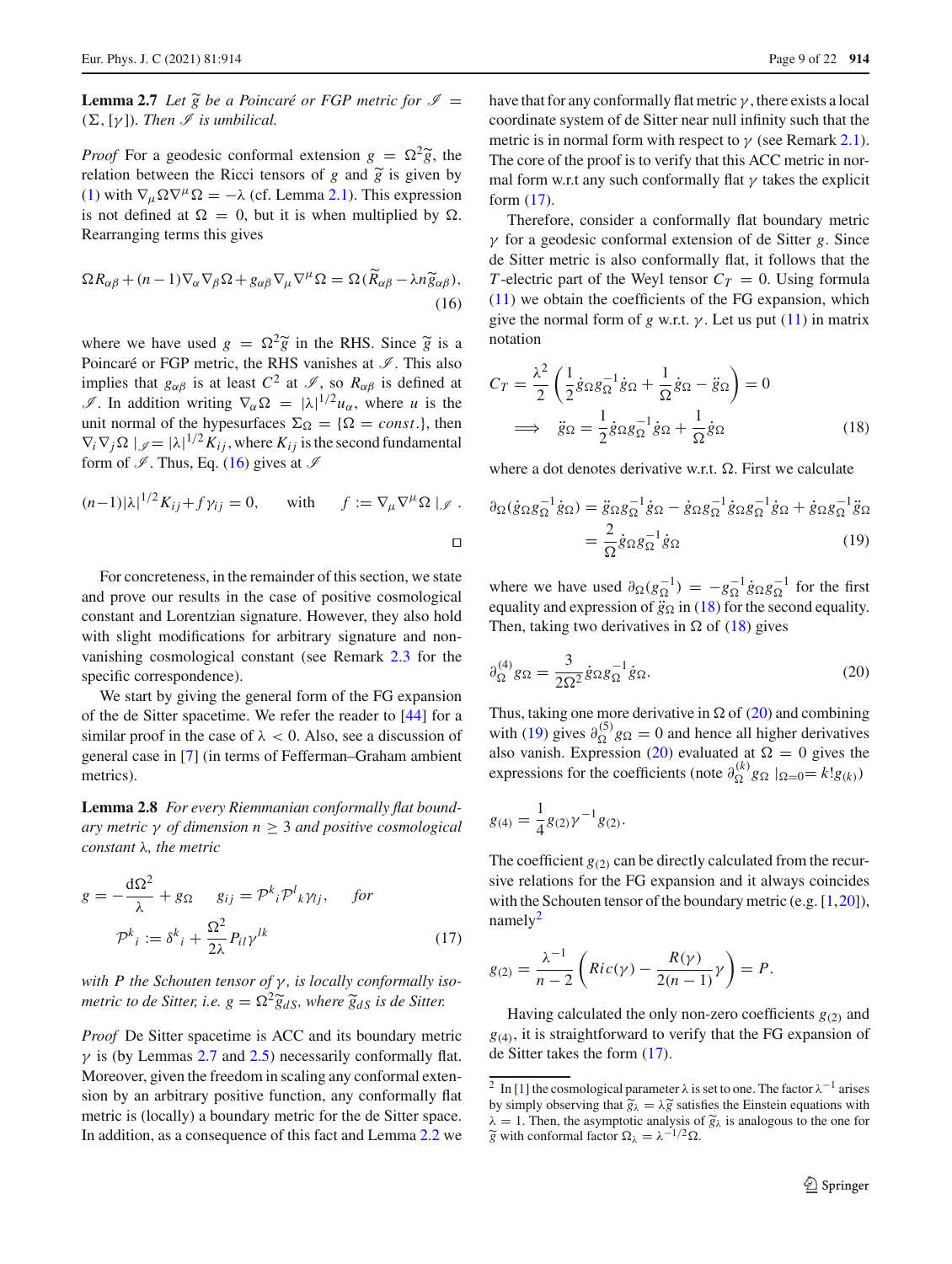**Lemma 2.7** *Let $\widetilde{g}$ be a Poincaré or FGP metric for $\mathscr{I} = (\Sigma, [\gamma])$. Then $\mathscr{I}$ is umbilical.*

*Proof* For a geodesic conformal extension $g = \Omega^2 \widetilde{g}$, the relation between the Ricci tensors of $g$ and $\widetilde{g}$ is given by (1) with $\nabla_\mu \Omega \nabla^\mu \Omega = -\lambda$ (cf. Lemma 2.1). This expression is not defined at $\Omega = 0$, but it is when multiplied by $\Omega$. Rearranging terms this gives

$$\Omega R_{\alpha\beta} + (n-1)\nabla_\alpha \nabla_\beta \Omega + g_{\alpha\beta} \nabla_\mu \nabla^\mu \Omega = \Omega(\widetilde{R}_{\alpha\beta} - \lambda n \widetilde{g}_{\alpha\beta}), \tag{16}$$

where we have used $g = \Omega^2 \widetilde{g}$ in the RHS. Since $\widetilde{g}$ is a Poincaré or FGP metric, the RHS vanishes at $\mathscr{I}$. This also implies that $g_{\alpha\beta}$ is at least $C^2$ at $\mathscr{I}$, so $R_{\alpha\beta}$ is defined at $\mathscr{I}$. In addition writing $\nabla_\alpha \Omega = |\lambda|^{1/2} u_\alpha$, where $u$ is the unit normal of the hypesurfaces $\Sigma_\Omega = \{\Omega = const.\}$, then $\nabla_i \nabla_j \Omega \mid_{\mathscr{I}} = |\lambda|^{1/2} K_{ij}$, where $K_{ij}$ is the second fundamental form of $\mathscr{I}$. Thus, Eq. (16) gives at $\mathscr{I}$

$$(n-1)|\lambda|^{1/2} K_{ij} + f \gamma_{ij} = 0, \qquad \text{with} \qquad f := \nabla_\mu \nabla^\mu \Omega \mid_{\mathscr{I}}.$$

□

For concreteness, in the remainder of this section, we state and prove our results in the case of positive cosmological constant and Lorentzian signature. However, they also hold with slight modifications for arbitrary signature and non-vanishing cosmological constant (see Remark 2.3 for the specific correspondence).

We start by giving the general form of the FG expansion of the de Sitter spacetime. We refer the reader to [44] for a similar proof in the case of $\lambda < 0$. Also, see a discussion of general case in [7] (in terms of Fefferman–Graham ambient metrics).

**Lemma 2.8** *For every Riemannian conformally flat boundary metric $\gamma$ of dimension $n \geq 3$ and positive cosmological constant $\lambda$, the metric*

$$g = -\frac{d\Omega^2}{\lambda} + g_\Omega \qquad g_{ij} = \mathcal{P}^k{}_i \mathcal{P}^l{}_k \gamma_{lj}, \qquad \text{for}$$
$$\mathcal{P}^k{}_i := \delta^k{}_i + \frac{\Omega^2}{2\lambda} P_{il} \gamma^{lk} \tag{17}$$

*with $P$ the Schouten tensor of $\gamma$, is locally conformally isometric to de Sitter, i.e. $g = \Omega^2 \widetilde{g}_{dS}$, where $\widetilde{g}_{dS}$ is de Sitter.*

*Proof* De Sitter spacetime is ACC and its boundary metric $\gamma$ is (by Lemmas 2.7 and 2.5) necessarily conformally flat. Moreover, given the freedom in scaling any conformal extension by an arbitrary positive function, any conformally flat metric is (locally) a boundary metric for the de Sitter space. In addition, as a consequence of this fact and Lemma 2.2 we have that for any conformally flat metric $\gamma$, there exists a local coordinate system of de Sitter near null infinity such that the metric is in normal form with respect to $\gamma$ (see Remark 2.1). The core of the proof is to verify that this ACC metric in normal form w.r.t any such conformally flat $\gamma$ takes the explicit form (17).

Therefore, consider a conformally flat boundary metric $\gamma$ for a geodesic conformal extension of de Sitter $g$. Since de Sitter metric is also conformally flat, it follows that the $T$-electric part of the Weyl tensor $C_T = 0$. Using formula (11) we obtain the coefficients of the FG expansion, which give the normal form of $g$ w.r.t. $\gamma$. Let us put (11) in matrix notation

$$C_T = \frac{\lambda^2}{2}\left(\frac{1}{2}\dot{g}_\Omega g_\Omega^{-1} \dot{g}_\Omega + \frac{1}{\Omega}\dot{g}_\Omega - \ddot{g}_\Omega\right) = 0$$
$$\Longrightarrow \quad \ddot{g}_\Omega = \frac{1}{2}\dot{g}_\Omega g_\Omega^{-1} \dot{g}_\Omega + \frac{1}{\Omega}\dot{g}_\Omega \tag{18}$$

where a dot denotes derivative w.r.t. $\Omega$. First we calculate

$$\partial_\Omega(\dot{g}_\Omega g_\Omega^{-1} \dot{g}_\Omega) = \ddot{g}_\Omega g_\Omega^{-1} \dot{g}_\Omega - \dot{g}_\Omega g_\Omega^{-1} \dot{g}_\Omega g_\Omega^{-1} \dot{g}_\Omega + \dot{g}_\Omega g_\Omega^{-1} \ddot{g}_\Omega$$
$$= \frac{2}{\Omega}\dot{g}_\Omega g_\Omega^{-1} \dot{g}_\Omega \tag{19}$$

where we have used $\partial_\Omega(g_\Omega^{-1}) = -g_\Omega^{-1}\dot{g}_\Omega g_\Omega^{-1}$ for the first equality and expression of $\ddot{g}_\Omega$ in (18) for the second equality. Then, taking two derivatives in $\Omega$ of (18) gives

$$\partial_\Omega^{(4)} g_\Omega = \frac{3}{2\Omega^2}\dot{g}_\Omega g_\Omega^{-1} \dot{g}_\Omega. \tag{20}$$

Thus, taking one more derivative in $\Omega$ of (20) and combining with (19) gives $\partial_\Omega^{(5)} g_\Omega = 0$ and hence all higher derivatives also vanish. Expression (20) evaluated at $\Omega = 0$ gives the expressions for the coefficients (note $\partial_\Omega^{(k)} g_\Omega \mid_{\Omega=0} = k! g_{(k)}$)

$$g_{(4)} = \frac{1}{4} g_{(2)} \gamma^{-1} g_{(2)}.$$

The coefficient $g_{(2)}$ can be directly calculated from the recursive relations for the FG expansion and it always coincides with the Schouten tensor of the boundary metric (e.g. [1,20]), namely[2]

$$g_{(2)} = \frac{\lambda^{-1}}{n-2}\left(Ric(\gamma) - \frac{R(\gamma)}{2(n-1)}\gamma\right) = P.$$

Having calculated the only non-zero coefficients $g_{(2)}$ and $g_{(4)}$, it is straightforward to verify that the FG expansion of de Sitter takes the form (17).

[2] In [1] the cosmological parameter $\lambda$ is set to one. The factor $\lambda^{-1}$ arises by simply observing that $\widetilde{g}_\lambda = \lambda \widetilde{g}$ satisfies the Einstein equations with $\lambda = 1$. Then, the asymptotic analysis of $\widetilde{g}_\lambda$ is analogous to the one for $\widetilde{g}$ with conformal factor $\Omega_\lambda = \lambda^{-1/2}\Omega$.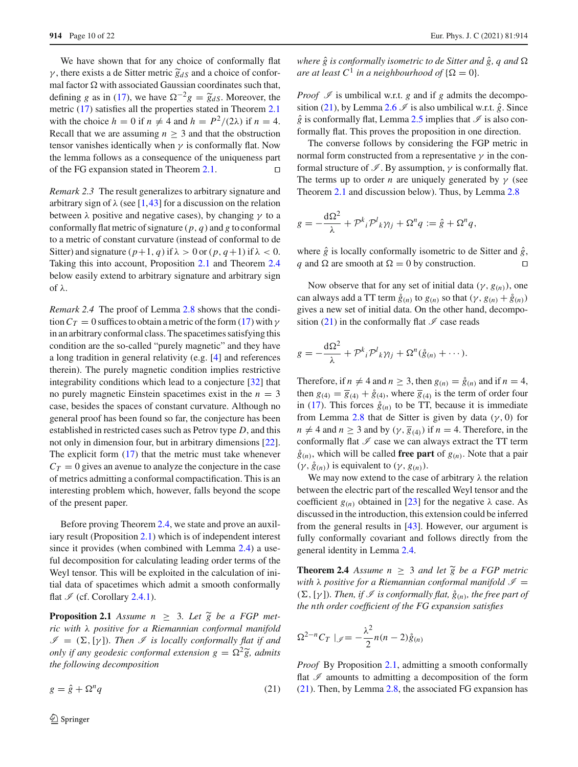We have shown that for any choice of conformally flat $\gamma$, there exists a de Sitter metric $\widetilde{g}_{dS}$ and a choice of conformal factor $\Omega$ with associated Gaussian coordinates such that, defining $g$ as in (17), we have $\Omega^{-2} g = \widetilde{g}_{dS}$. Moreover, the metric (17) satisfies all the properties stated in Theorem 2.1 with the choice $h = 0$ if $n \neq 4$ and $h = P^2/(2\lambda)$ if $n = 4$. Recall that we are assuming $n \geq 3$ and that the obstruction tensor vanishes identically when $\gamma$ is conformally flat. Now the lemma follows as a consequence of the uniqueness part of the FG expansion stated in Theorem 2.1. □

*Remark 2.3* The result generalizes to arbitrary signature and arbitrary sign of $\lambda$ (see [1,43] for a discussion on the relation between $\lambda$ positive and negative cases), by changing $\gamma$ to a conformally flat metric of signature $(p, q)$ and $g$ to conformal to a metric of constant curvature (instead of conformal to de Sitter) and signature $(p+1, q)$ if $\lambda > 0$ or $(p, q+1)$ if $\lambda < 0$. Taking this into account, Proposition 2.1 and Theorem 2.4 below easily extend to arbitrary signature and arbitrary sign of $\lambda$.

*Remark 2.4* The proof of Lemma 2.8 shows that the condition $C_T = 0$ suffices to obtain a metric of the form (17) with $\gamma$ in an arbitrary conformal class. The spacetimes satisfying this condition are the so-called "purely magnetic" and they have a long tradition in general relativity (e.g. [4] and references therein). The purely magnetic condition implies restrictive integrability conditions which lead to a conjecture [32] that no purely magnetic Einstein spacetimes exist in the $n = 3$ case, besides the spaces of constant curvature. Although no general proof has been found so far, the conjecture has been established in restricted cases such as Petrov type $D$, and this not only in dimension four, but in arbitrary dimensions [22]. The explicit form (17) that the metric must take whenever $C_T = 0$ gives an avenue to analyze the conjecture in the case of metrics admitting a conformal compactification. This is an interesting problem which, however, falls beyond the scope of the present paper.

Before proving Theorem 2.4, we state and prove an auxiliary result (Proposition 2.1) which is of independent interest since it provides (when combined with Lemma 2.4) a useful decomposition for calculating leading order terms of the Weyl tensor. This will be exploited in the calculation of initial data of spacetimes which admit a smooth conformally flat $\mathscr{I}$ (cf. Corollary 2.4.1).

**Proposition 2.1** *Assume $n \geq 3$. Let $\widetilde{g}$ be a FGP metric with $\lambda$ positive for a Riemannian conformal manifold $\mathscr{I} = (\Sigma, [\gamma])$. Then $\mathscr{I}$ is locally conformally flat if and only if any geodesic conformal extension $g = \Omega^2 \widetilde{g}$, admits the following decomposition*

$$g = \hat{g} + \Omega^n q \tag{21}$$

*where $\hat{g}$ is conformally isometric to de Sitter and $\hat{g}$, $q$ and $\Omega$ are at least $C^1$ in a neighbourhood of $\{\Omega = 0\}$.*

*Proof* $\mathscr{I}$ is umbilical w.r.t. $g$ and if $g$ admits the decomposition (21), by Lemma 2.6 $\mathscr{I}$ is also umbilical w.r.t. $\hat{g}$. Since $\hat{g}$ is conformally flat, Lemma 2.5 implies that $\mathscr{I}$ is also conformally flat. This proves the proposition in one direction.

The converse follows by considering the FGP metric in normal form constructed from a representative $\gamma$ in the conformal structure of $\mathscr{I}$. By assumption, $\gamma$ is conformally flat. The terms up to order $n$ are uniquely generated by $\gamma$ (see Theorem 2.1 and discussion below). Thus, by Lemma 2.8

$$g = -\frac{d\Omega^2}{\lambda} + \mathcal{P}^k{}_i \mathcal{P}^l{}_k \gamma_{lj} + \Omega^n q := \hat{g} + \Omega^n q,$$

where $\hat{g}$ is locally conformally isometric to de Sitter and $\hat{g}$, $q$ and $\Omega$ are smooth at $\Omega = 0$ by construction. □

Now observe that for any set of initial data $(\gamma, g_{(n)})$, one can always add a TT term $\mathring{g}_{(n)}$ to $g_{(n)}$ so that $(\gamma, g_{(n)} + \mathring{g}_{(n)})$ gives a new set of initial data. On the other hand, decomposition (21) in the conformally flat $\mathscr{I}$ case reads

$$g = -\frac{d\Omega^2}{\lambda} + \mathcal{P}^k{}_i \mathcal{P}^l{}_k \gamma_{lj} + \Omega^n (\mathring{g}_{(n)} + \cdots).$$

Therefore, if $n \neq 4$ and $n \geq 3$, then $g_{(n)} = \mathring{g}_{(n)}$ and if $n = 4$, then $g_{(4)} = \overline{g}_{(4)} + \mathring{g}_{(4)}$, where $\overline{g}_{(4)}$ is the term of order four in (17). This forces $\mathring{g}_{(n)}$ to be TT, because it is immediate from Lemma 2.8 that de Sitter is given by data $(\gamma, 0)$ for $n \neq 4$ and $n \geq 3$ and by $(\gamma, \overline{g}_{(4)})$ if $n = 4$. Therefore, in the conformally flat $\mathscr{I}$ case we can always extract the TT term $\mathring{g}_{(n)}$, which will be called **free part** of $g_{(n)}$. Note that a pair $(\gamma, \mathring{g}_{(n)})$ is equivalent to $(\gamma, g_{(n)})$.

We may now extend to the case of arbitrary $\lambda$ the relation between the electric part of the rescalled Weyl tensor and the coefficient $g_{(n)}$ obtained in [23] for the negative $\lambda$ case. As discussed in the introduction, this extension could be inferred from the general results in [43]. However, our argument is fully conformally covariant and follows directly from the general identity in Lemma 2.4.

**Theorem 2.4** *Assume $n \geq 3$ and let $\widetilde{g}$ be a FGP metric with $\lambda$ positive for a Riemannian conformal manifold $\mathscr{I} = (\Sigma, [\gamma])$. Then, if $\mathscr{I}$ is conformally flat, $\mathring{g}_{(n)}$, the free part of the nth order coefficient of the FG expansion satisfies*

$$\Omega^{2-n} C_T \mid_{\mathscr{I}} = -\frac{\lambda^2}{2} n(n-2) \mathring{g}_{(n)}$$

*Proof* By Proposition 2.1, admitting a smooth conformally flat $\mathscr{I}$ amounts to admitting a decomposition of the form (21). Then, by Lemma 2.8, the associated FG expansion has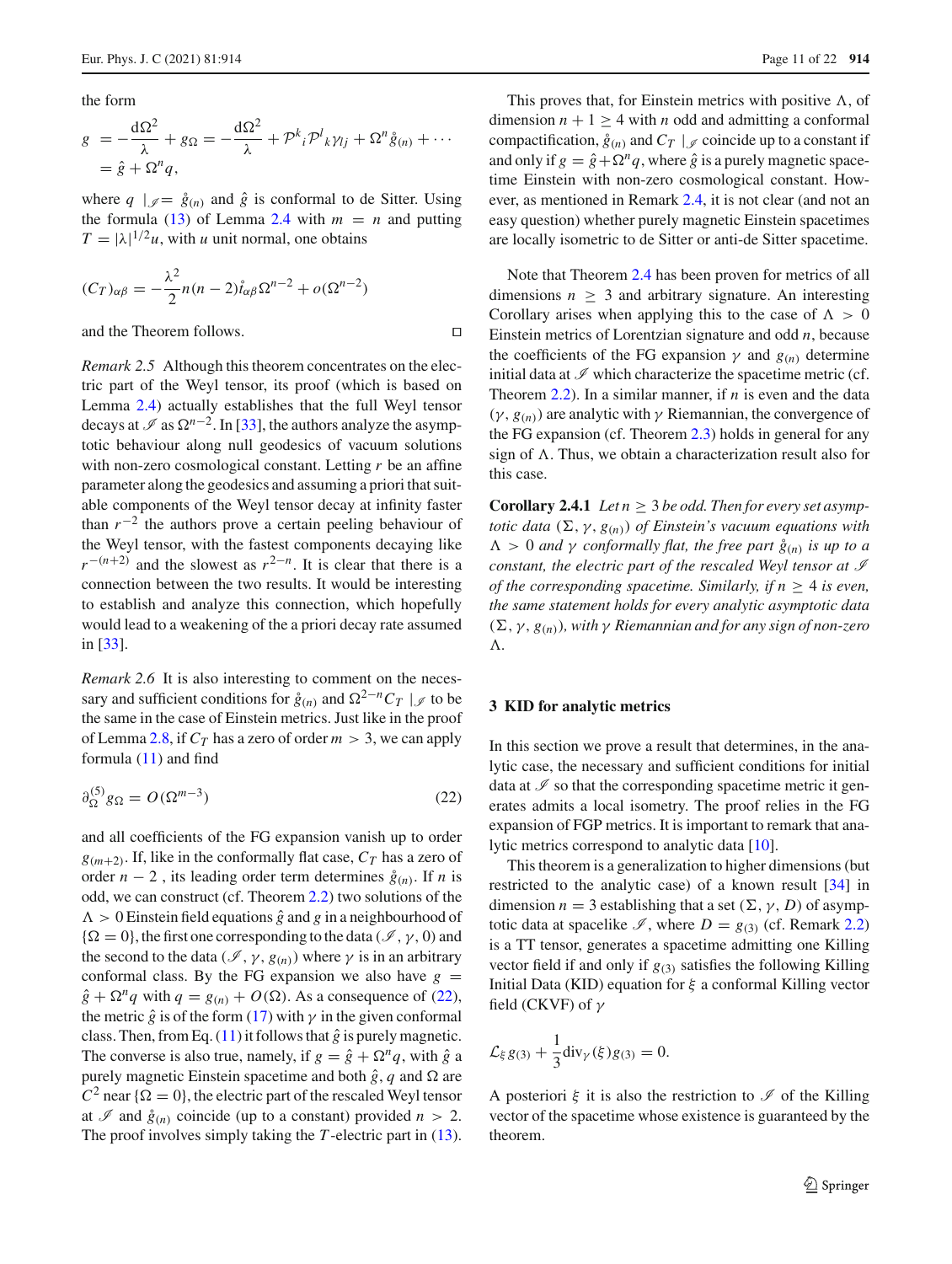the form

$$
\begin{aligned}
g &= -\frac{\mathrm{d}\Omega^2}{\lambda} + g_\Omega = -\frac{\mathrm{d}\Omega^2}{\lambda} + \mathcal{P}^k{}_i \mathcal{P}^l{}_k \gamma_{lj} + \Omega^n \mathring{g}_{(n)} + \cdots \\
&= \hat{g} + \Omega^n q,
\end{aligned}
$$

where $q \mid_{\mathscr{I}} = \mathring{g}_{(n)}$ and $\hat{g}$ is conformal to de Sitter. Using the formula (13) of Lemma 2.4 with $m = n$ and putting $T = |\lambda|^{1/2} u$, with $u$ unit normal, one obtains

$$
(C_T)_{\alpha\beta} = -\frac{\lambda^2}{2} n(n-2) \mathring{t}_{\alpha\beta} \Omega^{n-2} + o(\Omega^{n-2})
$$

and the Theorem follows. □

*Remark 2.5* Although this theorem concentrates on the electric part of the Weyl tensor, its proof (which is based on Lemma 2.4) actually establishes that the full Weyl tensor decays at $\mathscr{I}$ as $\Omega^{n-2}$. In [33], the authors analyze the asymptotic behaviour along null geodesics of vacuum solutions with non-zero cosmological constant. Letting $r$ be an affine parameter along the geodesics and assuming a priori that suitable components of the Weyl tensor decay at infinity faster than $r^{-2}$ the authors prove a certain peeling behaviour of the Weyl tensor, with the fastest components decaying like $r^{-(n+2)}$ and the slowest as $r^{2-n}$. It is clear that there is a connection between the two results. It would be interesting to establish and analyze this connection, which hopefully would lead to a weakening of the a priori decay rate assumed in [33].

*Remark 2.6* It is also interesting to comment on the necessary and sufficient conditions for $\mathring{g}_{(n)}$ and $\Omega^{2-n} C_T \mid_{\mathscr{I}}$ to be the same in the case of Einstein metrics. Just like in the proof of Lemma 2.8, if $C_T$ has a zero of order $m > 3$, we can apply formula (11) and find

$$
\partial_\Omega^{(5)} g_\Omega = O(\Omega^{m-3}) \tag{22}
$$

and all coefficients of the FG expansion vanish up to order $g_{(m+2)}$. If, like in the conformally flat case, $C_T$ has a zero of order $n-2$ , its leading order term determines $\mathring{g}_{(n)}$. If $n$ is odd, we can construct (cf. Theorem 2.2) two solutions of the $\Lambda > 0$ Einstein field equations $\hat{g}$ and $g$ in a neighbourhood of $\{\Omega = 0\}$, the first one corresponding to the data $(\mathscr{I}, \gamma, 0)$ and the second to the data $(\mathscr{I}, \gamma, g_{(n)})$ where $\gamma$ is in an arbitrary conformal class. By the FG expansion we also have $g = \hat{g} + \Omega^n q$ with $q = g_{(n)} + O(\Omega)$. As a consequence of (22), the metric $\hat{g}$ is of the form (17) with $\gamma$ in the given conformal class. Then, from Eq. (11) it follows that $\hat{g}$ is purely magnetic. The converse is also true, namely, if $g = \hat{g} + \Omega^n q$, with $\hat{g}$ a purely magnetic Einstein spacetime and both $\hat{g}$, $q$ and $\Omega$ are $C^2$ near $\{\Omega = 0\}$, the electric part of the rescaled Weyl tensor at $\mathscr{I}$ and $\mathring{g}_{(n)}$ coincide (up to a constant) provided $n > 2$. The proof involves simply taking the $T$-electric part in (13).

This proves that, for Einstein metrics with positive $\Lambda$, of dimension $n + 1 \geq 4$ with $n$ odd and admitting a conformal compactification, $\mathring{g}_{(n)}$ and $C_T \mid_{\mathscr{I}}$ coincide up to a constant if and only if $g = \hat{g} + \Omega^n q$, where $\hat{g}$ is a purely magnetic spacetime Einstein with non-zero cosmological constant. However, as mentioned in Remark 2.4, it is not clear (and not an easy question) whether purely magnetic Einstein spacetimes are locally isometric to de Sitter or anti-de Sitter spacetime.

Note that Theorem 2.4 has been proven for metrics of all dimensions $n \geq 3$ and arbitrary signature. An interesting Corollary arises when applying this to the case of $\Lambda > 0$ Einstein metrics of Lorentzian signature and odd $n$, because the coefficients of the FG expansion $\gamma$ and $g_{(n)}$ determine initial data at $\mathscr{I}$ which characterize the spacetime metric (cf. Theorem 2.2). In a similar manner, if $n$ is even and the data $(\gamma, g_{(n)})$ are analytic with $\gamma$ Riemannian, the convergence of the FG expansion (cf. Theorem 2.3) holds in general for any sign of $\Lambda$. Thus, we obtain a characterization result also for this case.

**Corollary 2.4.1** *Let $n \geq 3$ be odd. Then for every set asymptotic data $(\Sigma, \gamma, g_{(n)})$ of Einstein's vacuum equations with $\Lambda > 0$ and $\gamma$ conformally flat, the free part $\mathring{g}_{(n)}$ is up to a constant, the electric part of the rescaled Weyl tensor at $\mathscr{I}$ of the corresponding spacetime. Similarly, if $n \geq 4$ is even, the same statement holds for every analytic asymptotic data $(\Sigma, \gamma, g_{(n)})$, with $\gamma$ Riemannian and for any sign of non-zero $\Lambda$.*

## 3 KID for analytic metrics

In this section we prove a result that determines, in the analytic case, the necessary and sufficient conditions for initial data at $\mathscr{I}$ so that the corresponding spacetime metric it generates admits a local isometry. The proof relies in the FG expansion of FGP metrics. It is important to remark that analytic metrics correspond to analytic data [10].

This theorem is a generalization to higher dimensions (but restricted to the analytic case) of a known result [34] in dimension $n = 3$ establishing that a set $(\Sigma, \gamma, D)$ of asymptotic data at spacelike $\mathscr{I}$, where $D = g_{(3)}$ (cf. Remark 2.2) is a TT tensor, generates a spacetime admitting one Killing vector field if and only if $g_{(3)}$ satisfies the following Killing Initial Data (KID) equation for $\xi$ a conformal Killing vector field (CKVF) of $\gamma$

$$
\mathcal{L}_\xi g_{(3)} + \frac{1}{3} \mathrm{div}_\gamma(\xi) g_{(3)} = 0.
$$

A posteriori $\xi$ it is also the restriction to $\mathscr{I}$ of the Killing vector of the spacetime whose existence is guaranteed by the theorem.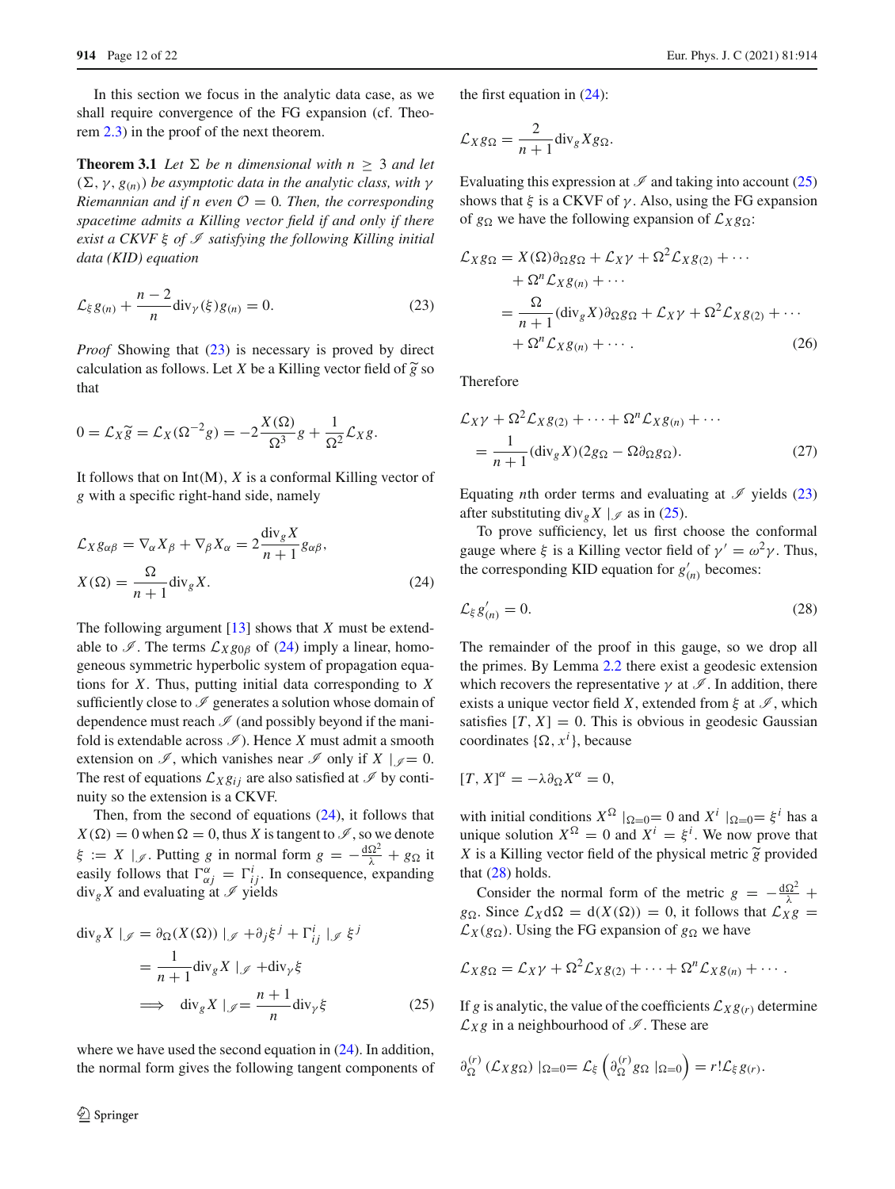In this section we focus in the analytic data case, as we shall require convergence of the FG expansion (cf. Theorem 2.3) in the proof of the next theorem.

**Theorem 3.1** *Let $\Sigma$ be $n$ dimensional with $n \geq 3$ and let $(\Sigma, \gamma, g_{(n)})$ be asymptotic data in the analytic class, with $\gamma$ Riemannian and if $n$ even $\mathcal{O} = 0$. Then, the corresponding spacetime admits a Killing vector field if and only if there exist a CKVF $\xi$ of $\mathscr{I}$ satisfying the following Killing initial data (KID) equation*

$$
\mathcal{L}_\xi g_{(n)} + \frac{n-2}{n} \mathrm{div}_\gamma(\xi) g_{(n)} = 0. \tag{23}
$$

*Proof* Showing that (23) is necessary is proved by direct calculation as follows. Let $X$ be a Killing vector field of $\widetilde{g}$ so that

$$
0 = \mathcal{L}_X \widetilde{g} = \mathcal{L}_X (\Omega^{-2} g) = -2\frac{X(\Omega)}{\Omega^3} g + \frac{1}{\Omega^2} \mathcal{L}_X g.
$$

It follows that on Int(M), $X$ is a conformal Killing vector of $g$ with a specific right-hand side, namely

$$
\mathcal{L}_X g_{\alpha\beta} = \nabla_\alpha X_\beta + \nabla_\beta X_\alpha = 2\frac{\mathrm{div}_g X}{n+1} g_{\alpha\beta},
$$
$$
X(\Omega) = \frac{\Omega}{n+1} \mathrm{div}_g X. \tag{24}
$$

The following argument [13] shows that $X$ must be extendable to $\mathscr{I}$. The terms $\mathcal{L}_X g_{0\beta}$ of (24) imply a linear, homogeneous symmetric hyperbolic system of propagation equations for $X$. Thus, putting initial data corresponding to $X$ sufficiently close to $\mathscr{I}$ generates a solution whose domain of dependence must reach $\mathscr{I}$ (and possibly beyond if the manifold is extendable across $\mathscr{I}$). Hence $X$ must admit a smooth extension on $\mathscr{I}$, which vanishes near $\mathscr{I}$ only if $X \mid_{\mathscr{I}} = 0$. The rest of equations $\mathcal{L}_X g_{ij}$ are also satisfied at $\mathscr{I}$ by continuity so the extension is a CKVF.

Then, from the second of equations (24), it follows that $X(\Omega) = 0$ when $\Omega = 0$, thus $X$ is tangent to $\mathscr{I}$, so we denote $\xi := X \mid_{\mathscr{I}}$. Putting $g$ in normal form $g = -\frac{d\Omega^2}{\lambda} + g_\Omega$ it easily follows that $\Gamma^\alpha_{\alpha j} = \Gamma^i_{ij}$. In consequence, expanding $\mathrm{div}_g X$ and evaluating at $\mathscr{I}$ yields

$$
\begin{aligned}
\mathrm{div}_g X \mid_{\mathscr{I}} &= \partial_\Omega (X(\Omega)) \mid_{\mathscr{I}} + \partial_j \xi^j + \Gamma^i_{ij} \mid_{\mathscr{I}} \xi^j \\
&= \frac{1}{n+1} \mathrm{div}_g X \mid_{\mathscr{I}} + \mathrm{div}_\gamma \xi \\
&\implies \mathrm{div}_g X \mid_{\mathscr{I}} = \frac{n+1}{n} \mathrm{div}_\gamma \xi
\end{aligned} \tag{25}
$$

where we have used the second equation in (24). In addition, the normal form gives the following tangent components of the first equation in (24):

$$
\mathcal{L}_X g_\Omega = \frac{2}{n+1} \mathrm{div}_g X g_\Omega.
$$

Evaluating this expression at $\mathscr{I}$ and taking into account (25) shows that $\xi$ is a CKVF of $\gamma$. Also, using the FG expansion of $g_\Omega$ we have the following expansion of $\mathcal{L}_X g_\Omega$:

$$
\begin{aligned}
\mathcal{L}_X g_\Omega &= X(\Omega)\partial_\Omega g_\Omega + \mathcal{L}_X \gamma + \Omega^2 \mathcal{L}_X g_{(2)} + \cdots \\
&\quad + \Omega^n \mathcal{L}_X g_{(n)} + \cdots \\
&= \frac{\Omega}{n+1} (\mathrm{div}_g X) \partial_\Omega g_\Omega + \mathcal{L}_X \gamma + \Omega^2 \mathcal{L}_X g_{(2)} + \cdots \\
&\quad + \Omega^n \mathcal{L}_X g_{(n)} + \cdots .
\end{aligned} \tag{26}
$$

Therefore

$$
\begin{aligned}
&\mathcal{L}_X \gamma + \Omega^2 \mathcal{L}_X g_{(2)} + \cdots + \Omega^n \mathcal{L}_X g_{(n)} + \cdots \\
&\quad = \frac{1}{n+1} (\mathrm{div}_g X)(2 g_\Omega - \Omega \partial_\Omega g_\Omega).
\end{aligned} \tag{27}
$$

Equating $n$th order terms and evaluating at $\mathscr{I}$ yields (23) after substituting $\mathrm{div}_g X \mid_{\mathscr{I}}$ as in (25).

To prove sufficiency, let us first choose the conformal gauge where $\xi$ is a Killing vector field of $\gamma' = \omega^2 \gamma$. Thus, the corresponding KID equation for $g'_{(n)}$ becomes:

$$
\mathcal{L}_\xi g'_{(n)} = 0. \tag{28}
$$

The remainder of the proof in this gauge, so we drop all the primes. By Lemma 2.2 there exist a geodesic extension which recovers the representative $\gamma$ at $\mathscr{I}$. In addition, there exists a unique vector field $X$, extended from $\xi$ at $\mathscr{I}$, which satisfies $[T, X] = 0$. This is obvious in geodesic Gaussian coordinates $\{\Omega, x^i\}$, because

$$
[T, X]^\alpha = -\lambda \partial_\Omega X^\alpha = 0,
$$

with initial conditions $X^\Omega \mid_{\Omega=0} = 0$ and $X^i \mid_{\Omega=0} = \xi^i$ has a unique solution $X^\Omega = 0$ and $X^i = \xi^i$. We now prove that $X$ is a Killing vector field of the physical metric $\widetilde{g}$ provided that (28) holds.

Consider the normal form of the metric $g = -\frac{d\Omega^2}{\lambda} + g_\Omega$. Since $\mathcal{L}_X d\Omega = d(X(\Omega)) = 0$, it follows that $\mathcal{L}_X g = \mathcal{L}_X (g_\Omega)$. Using the FG expansion of $g_\Omega$ we have

$$
\mathcal{L}_X g_\Omega = \mathcal{L}_X \gamma + \Omega^2 \mathcal{L}_X g_{(2)} + \cdots + \Omega^n \mathcal{L}_X g_{(n)} + \cdots .
$$

If $g$ is analytic, the value of the coefficients $\mathcal{L}_X g_{(r)}$ determine $\mathcal{L}_X g$ in a neighbourhood of $\mathscr{I}$. These are

$$
\partial^{(r)}_\Omega (\mathcal{L}_X g_\Omega) \mid_{\Omega=0} = \mathcal{L}_\xi \left( \partial^{(r)}_\Omega g_\Omega \mid_{\Omega=0} \right) = r! \mathcal{L}_\xi g_{(r)}.
$$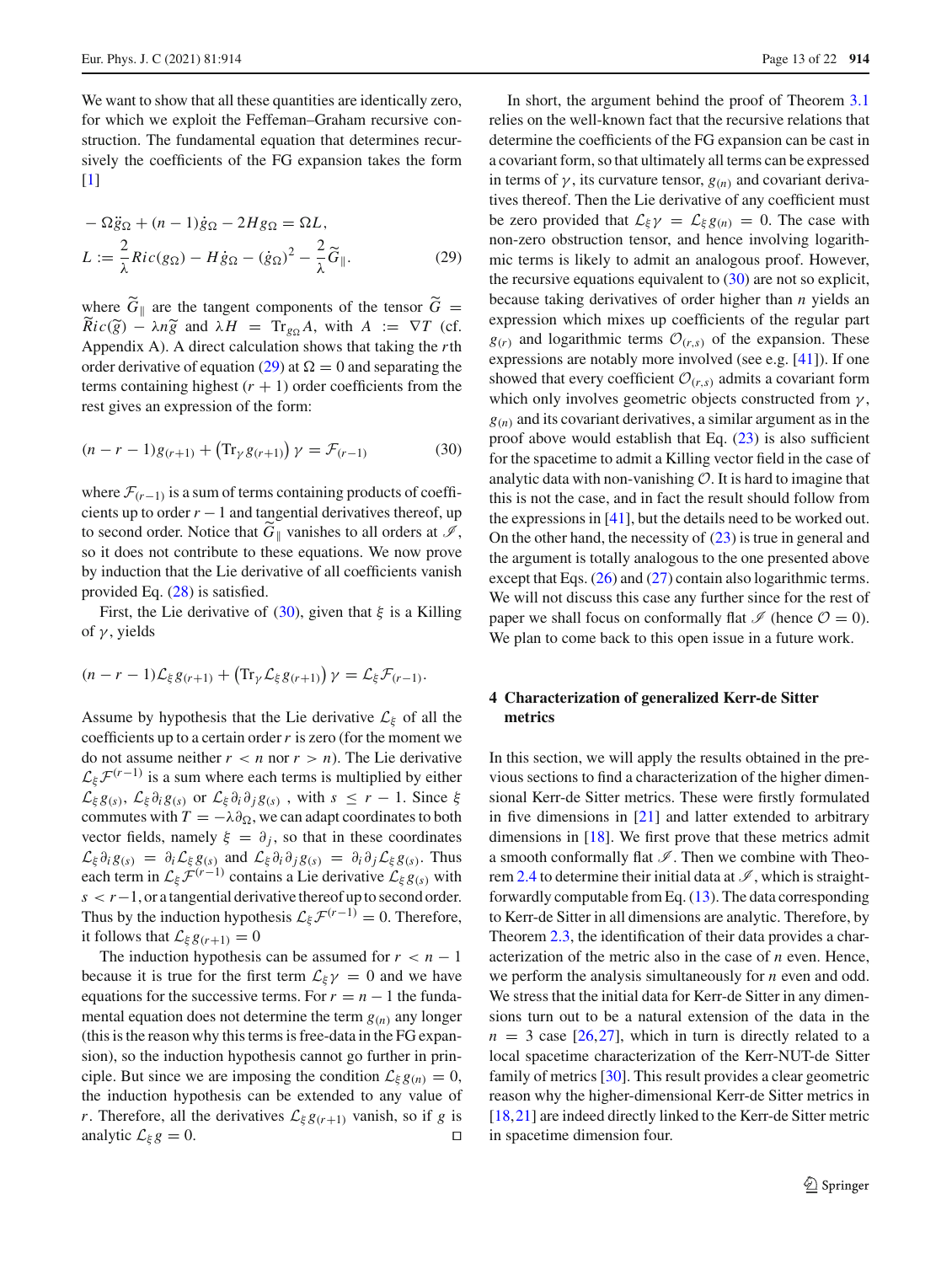We want to show that all these quantities are identically zero, for which we exploit the Feffeman–Graham recursive construction. The fundamental equation that determines recursively the coefficients of the FG expansion takes the form [1]

$$
\begin{aligned}
& -\Omega \ddot{g}_\Omega + (n-1)\dot{g}_\Omega - 2H g_\Omega = \Omega L, \\
& L := \frac{2}{\lambda} Ric(g_\Omega) - H\dot{g}_\Omega - (\dot{g}_\Omega)^2 - \frac{2}{\lambda}\widetilde{G}_\parallel.
\end{aligned} \tag{29}
$$

where $\widetilde{G}_\parallel$ are the tangent components of the tensor $\widetilde{G} = \widetilde{R}ic(\widetilde{g}) - \lambda n \widetilde{g}$ and $\lambda H = \mathrm{Tr}_{g_\Omega} A$, with $A := \nabla T$ (cf. Appendix A). A direct calculation shows that taking the $r$th order derivative of equation (29) at $\Omega = 0$ and separating the terms containing highest $(r+1)$ order coefficients from the rest gives an expression of the form:

$$
(n-r-1)g_{(r+1)} + \left(\mathrm{Tr}_\gamma g_{(r+1)}\right)\gamma = \mathcal{F}_{(r-1)} \tag{30}
$$

where $\mathcal{F}_{(r-1)}$ is a sum of terms containing products of coefficients up to order $r-1$ and tangential derivatives thereof, up to second order. Notice that $\widetilde{G}_\parallel$ vanishes to all orders at $\mathscr{I}$, so it does not contribute to these equations. We now prove by induction that the Lie derivative of all coefficients vanish provided Eq. (28) is satisfied.

First, the Lie derivative of (30), given that $\xi$ is a Killing of $\gamma$, yields

$$
(n-r-1)\mathcal{L}_\xi g_{(r+1)} + \left(\mathrm{Tr}_\gamma \mathcal{L}_\xi g_{(r+1)}\right)\gamma = \mathcal{L}_\xi \mathcal{F}_{(r-1)}.
$$

Assume by hypothesis that the Lie derivative $\mathcal{L}_\xi$ of all the coefficients up to a certain order $r$ is zero (for the moment we do not assume neither $r < n$ nor $r > n$). The Lie derivative $\mathcal{L}_\xi \mathcal{F}^{(r-1)}$ is a sum where each terms is multiplied by either $\mathcal{L}_\xi g_{(s)}$, $\mathcal{L}_\xi \partial_i g_{(s)}$ or $\mathcal{L}_\xi \partial_i \partial_j g_{(s)}$ , with $s \leq r-1$. Since $\xi$ commutes with $T = -\lambda\partial_\Omega$, we can adapt coordinates to both vector fields, namely $\xi = \partial_j$, so that in these coordinates $\mathcal{L}_\xi \partial_i g_{(s)} = \partial_i \mathcal{L}_\xi g_{(s)}$ and $\mathcal{L}_\xi \partial_i \partial_j g_{(s)} = \partial_i \partial_j \mathcal{L}_\xi g_{(s)}$. Thus each term in $\mathcal{L}_\xi \mathcal{F}^{(r-1)}$ contains a Lie derivative $\mathcal{L}_\xi g_{(s)}$ with $s < r-1$, or a tangential derivative thereof up to second order. Thus by the induction hypothesis $\mathcal{L}_\xi \mathcal{F}^{(r-1)} = 0$. Therefore, it follows that $\mathcal{L}_\xi g_{(r+1)} = 0$

The induction hypothesis can be assumed for $r < n-1$ because it is true for the first term $\mathcal{L}_\xi \gamma = 0$ and we have equations for the successive terms. For $r = n-1$ the fundamental equation does not determine the term $g_{(n)}$ any longer (this is the reason why this terms is free-data in the FG expansion), so the induction hypothesis cannot go further in principle. But since we are imposing the condition $\mathcal{L}_\xi g_{(n)} = 0$, the induction hypothesis can be extended to any value of $r$. Therefore, all the derivatives $\mathcal{L}_\xi g_{(r+1)}$ vanish, so if $g$ is analytic $\mathcal{L}_\xi g = 0$. □

In short, the argument behind the proof of Theorem 3.1 relies on the well-known fact that the recursive relations that determine the coefficients of the FG expansion can be cast in a covariant form, so that ultimately all terms can be expressed in terms of $\gamma$, its curvature tensor, $g_{(n)}$ and covariant derivatives thereof. Then the Lie derivative of any coefficient must be zero provided that $\mathcal{L}_\xi \gamma = \mathcal{L}_\xi g_{(n)} = 0$. The case with non-zero obstruction tensor, and hence involving logarithmic terms is likely to admit an analogous proof. However, the recursive equations equivalent to (30) are not so explicit, because taking derivatives of order higher than $n$ yields an expression which mixes up coefficients of the regular part $g_{(r)}$ and logarithmic terms $\mathcal{O}_{(r,s)}$ of the expansion. These expressions are notably more involved (see e.g. [41]). If one showed that every coefficient $\mathcal{O}_{(r,s)}$ admits a covariant form which only involves geometric objects constructed from $\gamma$, $g_{(n)}$ and its covariant derivatives, a similar argument as in the proof above would establish that Eq. (23) is also sufficient for the spacetime to admit a Killing vector field in the case of analytic data with non-vanishing $\mathcal{O}$. It is hard to imagine that this is not the case, and in fact the result should follow from the expressions in [41], but the details need to be worked out. On the other hand, the necessity of (23) is true in general and the argument is totally analogous to the one presented above except that Eqs. (26) and (27) contain also logarithmic terms. We will not discuss this case any further since for the rest of paper we shall focus on conformally flat $\mathscr{I}$ (hence $\mathcal{O} = 0$). We plan to come back to this open issue in a future work.

## 4 Characterization of generalized Kerr-de Sitter metrics

In this section, we will apply the results obtained in the previous sections to find a characterization of the higher dimensional Kerr-de Sitter metrics. These were firstly formulated in five dimensions in [21] and latter extended to arbitrary dimensions in [18]. We first prove that these metrics admit a smooth conformally flat $\mathscr{I}$. Then we combine with Theorem 2.4 to determine their initial data at $\mathscr{I}$, which is straightforwardly computable from Eq. (13). The data corresponding to Kerr-de Sitter in all dimensions are analytic. Therefore, by Theorem 2.3, the identification of their data provides a characterization of the metric also in the case of $n$ even. Hence, we perform the analysis simultaneously for $n$ even and odd. We stress that the initial data for Kerr-de Sitter in any dimensions turn out to be a natural extension of the data in the $n = 3$ case [26,27], which in turn is directly related to a local spacetime characterization of the Kerr-NUT-de Sitter family of metrics [30]. This result provides a clear geometric reason why the higher-dimensional Kerr-de Sitter metrics in [18,21] are indeed directly linked to the Kerr-de Sitter metric in spacetime dimension four.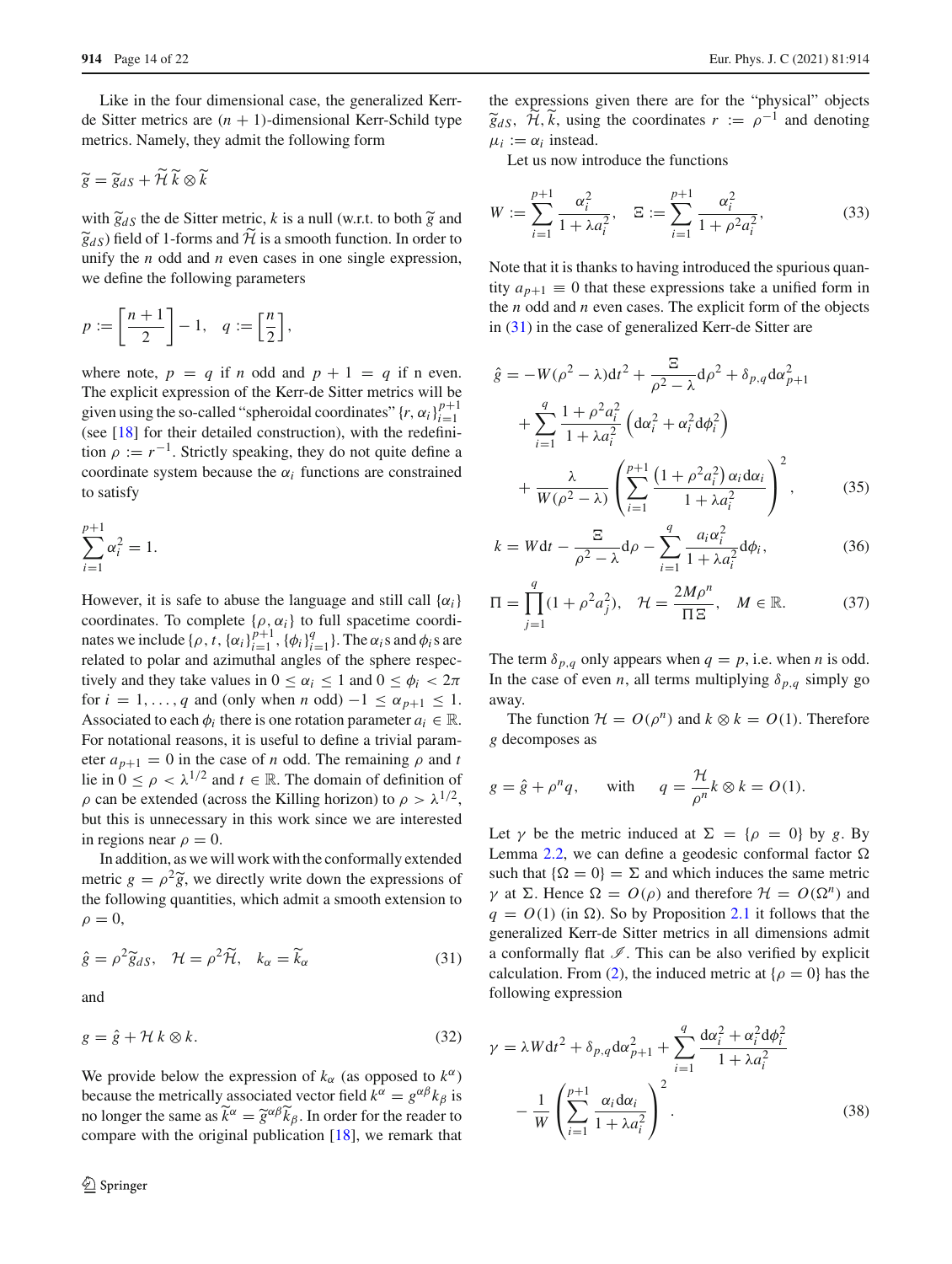Like in the four dimensional case, the generalized Kerr-de Sitter metrics are $(n+1)$-dimensional Kerr-Schild type metrics. Namely, they admit the following form

$$\widetilde{g} = \widetilde{g}_{dS} + \widetilde{\mathcal{H}}\, \widetilde{k} \otimes \widetilde{k}$$

with $\widetilde{g}_{dS}$ the de Sitter metric, $k$ is a null (w.r.t. to both $\widetilde{g}$ and $\widetilde{g}_{dS}$) field of 1-forms and $\widetilde{\mathcal{H}}$ is a smooth function. In order to unify the $n$ odd and $n$ even cases in one single expression, we define the following parameters

$$p := \left[\frac{n+1}{2}\right] - 1, \quad q := \left[\frac{n}{2}\right],$$

where note, $p = q$ if $n$ odd and $p+1 = q$ if n even. The explicit expression of the Kerr-de Sitter metrics will be given using the so-called "spheroidal coordinates" $\{r, \alpha_i\}_{i=1}^{p+1}$ (see [18] for their detailed construction), with the redefinition $\rho := r^{-1}$. Strictly speaking, they do not quite define a coordinate system because the $\alpha_i$ functions are constrained to satisfy

$$\sum_{i=1}^{p+1} \alpha_i^2 = 1.$$

However, it is safe to abuse the language and still call $\{\alpha_i\}$ coordinates. To complete $\{\rho, \alpha_i\}$ to full spacetime coordinates we include $\{\rho, t, \{\alpha_i\}_{i=1}^{p+1}, \{\phi_i\}_{i=1}^{q}\}$. The $\alpha_i$s and $\phi_i$s are related to polar and azimuthal angles of the sphere respectively and they take values in $0 \leq \alpha_i \leq 1$ and $0 \leq \phi_i < 2\pi$ for $i = 1, \ldots, q$ and (only when $n$ odd) $-1 \leq \alpha_{p+1} \leq 1$. Associated to each $\phi_i$ there is one rotation parameter $a_i \in \mathbb{R}$. For notational reasons, it is useful to define a trivial parameter $a_{p+1} = 0$ in the case of $n$ odd. The remaining $\rho$ and $t$ lie in $0 \leq \rho < \lambda^{1/2}$ and $t \in \mathbb{R}$. The domain of definition of $\rho$ can be extended (across the Killing horizon) to $\rho > \lambda^{1/2}$, but this is unnecessary in this work since we are interested in regions near $\rho = 0$.

In addition, as we will work with the conformally extended metric $g = \rho^2 \widetilde{g}$, we directly write down the expressions of the following quantities, which admit a smooth extension to $\rho = 0$,

$$\hat{g} = \rho^2 \widetilde{g}_{dS}, \quad \mathcal{H} = \rho^2 \widetilde{\mathcal{H}}, \quad k_\alpha = \widetilde{k}_\alpha \tag{31}$$

and

$$g = \hat{g} + \mathcal{H}\, k \otimes k. \tag{32}$$

We provide below the expression of $k_\alpha$ (as opposed to $k^\alpha$) because the metrically associated vector field $k^\alpha = g^{\alpha\beta} k_\beta$ is no longer the same as $\widetilde{k}^\alpha = \widetilde{g}^{\alpha\beta} \widetilde{k}_\beta$. In order for the reader to compare with the original publication [18], we remark that the expressions given there are for the "physical" objects $\widetilde{g}_{dS}$, $\widetilde{\mathcal{H}}, \widetilde{k}$, using the coordinates $r := \rho^{-1}$ and denoting $\mu_i := \alpha_i$ instead.

Let us now introduce the functions

$$W := \sum_{i=1}^{p+1} \frac{\alpha_i^2}{1 + \lambda a_i^2}, \quad \Xi := \sum_{i=1}^{p+1} \frac{\alpha_i^2}{1 + \rho^2 a_i^2}, \tag{33}$$

Note that it is thanks to having introduced the spurious quantity $a_{p+1} \equiv 0$ that these expressions take a unified form in the $n$ odd and $n$ even cases. The explicit form of the objects in (31) in the case of generalized Kerr-de Sitter are

$$\begin{aligned} \hat{g} = & -W(\rho^2 - \lambda) dt^2 + \frac{\Xi}{\rho^2 - \lambda} d\rho^2 + \delta_{p,q} d\alpha_{p+1}^2 \\ & + \sum_{i=1}^{q} \frac{1 + \rho^2 a_i^2}{1 + \lambda a_i^2} \left( d\alpha_i^2 + \alpha_i^2 d\phi_i^2 \right) \\ & + \frac{\lambda}{W(\rho^2 - \lambda)} \left( \sum_{i=1}^{p+1} \frac{\left(1 + \rho^2 a_i^2\right) \alpha_i d\alpha_i}{1 + \lambda a_i^2} \right)^2, \end{aligned} \tag{35}$$

$$k = W dt - \frac{\Xi}{\rho^2 - \lambda} d\rho - \sum_{i=1}^{q} \frac{a_i \alpha_i^2}{1 + \lambda a_i^2} d\phi_i, \tag{36}$$

$$\Pi = \prod_{j=1}^{q} (1 + \rho^2 a_j^2), \quad \mathcal{H} = \frac{2M\rho^n}{\Pi\, \Xi}, \quad M \in \mathbb{R}. \tag{37}$$

The term $\delta_{p,q}$ only appears when $q = p$, i.e. when $n$ is odd. In the case of even $n$, all terms multiplying $\delta_{p,q}$ simply go away.

The function $\mathcal{H} = O(\rho^n)$ and $k \otimes k = O(1)$. Therefore $g$ decomposes as

$$g = \hat{g} + \rho^n q, \qquad \text{with} \qquad q = \frac{\mathcal{H}}{\rho^n} k \otimes k = O(1).$$

Let $\gamma$ be the metric induced at $\Sigma = \{\rho = 0\}$ by $g$. By Lemma 2.2, we can define a geodesic conformal factor $\Omega$ such that $\{\Omega = 0\} = \Sigma$ and which induces the same metric $\gamma$ at $\Sigma$. Hence $\Omega = O(\rho)$ and therefore $\mathcal{H} = O(\Omega^n)$ and $q = O(1)$ (in $\Omega$). So by Proposition 2.1 it follows that the generalized Kerr-de Sitter metrics in all dimensions admit a conformally flat $\mathscr{I}$. This can be also verified by explicit calculation. From (2), the induced metric at $\{\rho = 0\}$ has the following expression

$$\begin{aligned} \gamma = & \lambda W dt^2 + \delta_{p,q} d\alpha_{p+1}^2 + \sum_{i=1}^{q} \frac{d\alpha_i^2 + \alpha_i^2 d\phi_i^2}{1 + \lambda a_i^2} \\ & - \frac{1}{W} \left( \sum_{i=1}^{p+1} \frac{\alpha_i d\alpha_i}{1 + \lambda a_i^2} \right)^2. \end{aligned} \tag{38}$$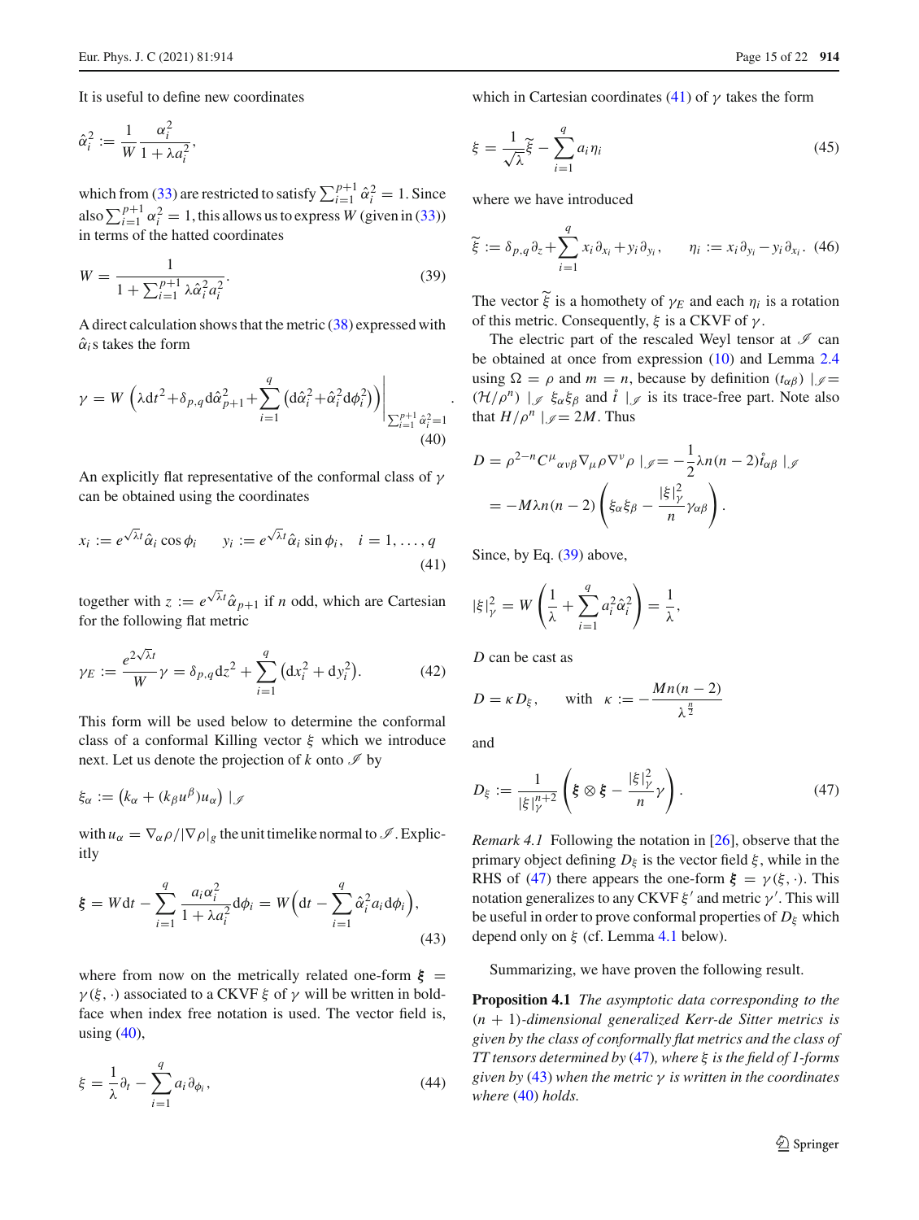It is useful to define new coordinates

$$\hat{\alpha}_i^2 := \frac{1}{W}\frac{\alpha_i^2}{1+\lambda a_i^2},$$

which from (33) are restricted to satisfy $\sum_{i=1}^{p+1}\hat{\alpha}_i^2 = 1$. Since also $\sum_{i=1}^{p+1}\alpha_i^2 = 1$, this allows us to express $W$ (given in (33)) in terms of the hatted coordinates

$$W = \frac{1}{1+\sum_{i=1}^{p+1}\lambda\hat{\alpha}_i^2 a_i^2}. \tag{39}$$

A direct calculation shows that the metric (38) expressed with $\hat{\alpha}_i$s takes the form

$$\gamma = W\left(\lambda \mathrm{d}t^2 + \delta_{p,q}\mathrm{d}\hat{\alpha}_{p+1}^2 + \sum_{i=1}^{q}\left(\mathrm{d}\hat{\alpha}_i^2 + \hat{\alpha}_i^2 \mathrm{d}\phi_i^2\right)\right)\Bigg|_{\sum_{i=1}^{p+1}\hat{\alpha}_i^2=1}. \tag{40}$$

An explicitly flat representative of the conformal class of $\gamma$ can be obtained using the coordinates

$$x_i := e^{\sqrt{\lambda}t}\hat{\alpha}_i\cos\phi_i \qquad y_i := e^{\sqrt{\lambda}t}\hat{\alpha}_i\sin\phi_i, \quad i=1,\ldots,q \tag{41}$$

together with $z := e^{\sqrt{\lambda}t}\hat{\alpha}_{p+1}$ if $n$ odd, which are Cartesian for the following flat metric

$$\gamma_E := \frac{e^{2\sqrt{\lambda}t}}{W}\gamma = \delta_{p,q}\mathrm{d}z^2 + \sum_{i=1}^{q}\left(\mathrm{d}x_i^2 + \mathrm{d}y_i^2\right). \tag{42}$$

This form will be used below to determine the conformal class of a conformal Killing vector $\xi$ which we introduce next. Let us denote the projection of $k$ onto $\mathscr{I}$ by

$$\xi_\alpha := \left(k_\alpha + (k_\beta u^\beta)u_\alpha\right)|_{\mathscr{I}}$$

with $u_\alpha = \nabla_\alpha\rho/|\nabla\rho|_g$ the unit timelike normal to $\mathscr{I}$. Explicitly

$$\boldsymbol{\xi} = W\mathrm{d}t - \sum_{i=1}^{q}\frac{a_i\alpha_i^2}{1+\lambda a_i^2}\mathrm{d}\phi_i = W\Big(\mathrm{d}t - \sum_{i=1}^{q}\hat{\alpha}_i^2 a_i\mathrm{d}\phi_i\Big), \tag{43}$$

where from now on the metrically related one-form $\boldsymbol{\xi} = \gamma(\xi,\cdot)$ associated to a CKVF $\xi$ of $\gamma$ will be written in boldface when index free notation is used. The vector field is, using (40),

$$\xi = \frac{1}{\lambda}\partial_t - \sum_{i=1}^{q}a_i\partial_{\phi_i}, \tag{44}$$

which in Cartesian coordinates (41) of $\gamma$ takes the form

$$\xi = \frac{1}{\sqrt{\lambda}}\tilde{\xi} - \sum_{i=1}^{q}a_i\eta_i \tag{45}$$

where we have introduced

$$\tilde{\xi} := \delta_{p,q}\partial_z + \sum_{i=1}^{q}x_i\partial_{x_i} + y_i\partial_{y_i}, \qquad \eta_i := x_i\partial_{y_i} - y_i\partial_{x_i}. \tag{46}$$

The vector $\tilde{\xi}$ is a homothety of $\gamma_E$ and each $\eta_i$ is a rotation of this metric. Consequently, $\xi$ is a CKVF of $\gamma$.

The electric part of the rescaled Weyl tensor at $\mathscr{I}$ can be obtained at once from expression (10) and Lemma 2.4 using $\Omega = \rho$ and $m = n$, because by definition $(t_{\alpha\beta})\,|_{\mathscr{I}} = (\mathcal{H}/\rho^n)\,|_{\mathscr{I}}\;\xi_\alpha\xi_\beta$ and $\mathring{t}\,|_{\mathscr{I}}$ is its trace-free part. Note also that $H/\rho^n\,|_{\mathscr{I}} = 2M$. Thus

$$D = \rho^{2-n}C^\mu{}_{\alpha\nu\beta}\nabla_\mu\rho\nabla^\nu\rho\,|_{\mathscr{I}} = -\frac{1}{2}\lambda n(n-2)\mathring{t}_{\alpha\beta}\,|_{\mathscr{I}}$$
$$= -M\lambda n(n-2)\left(\xi_\alpha\xi_\beta - \frac{|\xi|_\gamma^2}{n}\gamma_{\alpha\beta}\right).$$

Since, by Eq. (39) above,

$$|\xi|_\gamma^2 = W\left(\frac{1}{\lambda} + \sum_{i=1}^{q}a_i^2\hat{\alpha}_i^2\right) = \frac{1}{\lambda},$$

$D$ can be cast as

$$D = \kappa D_\xi, \qquad \text{with} \quad \kappa := -\frac{Mn(n-2)}{\lambda^{\frac{n}{2}}}$$

and

$$D_\xi := \frac{1}{|\xi|_\gamma^{n+2}}\left(\boldsymbol{\xi}\otimes\boldsymbol{\xi} - \frac{|\xi|_\gamma^2}{n}\gamma\right). \tag{47}$$

*Remark 4.1* Following the notation in [26], observe that the primary object defining $D_\xi$ is the vector field $\xi$, while in the RHS of (47) there appears the one-form $\boldsymbol{\xi} = \gamma(\xi,\cdot)$. This notation generalizes to any CKVF $\xi'$ and metric $\gamma'$. This will be useful in order to prove conformal properties of $D_\xi$ which depend only on $\xi$ (cf. Lemma 4.1 below).

Summarizing, we have proven the following result.

**Proposition 4.1** *The asymptotic data corresponding to the $(n+1)$-dimensional generalized Kerr-de Sitter metrics is given by the class of conformally flat metrics and the class of TT tensors determined by (47), where $\boldsymbol{\xi}$ is the field of 1-forms given by (43) when the metric $\gamma$ is written in the coordinates where (40) holds.*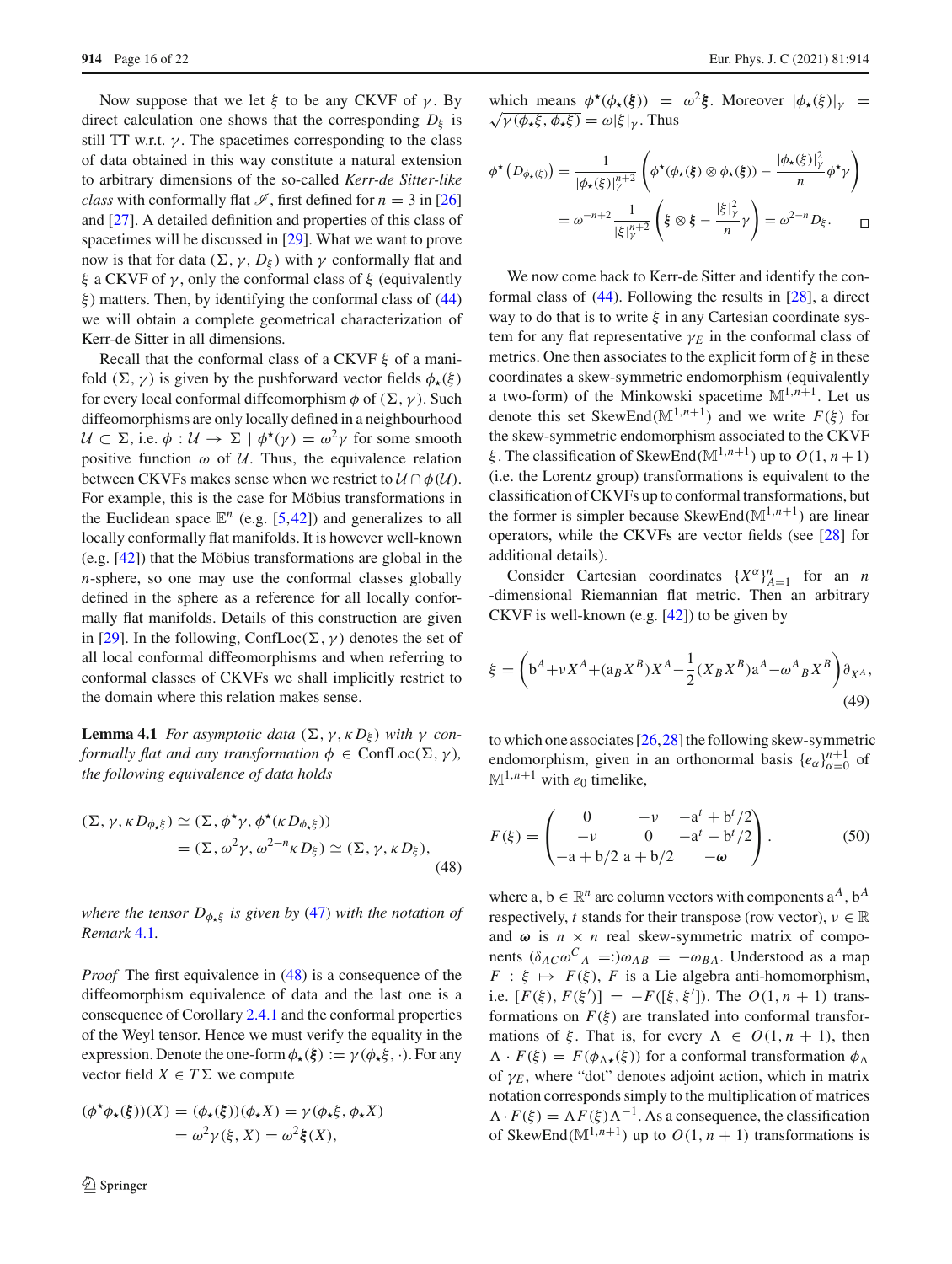Now suppose that we let $\xi$ to be any CKVF of $\gamma$. By direct calculation one shows that the corresponding $D_\xi$ is still TT w.r.t. $\gamma$. The spacetimes corresponding to the class of data obtained in this way constitute a natural extension to arbitrary dimensions of the so-called *Kerr-de Sitter-like class* with conformally flat $\mathscr{I}$, first defined for $n = 3$ in [26] and [27]. A detailed definition and properties of this class of spacetimes will be discussed in [29]. What we want to prove now is that for data $(\Sigma, \gamma, D_\xi)$ with $\gamma$ conformally flat and $\xi$ a CKVF of $\gamma$, only the conformal class of $\xi$ (equivalently $\boldsymbol{\xi}$) matters. Then, by identifying the conformal class of (44) we will obtain a complete geometrical characterization of Kerr-de Sitter in all dimensions.

Recall that the conformal class of a CKVF $\xi$ of a manifold $(\Sigma, \gamma)$ is given by the pushforward vector fields $\phi_\star(\xi)$ for every local conformal diffeomorphism $\phi$ of $(\Sigma, \gamma)$. Such diffeomorphisms are only locally defined in a neighbourhood $\mathcal{U} \subset \Sigma$, i.e. $\phi : \mathcal{U} \to \Sigma \mid \phi^\star(\gamma) = \omega^2 \gamma$ for some smooth positive function $\omega$ of $\mathcal{U}$. Thus, the equivalence relation between CKVFs makes sense when we restrict to $\mathcal{U} \cap \phi(\mathcal{U})$. For example, this is the case for Möbius transformations in the Euclidean space $\mathbb{E}^n$ (e.g. [5,42]) and generalizes to all locally conformally flat manifolds. It is however well-known (e.g. [42]) that the Möbius transformations are global in the $n$-sphere, so one may use the conformal classes globally defined in the sphere as a reference for all locally conformally flat manifolds. Details of this construction are given in [29]. In the following, $\mathrm{ConfLoc}(\Sigma, \gamma)$ denotes the set of all local conformal diffeomorphisms and when referring to conformal classes of CKVFs we shall implicitly restrict to the domain where this relation makes sense.

**Lemma 4.1** *For asymptotic data $(\Sigma, \gamma, \kappa D_\xi)$ with $\gamma$ conformally flat and any transformation $\phi \in \mathrm{ConfLoc}(\Sigma, \gamma)$, the following equivalence of data holds*

$$
\begin{aligned}
(\Sigma, \gamma, \kappa D_{\phi_\star \xi}) &\simeq (\Sigma, \phi^\star \gamma, \phi^\star(\kappa D_{\phi_\star \xi})) \\
&= (\Sigma, \omega^2 \gamma, \omega^{2-n} \kappa D_\xi) \simeq (\Sigma, \gamma, \kappa D_\xi),
\end{aligned} \tag{48}
$$

*where the tensor $D_{\phi_\star \xi}$ is given by (47) with the notation of Remark 4.1.*

*Proof* The first equivalence in (48) is a consequence of the diffeomorphism equivalence of data and the last one is a consequence of Corollary 2.4.1 and the conformal properties of the Weyl tensor. Hence we must verify the equality in the expression. Denote the one-form $\phi_\star(\boldsymbol{\xi}) := \gamma(\phi_\star \xi, \cdot)$. For any vector field $X \in T\Sigma$ we compute

$$
\begin{aligned}
(\phi^\star \phi_\star(\boldsymbol{\xi}))(X) &= (\phi_\star(\boldsymbol{\xi}))(\phi_\star X) = \gamma(\phi_\star \xi, \phi_\star X) \\
&= \omega^2 \gamma(\xi, X) = \omega^2 \boldsymbol{\xi}(X),
\end{aligned}
$$

which means $\phi^\star(\phi_\star(\boldsymbol{\xi})) = \omega^2 \boldsymbol{\xi}$. Moreover $|\phi_\star(\xi)|_\gamma = \sqrt{\gamma(\phi_\star \xi, \phi_\star \xi)} = \omega |\xi|_\gamma$. Thus

$$
\begin{aligned}
\phi^\star\left(D_{\phi_\star(\xi)}\right) &= \frac{1}{|\phi_\star(\xi)|_\gamma^{n+2}} \left( \phi^\star(\phi_\star(\boldsymbol{\xi}) \otimes \phi_\star(\boldsymbol{\xi})) - \frac{|\phi_\star(\xi)|_\gamma^2}{n} \phi^\star \gamma \right) \\
&= \omega^{-n+2} \frac{1}{|\xi|_\gamma^{n+2}} \left( \boldsymbol{\xi} \otimes \boldsymbol{\xi} - \frac{|\xi|_\gamma^2}{n} \gamma \right) = \omega^{2-n} D_\xi. \qquad \square
\end{aligned}
$$

We now come back to Kerr-de Sitter and identify the conformal class of (44). Following the results in [28], a direct way to do that is to write $\xi$ in any Cartesian coordinate system for any flat representative $\gamma_E$ in the conformal class of metrics. One then associates to the explicit form of $\xi$ in these coordinates a skew-symmetric endomorphism (equivalently a two-form) of the Minkowski spacetime $\mathbb{M}^{1,n+1}$. Let us denote this set $\mathrm{SkewEnd}(\mathbb{M}^{1,n+1})$ and we write $F(\xi)$ for the skew-symmetric endomorphism associated to the CKVF $\xi$. The classification of $\mathrm{SkewEnd}(\mathbb{M}^{1,n+1})$ up to $O(1, n+1)$ (i.e. the Lorentz group) transformations is equivalent to the classification of CKVFs up to conformal transformations, but the former is simpler because $\mathrm{SkewEnd}(\mathbb{M}^{1,n+1})$ are linear operators, while the CKVFs are vector fields (see [28] for additional details).

Consider Cartesian coordinates $\{X^\alpha\}_{A=1}^n$ for an $n$-dimensional Riemannian flat metric. Then an arbitrary CKVF is well-known (e.g. [42]) to be given by

$$
\xi = \left( \mathrm{b}^A + \nu X^A + (\mathrm{a}_B X^B) X^A - \frac{1}{2}(X_B X^B) \mathrm{a}^A - \omega^A{}_B X^B \right) \partial_{X^A}, \tag{49}
$$

to which one associates [26,28] the following skew-symmetric endomorphism, given in an orthonormal basis $\{e_\alpha\}_{\alpha=0}^{n+1}$ of $\mathbb{M}^{1,n+1}$ with $e_0$ timelike,

$$
F(\xi) = \begin{pmatrix} 0 & -\nu & -\mathrm{a}^t + \mathrm{b}^t/2 \\ -\nu & 0 & -\mathrm{a}^t - \mathrm{b}^t/2 \\ -\mathrm{a} + \mathrm{b}/2 & \mathrm{a} + \mathrm{b}/2 & -\boldsymbol{\omega} \end{pmatrix}. \tag{50}
$$

where $\mathrm{a}, \mathrm{b} \in \mathbb{R}^n$ are column vectors with components $\mathrm{a}^A, \mathrm{b}^A$ respectively, $t$ stands for their transpose (row vector), $\nu \in \mathbb{R}$ and $\boldsymbol{\omega}$ is $n \times n$ real skew-symmetric matrix of components $(\delta_{AC}\omega^C{}_A =:)\omega_{AB} = -\omega_{BA}$. Understood as a map $F : \xi \mapsto F(\xi)$, $F$ is a Lie algebra anti-homomorphism, i.e. $[F(\xi), F(\xi')] = -F([\xi, \xi'])$. The $O(1, n+1)$ transformations on $F(\xi)$ are translated into conformal transformations of $\xi$. That is, for every $\Lambda \in O(1, n+1)$, then $\Lambda \cdot F(\xi) = F(\phi_{\Lambda\star}(\xi))$ for a conformal transformation $\phi_\Lambda$ of $\gamma_E$, where "dot" denotes adjoint action, which in matrix notation corresponds simply to the multiplication of matrices $\Lambda \cdot F(\xi) = \Lambda F(\xi) \Lambda^{-1}$. As a consequence, the classification of $\mathrm{SkewEnd}(\mathbb{M}^{1,n+1})$ up to $O(1, n+1)$ transformations is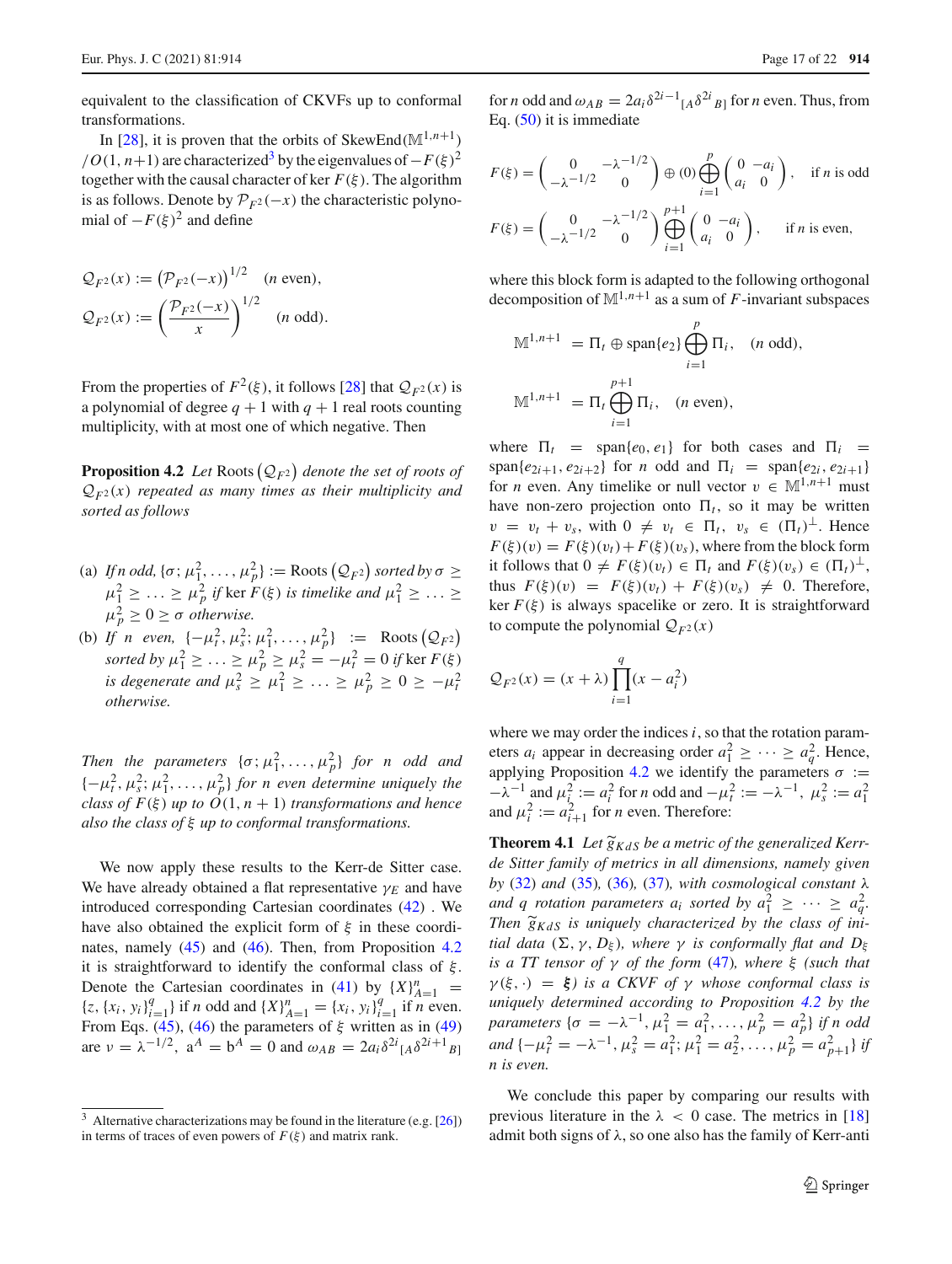equivalent to the classification of CKVFs up to conformal transformations.

In [28], it is proven that the orbits of $\mathrm{SkewEnd}(\mathbb{M}^{1,n+1})/O(1,n+1)$ are characterized[3] by the eigenvalues of $-F(\xi)^2$ together with the causal character of $\ker F(\xi)$. The algorithm is as follows. Denote by $\mathcal{P}_{F^2}(-x)$ the characteristic polynomial of $-F(\xi)^2$ and define

$$\mathcal{Q}_{F^2}(x) := \left(\mathcal{P}_{F^2}(-x)\right)^{1/2} \quad (n \text{ even}),$$
$$\mathcal{Q}_{F^2}(x) := \left(\frac{\mathcal{P}_{F^2}(-x)}{x}\right)^{1/2} \quad (n \text{ odd}).$$

From the properties of $F^2(\xi)$, it follows [28] that $\mathcal{Q}_{F^2}(x)$ is a polynomial of degree $q+1$ with $q+1$ real roots counting multiplicity, with at most one of which negative. Then

**Proposition 4.2** *Let* $\mathrm{Roots}\left(\mathcal{Q}_{F^2}\right)$ *denote the set of roots of* $\mathcal{Q}_{F^2}(x)$ *repeated as many times as their multiplicity and sorted as follows*

(a) *If $n$ odd, $\{\sigma; \mu_1^2, \dots, \mu_p^2\} := \mathrm{Roots}\left(\mathcal{Q}_{F^2}\right)$ sorted by $\sigma \geq \mu_1^2 \geq \dots \geq \mu_p^2$ if $\ker F(\xi)$ is timelike and $\mu_1^2 \geq \dots \geq \mu_p^2 \geq 0 \geq \sigma$ otherwise.*

(b) *If $n$ even, $\{-\mu_t^2, \mu_s^2; \mu_1^2, \dots, \mu_p^2\} := \mathrm{Roots}\left(\mathcal{Q}_{F^2}\right)$ sorted by $\mu_1^2 \geq \dots \geq \mu_p^2 \geq \mu_s^2 = -\mu_t^2 = 0$ if $\ker F(\xi)$ is degenerate and $\mu_s^2 \geq \mu_1^2 \geq \dots \geq \mu_p^2 \geq 0 \geq -\mu_t^2$ otherwise.*

*Then the parameters $\{\sigma; \mu_1^2, \dots, \mu_p^2\}$ for $n$ odd and $\{-\mu_t^2, \mu_s^2; \mu_1^2, \dots, \mu_p^2\}$ for $n$ even determine uniquely the class of $F(\xi)$ up to $O(1,n+1)$ transformations and hence also the class of $\xi$ up to conformal transformations.*

We now apply these results to the Kerr-de Sitter case. We have already obtained a flat representative $\gamma_E$ and have introduced corresponding Cartesian coordinates (42). We have also obtained the explicit form of $\xi$ in these coordinates, namely (45) and (46). Then, from Proposition 4.2 it is straightforward to identify the conformal class of $\xi$. Denote the Cartesian coordinates in (41) by $\{X\}_{A=1}^n = \{z, \{x_i, y_i\}_{i=1}^q\}$ if $n$ odd and $\{X\}_{A=1}^n = \{x_i, y_i\}_{i=1}^q$ if $n$ even. From Eqs. (45), (46) the parameters of $\xi$ written as in (49) are $\nu = \lambda^{-1/2}$, $\mathrm{a}^A = \mathrm{b}^A = 0$ and $\omega_{AB} = 2a_i \delta^{2i}{}_{[A}\delta^{2i+1}{}_{B]}$ for $n$ odd and $\omega_{AB} = 2a_i \delta^{2i-1}{}_{[A}\delta^{2i}{}_{B]}$ for $n$ even. Thus, from Eq. (50) it is immediate

$$F(\xi) = \begin{pmatrix} 0 & -\lambda^{-1/2} \\ -\lambda^{-1/2} & 0 \end{pmatrix} \oplus (0) \bigoplus_{i=1}^{p} \begin{pmatrix} 0 & -a_i \\ a_i & 0 \end{pmatrix}, \quad \text{if } n \text{ is odd}$$

$$F(\xi) = \begin{pmatrix} 0 & -\lambda^{-1/2} \\ -\lambda^{-1/2} & 0 \end{pmatrix} \bigoplus_{i=1}^{p+1} \begin{pmatrix} 0 & -a_i \\ a_i & 0 \end{pmatrix}, \quad \text{if } n \text{ is even,}$$

where this block form is adapted to the following orthogonal decomposition of $\mathbb{M}^{1,n+1}$ as a sum of $F$-invariant subspaces

$$\mathbb{M}^{1,n+1} = \Pi_t \oplus \mathrm{span}\{e_2\} \bigoplus_{i=1}^{p} \Pi_i, \quad (n \text{ odd}),$$

$$\mathbb{M}^{1,n+1} = \Pi_t \bigoplus_{i=1}^{p+1} \Pi_i, \quad (n \text{ even}),$$

where $\Pi_t = \mathrm{span}\{e_0, e_1\}$ for both cases and $\Pi_i = \mathrm{span}\{e_{2i+1}, e_{2i+2}\}$ for $n$ odd and $\Pi_i = \mathrm{span}\{e_{2i}, e_{2i+1}\}$ for $n$ even. Any timelike or null vector $v \in \mathbb{M}^{1,n+1}$ must have non-zero projection onto $\Pi_t$, so it may be written $v = v_t + v_s$, with $0 \neq v_t \in \Pi_t$, $v_s \in (\Pi_t)^\perp$. Hence $F(\xi)(v) = F(\xi)(v_t) + F(\xi)(v_s)$, where from the block form it follows that $0 \neq F(\xi)(v_t) \in \Pi_t$ and $F(\xi)(v_s) \in (\Pi_t)^\perp$, thus $F(\xi)(v) = F(\xi)(v_t) + F(\xi)(v_s) \neq 0$. Therefore, $\ker F(\xi)$ is always spacelike or zero. It is straightforward to compute the polynomial $\mathcal{Q}_{F^2}(x)$

$$\mathcal{Q}_{F^2}(x) = (x+\lambda) \prod_{i=1}^{q} (x - a_i^2)$$

where we may order the indices $i$, so that the rotation parameters $a_i$ appear in decreasing order $a_1^2 \geq \dots \geq a_q^2$. Hence, applying Proposition 4.2 we identify the parameters $\sigma := -\lambda^{-1}$ and $\mu_i^2 := a_i^2$ for $n$ odd and $-\mu_t^2 := -\lambda^{-1}$, $\mu_s^2 := a_1^2$ and $\mu_i^2 := a_{i+1}^2$ for $n$ even. Therefore:

**Theorem 4.1** *Let $\widetilde{g}_{KdS}$ be a metric of the generalized Kerr-de Sitter family of metrics in all dimensions, namely given by (32) and (35), (36), (37), with cosmological constant $\lambda$ and $q$ rotation parameters $a_i$ sorted by $a_1^2 \geq \dots \geq a_q^2$. Then $\widetilde{g}_{KdS}$ is uniquely characterized by the class of initial data $(\Sigma, \gamma, D_\xi)$, where $\gamma$ is conformally flat and $D_\xi$ is a TT tensor of $\gamma$ of the form (47), where $\xi$ (such that $\gamma(\xi, \cdot) = \boldsymbol{\xi}$) is a CKVF of $\gamma$ whose conformal class is uniquely determined according to Proposition 4.2 by the parameters $\{\sigma = -\lambda^{-1}, \mu_1^2 = a_1^2, \dots, \mu_p^2 = a_p^2\}$ if $n$ odd and $\{-\mu_t^2 = -\lambda^{-1}, \mu_s^2 = a_1^2; \mu_1^2 = a_2^2, \dots, \mu_p^2 = a_{p+1}^2\}$ if $n$ is even.*

We conclude this paper by comparing our results with previous literature in the $\lambda < 0$ case. The metrics in [18] admit both signs of $\lambda$, so one also has the family of Kerr-anti

---

[3] Alternative characterizations may be found in the literature (e.g. [26]) in terms of traces of even powers of $F(\xi)$ and matrix rank.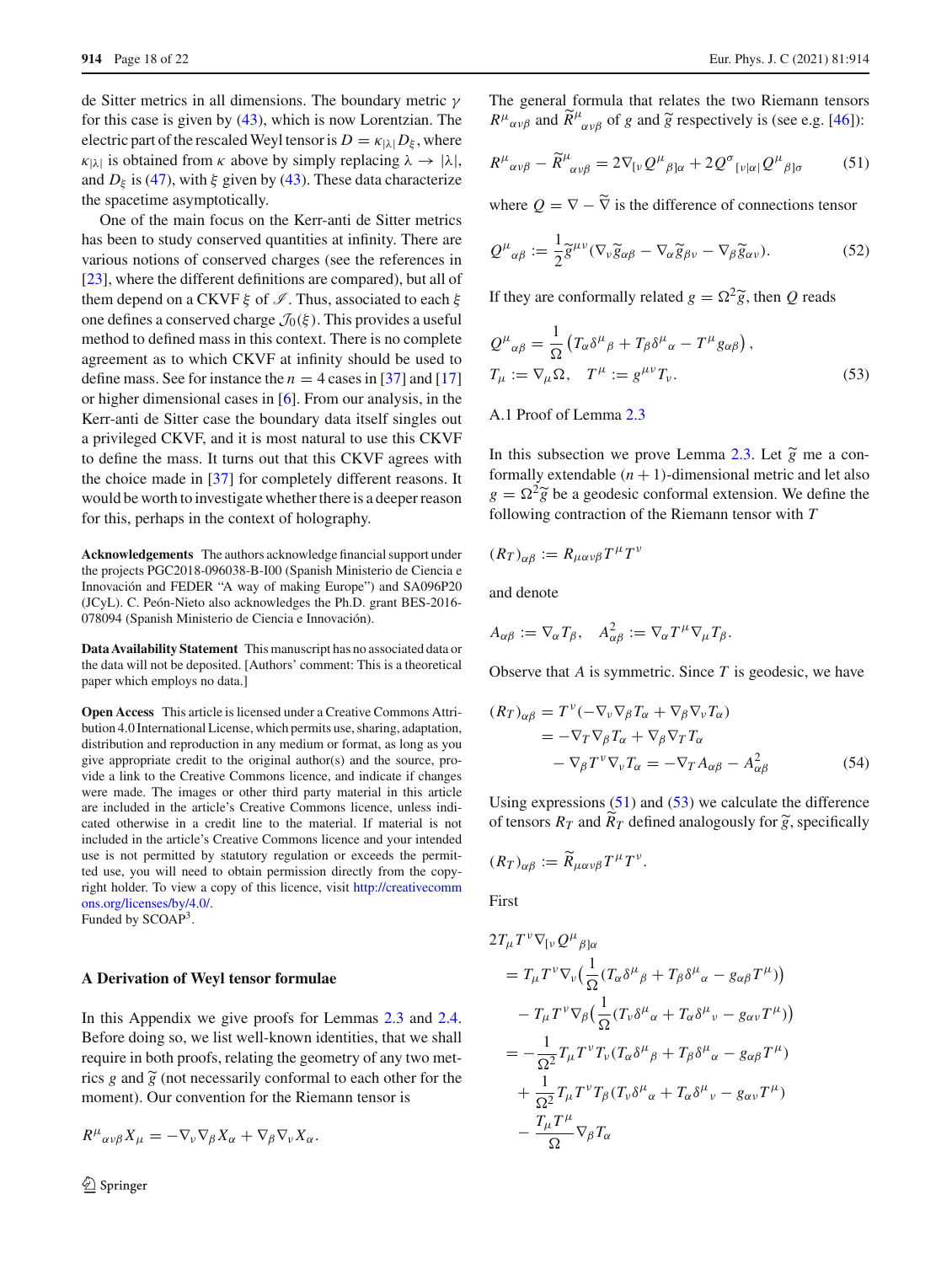de Sitter metrics in all dimensions. The boundary metric $\gamma$ for this case is given by (43), which is now Lorentzian. The electric part of the rescaled Weyl tensor is $D = \kappa_{|\lambda|} D_\xi$, where $\kappa_{|\lambda|}$ is obtained from $\kappa$ above by simply replacing $\lambda \to |\lambda|$, and $D_\xi$ is (47), with $\xi$ given by (43). These data characterize the spacetime asymptotically.

One of the main focus on the Kerr-anti de Sitter metrics has been to study conserved quantities at infinity. There are various notions of conserved charges (see the references in [23], where the different definitions are compared), but all of them depend on a CKVF $\xi$ of $\mathscr{I}$. Thus, associated to each $\xi$ one defines a conserved charge $\mathcal{J}_0(\xi)$. This provides a useful method to defined mass in this context. There is no complete agreement as to which CKVF at infinity should be used to define mass. See for instance the $n = 4$ cases in [37] and [17] or higher dimensional cases in [6]. From our analysis, in the Kerr-anti de Sitter case the boundary data itself singles out a privileged CKVF, and it is most natural to use this CKVF to define the mass. It turns out that this CKVF agrees with the choice made in [37] for completely different reasons. It would be worth to investigate whether there is a deeper reason for this, perhaps in the context of holography.

**Acknowledgements** The authors acknowledge financial support under the projects PGC2018-096038-B-I00 (Spanish Ministerio de Ciencia e Innovación and FEDER "A way of making Europe") and SA096P20 (JCyL). C. Peón-Nieto also acknowledges the Ph.D. grant BES-2016-078094 (Spanish Ministerio de Ciencia e Innovación).

**Data Availability Statement** This manuscript has no associated data or the data will not be deposited. [Authors' comment: This is a theoretical paper which employs no data.]

**Open Access** This article is licensed under a Creative Commons Attribution 4.0 International License, which permits use, sharing, adaptation, distribution and reproduction in any medium or format, as long as you give appropriate credit to the original author(s) and the source, provide a link to the Creative Commons licence, and indicate if changes were made. The images or other third party material in this article are included in the article's Creative Commons licence, unless indicated otherwise in a credit line to the material. If material is not included in the article's Creative Commons licence and your intended use is not permitted by statutory regulation or exceeds the permitted use, you will need to obtain permission directly from the copyright holder. To view a copy of this licence, visit http://creativecommons.org/licenses/by/4.0/.
Funded by SCOAP[3].

## A Derivation of Weyl tensor formulae

In this Appendix we give proofs for Lemmas 2.3 and 2.4. Before doing so, we list well-known identities, that we shall require in both proofs, relating the geometry of any two metrics $g$ and $\widetilde{g}$ (not necessarily conformal to each other for the moment). Our convention for the Riemann tensor is

$$R^\mu{}_{\alpha\nu\beta} X_\mu = -\nabla_\nu \nabla_\beta X_\alpha + \nabla_\beta \nabla_\nu X_\alpha .$$

The general formula that relates the two Riemann tensors $R^\mu{}_{\alpha\nu\beta}$ and $\widetilde{R}^\mu{}_{\alpha\nu\beta}$ of $g$ and $\widetilde{g}$ respectively is (see e.g. [46]):

$$R^\mu{}_{\alpha\nu\beta} - \widetilde{R}^\mu{}_{\alpha\nu\beta} = 2\nabla_{[\nu} Q^\mu{}_{\beta]\alpha} + 2 Q^\sigma{}_{[\nu|\alpha|} Q^\mu{}_{\beta]\sigma} \tag{51}$$

where $Q = \nabla - \widetilde{\nabla}$ is the difference of connections tensor

$$Q^\mu{}_{\alpha\beta} := \frac{1}{2} \widetilde{g}^{\mu\nu} (\nabla_\nu \widetilde{g}_{\alpha\beta} - \nabla_\alpha \widetilde{g}_{\beta\nu} - \nabla_\beta \widetilde{g}_{\alpha\nu}). \tag{52}$$

If they are conformally related $g = \Omega^2 \widetilde{g}$, then $Q$ reads

$$Q^\mu{}_{\alpha\beta} = \frac{1}{\Omega} \left( T_\alpha \delta^\mu{}_\beta + T_\beta \delta^\mu{}_\alpha - T^\mu g_{\alpha\beta} \right),$$
$$T_\mu := \nabla_\mu \Omega, \quad T^\mu := g^{\mu\nu} T_\nu. \tag{53}$$

### A.1 Proof of Lemma 2.3

In this subsection we prove Lemma 2.3. Let $\widetilde{g}$ me a conformally extendable $(n+1)$-dimensional metric and let also $g = \Omega^2 \widetilde{g}$ be a geodesic conformal extension. We define the following contraction of the Riemann tensor with $T$

$$(R_T)_{\alpha\beta} := R_{\mu\alpha\nu\beta} T^\mu T^\nu$$

and denote

$$A_{\alpha\beta} := \nabla_\alpha T_\beta, \quad A^2_{\alpha\beta} := \nabla_\alpha T^\mu \nabla_\mu T_\beta .$$

Observe that $A$ is symmetric. Since $T$ is geodesic, we have

$$\begin{aligned}
(R_T)_{\alpha\beta} &= T^\nu (-\nabla_\nu \nabla_\beta T_\alpha + \nabla_\beta \nabla_\nu T_\alpha) \\
&= -\nabla_T \nabla_\beta T_\alpha + \nabla_\beta \nabla_T T_\alpha \\
&\quad - \nabla_\beta T^\nu \nabla_\nu T_\alpha = -\nabla_T A_{\alpha\beta} - A^2_{\alpha\beta}
\end{aligned} \tag{54}$$

Using expressions (51) and (53) we calculate the difference of tensors $R_T$ and $\widetilde{R}_T$ defined analogously for $\widetilde{g}$, specifically

$$(R_T)_{\alpha\beta} := \widetilde{R}_{\mu\alpha\nu\beta} T^\mu T^\nu .$$

First

$$\begin{aligned}
&2 T_\mu T^\nu \nabla_{[\nu} Q^\mu{}_{\beta]\alpha} \\
&= T_\mu T^\nu \nabla_\nu \Big( \frac{1}{\Omega} (T_\alpha \delta^\mu{}_\beta + T_\beta \delta^\mu{}_\alpha - g_{\alpha\beta} T^\mu) \Big) \\
&\quad - T_\mu T^\nu \nabla_\beta \Big( \frac{1}{\Omega} (T_\nu \delta^\mu{}_\alpha + T_\alpha \delta^\mu{}_\nu - g_{\alpha\nu} T^\mu) \Big) \\
&= -\frac{1}{\Omega^2} T_\mu T^\nu T_\nu (T_\alpha \delta^\mu{}_\beta + T_\beta \delta^\mu{}_\alpha - g_{\alpha\beta} T^\mu) \\
&\quad + \frac{1}{\Omega^2} T_\mu T^\nu T_\beta (T_\nu \delta^\mu{}_\alpha + T_\alpha \delta^\mu{}_\nu - g_{\alpha\nu} T^\mu) \\
&\quad - \frac{T_\mu T^\mu}{\Omega} \nabla_\beta T_\alpha
\end{aligned}$$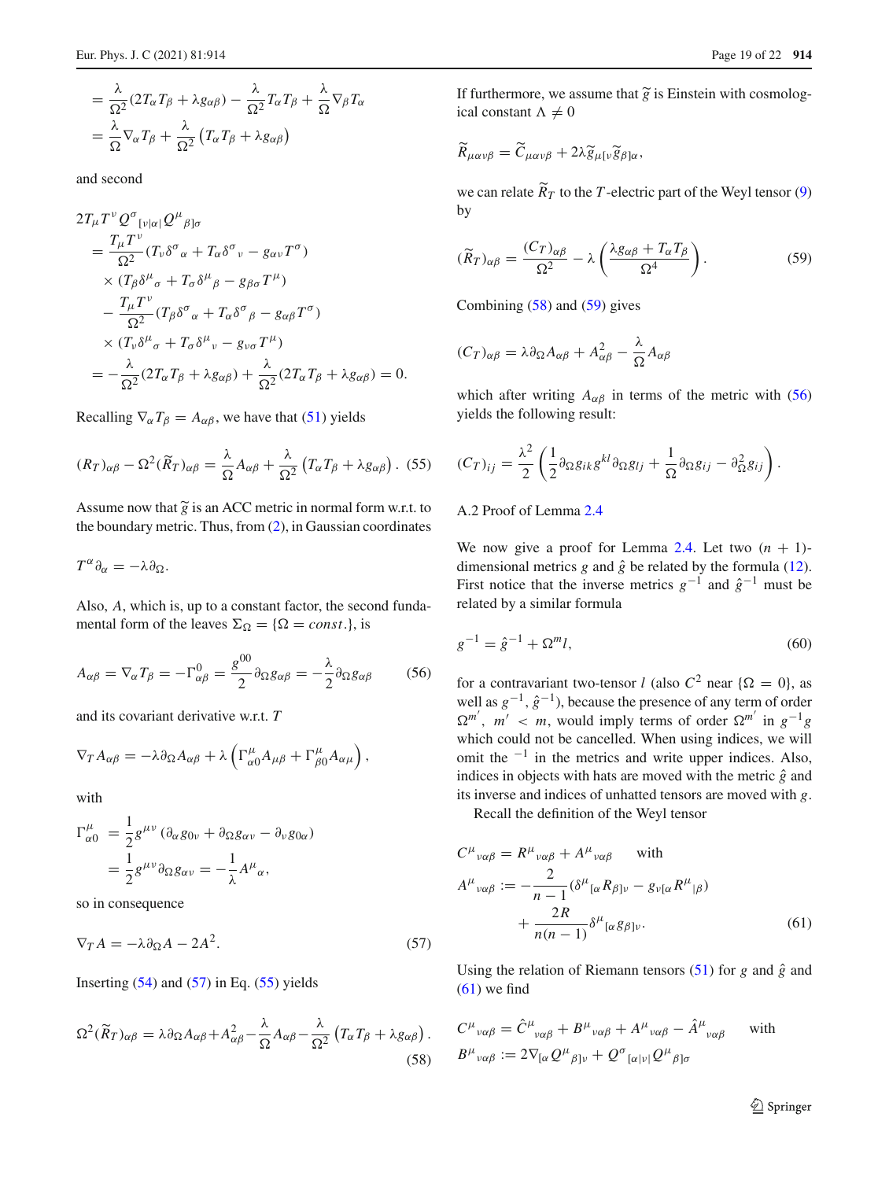$$
\begin{aligned}
&= \frac{\lambda}{\Omega^2}(2T_\alpha T_\beta + \lambda g_{\alpha\beta}) - \frac{\lambda}{\Omega^2} T_\alpha T_\beta + \frac{\lambda}{\Omega} \nabla_\beta T_\alpha \\
&= \frac{\lambda}{\Omega} \nabla_\alpha T_\beta + \frac{\lambda}{\Omega^2}\left(T_\alpha T_\beta + \lambda g_{\alpha\beta}\right)
\end{aligned}
$$

and second

$$
\begin{aligned}
&2T_\mu T^\nu Q^\sigma{}_{[\nu|\alpha|} Q^\mu{}_{\beta]\sigma} \\
&= \frac{T_\mu T^\nu}{\Omega^2}(T_\nu \delta^\sigma{}_\alpha + T_\alpha \delta^\sigma{}_\nu - g_{\alpha\nu} T^\sigma) \\
&\quad \times (T_\beta \delta^\mu{}_\sigma + T_\sigma \delta^\mu{}_\beta - g_{\beta\sigma} T^\mu) \\
&\quad - \frac{T_\mu T^\nu}{\Omega^2}(T_\beta \delta^\sigma{}_\alpha + T_\alpha \delta^\sigma{}_\beta - g_{\alpha\beta} T^\sigma) \\
&\quad \times (T_\nu \delta^\mu{}_\sigma + T_\sigma \delta^\mu{}_\nu - g_{\nu\sigma} T^\mu) \\
&= -\frac{\lambda}{\Omega^2}(2T_\alpha T_\beta + \lambda g_{\alpha\beta}) + \frac{\lambda}{\Omega^2}(2T_\alpha T_\beta + \lambda g_{\alpha\beta}) = 0.
\end{aligned}
$$

Recalling $\nabla_\alpha T_\beta = A_{\alpha\beta}$, we have that (51) yields

$$
(R_T)_{\alpha\beta} - \Omega^2 (\widetilde{R}_T)_{\alpha\beta} = \frac{\lambda}{\Omega} A_{\alpha\beta} + \frac{\lambda}{\Omega^2}\left(T_\alpha T_\beta + \lambda g_{\alpha\beta}\right). \quad (55)
$$

Assume now that $\widetilde{g}$ is an ACC metric in normal form w.r.t. to the boundary metric. Thus, from (2), in Gaussian coordinates

$$
T^\alpha \partial_\alpha = -\lambda \partial_\Omega.
$$

Also, $A$, which is, up to a constant factor, the second fundamental form of the leaves $\Sigma_\Omega = \{\Omega = const.\}$, is

$$
A_{\alpha\beta} = \nabla_\alpha T_\beta = -\Gamma^0_{\alpha\beta} = \frac{g^{00}}{2}\partial_\Omega g_{\alpha\beta} = -\frac{\lambda}{2}\partial_\Omega g_{\alpha\beta} \quad (56)
$$

and its covariant derivative w.r.t. $T$

$$
\nabla_T A_{\alpha\beta} = -\lambda \partial_\Omega A_{\alpha\beta} + \lambda\left(\Gamma^\mu_{\alpha 0} A_{\mu\beta} + \Gamma^\mu_{\beta 0} A_{\alpha\mu}\right),
$$

with

$$
\begin{aligned}
\Gamma^\mu_{\alpha 0} &= \frac{1}{2} g^{\mu\nu}\left(\partial_\alpha g_{0\nu} + \partial_\Omega g_{\alpha\nu} - \partial_\nu g_{0\alpha}\right) \\
&= \frac{1}{2} g^{\mu\nu} \partial_\Omega g_{\alpha\nu} = -\frac{1}{\lambda} A^\mu{}_\alpha,
\end{aligned}
$$

so in consequence

$$
\nabla_T A = -\lambda \partial_\Omega A - 2A^2. \quad (57)
$$

Inserting (54) and (57) in Eq. (55) yields

$$
\Omega^2 (\widetilde{R}_T)_{\alpha\beta} = \lambda \partial_\Omega A_{\alpha\beta} + A^2_{\alpha\beta} - \frac{\lambda}{\Omega} A_{\alpha\beta} - \frac{\lambda}{\Omega^2}\left(T_\alpha T_\beta + \lambda g_{\alpha\beta}\right). \quad (58)
$$

If furthermore, we assume that $\widetilde{g}$ is Einstein with cosmological constant $\Lambda \neq 0$

$$
\widetilde{R}_{\mu\alpha\nu\beta} = \widetilde{C}_{\mu\alpha\nu\beta} + 2\lambda \widetilde{g}_{\mu[\nu}\widetilde{g}_{\beta]\alpha},
$$

we can relate $\widetilde{R}_T$ to the $T$-electric part of the Weyl tensor (9) by

$$
(\widetilde{R}_T)_{\alpha\beta} = \frac{(C_T)_{\alpha\beta}}{\Omega^2} - \lambda\left(\frac{\lambda g_{\alpha\beta} + T_\alpha T_\beta}{\Omega^4}\right). \quad (59)
$$

Combining (58) and (59) gives

$$
(C_T)_{\alpha\beta} = \lambda \partial_\Omega A_{\alpha\beta} + A^2_{\alpha\beta} - \frac{\lambda}{\Omega} A_{\alpha\beta}
$$

which after writing $A_{\alpha\beta}$ in terms of the metric with (56) yields the following result:

$$
(C_T)_{ij} = \frac{\lambda^2}{2}\left(\frac{1}{2}\partial_\Omega g_{ik} g^{kl} \partial_\Omega g_{lj} + \frac{1}{\Omega}\partial_\Omega g_{ij} - \partial^2_\Omega g_{ij}\right).
$$

### A.2 Proof of Lemma 2.4

We now give a proof for Lemma 2.4. Let two $(n+1)$-dimensional metrics $g$ and $\hat{g}$ be related by the formula (12). First notice that the inverse metrics $g^{-1}$ and $\hat{g}^{-1}$ must be related by a similar formula

$$
g^{-1} = \hat{g}^{-1} + \Omega^m l, \quad (60)
$$

for a contravariant two-tensor $l$ (also $C^2$ near $\{\Omega = 0\}$, as well as $g^{-1}, \hat{g}^{-1}$), because the presence of any term of order $\Omega^{m'}$, $m' < m$, would imply terms of order $\Omega^{m'}$ in $g^{-1}g$ which could not be cancelled. When using indices, we will omit the $^{-1}$ in the metrics and write upper indices. Also, indices in objects with hats are moved with the metric $\hat{g}$ and its inverse and indices of unhatted tensors are moved with $g$.

Recall the definition of the Weyl tensor

$$
\begin{aligned}
&C^\mu{}_{\nu\alpha\beta} = R^\mu{}_{\nu\alpha\beta} + A^\mu{}_{\nu\alpha\beta} \quad \text{with} \\
&A^\mu{}_{\nu\alpha\beta} := -\frac{2}{n-1}(\delta^\mu{}_{[\alpha} R_{\beta]\nu} - g_{\nu[\alpha} R^\mu{}_{|\beta]}) \\
&\qquad + \frac{2R}{n(n-1)}\delta^\mu{}_{[\alpha} g_{\beta]\nu}.
\end{aligned} \quad (61)
$$

Using the relation of Riemann tensors (51) for $g$ and $\hat{g}$ and (61) we find

$$
\begin{aligned}
&C^\mu{}_{\nu\alpha\beta} = \hat{C}^\mu{}_{\nu\alpha\beta} + B^\mu{}_{\nu\alpha\beta} + A^\mu{}_{\nu\alpha\beta} - \hat{A}^\mu{}_{\nu\alpha\beta} \quad \text{with} \\
&B^\mu{}_{\nu\alpha\beta} := 2\nabla_{[\alpha} Q^\mu{}_{\beta]\nu} + Q^\sigma{}_{[\alpha|\nu|} Q^\mu{}_{\beta]\sigma}
\end{aligned}
$$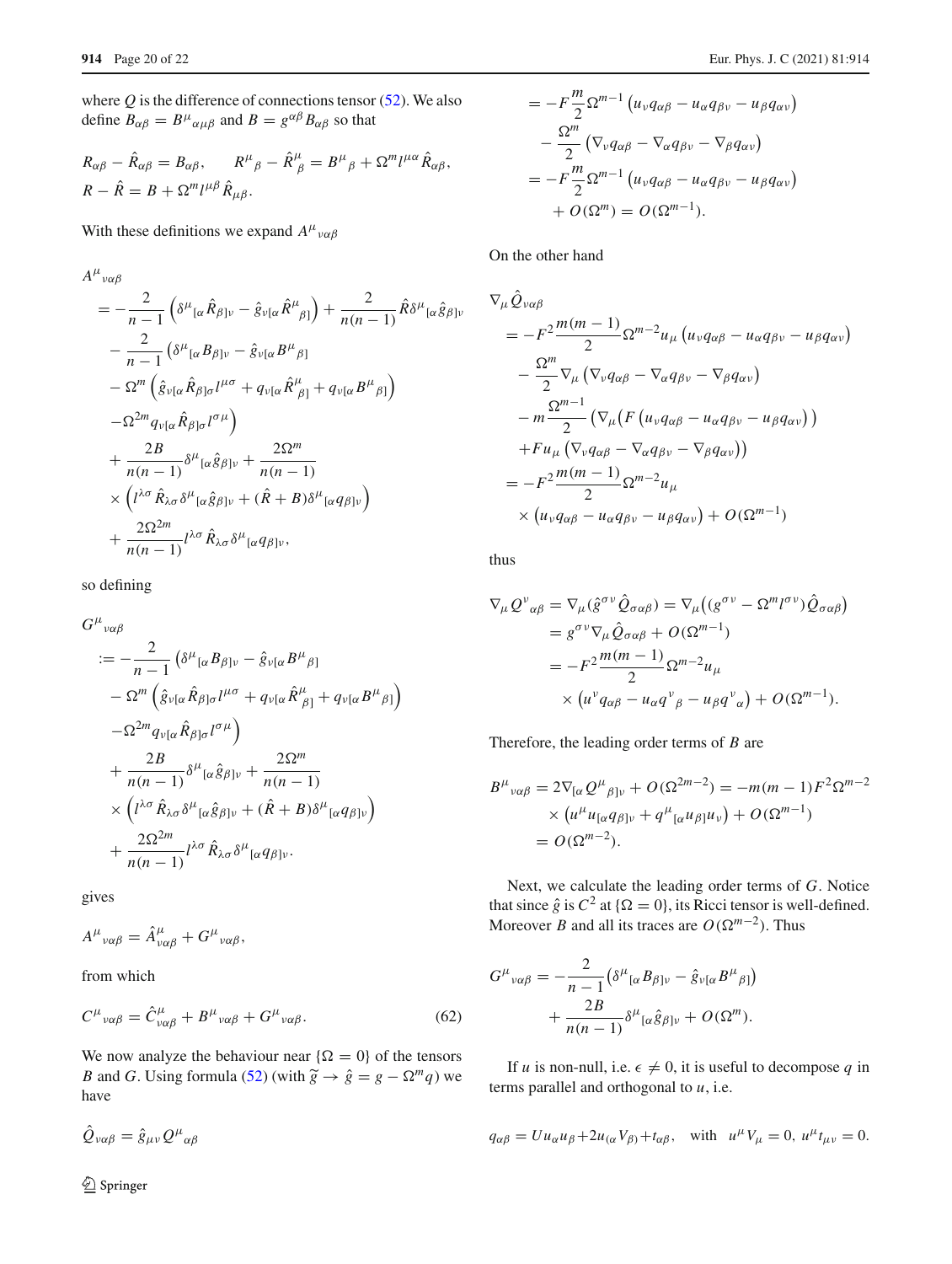where $Q$ is the difference of connections tensor (52). We also define $B_{\alpha\beta} = B^{\mu}{}_{\alpha\mu\beta}$ and $B = g^{\alpha\beta}B_{\alpha\beta}$ so that

$$
R_{\alpha\beta} - \hat{R}_{\alpha\beta} = B_{\alpha\beta}, \qquad R^{\mu}{}_{\beta} - \hat{R}^{\mu}_{\ \beta} = B^{\mu}{}_{\beta} + \Omega^m l^{\mu\alpha}\hat{R}_{\alpha\beta},
$$
$$
R - \hat{R} = B + \Omega^m l^{\mu\beta}\hat{R}_{\mu\beta}.
$$

With these definitions we expand $A^{\mu}{}_{\nu\alpha\beta}$

$$
\begin{aligned}
&A^{\mu}{}_{\nu\alpha\beta}\\
&= -\frac{2}{n-1}\left(\delta^{\mu}{}_{[\alpha}\hat{R}_{\beta]\nu} - \hat{g}_{\nu[\alpha}\hat{R}^{\mu}_{\ \beta]}\right) + \frac{2}{n(n-1)}\hat{R}\delta^{\mu}{}_{[\alpha}\hat{g}_{\beta]\nu}\\
&\quad - \frac{2}{n-1}\left(\delta^{\mu}{}_{[\alpha}B_{\beta]\nu} - \hat{g}_{\nu[\alpha}B^{\mu}{}_{\beta]}\right)\\
&\quad - \Omega^m\left(\hat{g}_{\nu[\alpha}\hat{R}_{\beta]\sigma}l^{\mu\sigma} + q_{\nu[\alpha}\hat{R}^{\mu}_{\ \beta]} + q_{\nu[\alpha}B^{\mu}{}_{\beta]}\right)\\
&\quad - \Omega^{2m}q_{\nu[\alpha}\hat{R}_{\beta]\sigma}l^{\sigma\mu}\Big)\\
&\quad + \frac{2B}{n(n-1)}\delta^{\mu}{}_{[\alpha}\hat{g}_{\beta]\nu} + \frac{2\Omega^m}{n(n-1)}\\
&\quad \times\left(l^{\lambda\sigma}\hat{R}_{\lambda\sigma}\delta^{\mu}{}_{[\alpha}\hat{g}_{\beta]\nu} + (\hat{R}+B)\delta^{\mu}{}_{[\alpha}q_{\beta]\nu}\right)\\
&\quad + \frac{2\Omega^{2m}}{n(n-1)}l^{\lambda\sigma}\hat{R}_{\lambda\sigma}\delta^{\mu}{}_{[\alpha}q_{\beta]\nu},
\end{aligned}
$$

so defining

$$
\begin{aligned}
&G^{\mu}{}_{\nu\alpha\beta}\\
&:= -\frac{2}{n-1}\left(\delta^{\mu}{}_{[\alpha}B_{\beta]\nu} - \hat{g}_{\nu[\alpha}B^{\mu}{}_{\beta]}\right)\\
&\quad - \Omega^m\left(\hat{g}_{\nu[\alpha}\hat{R}_{\beta]\sigma}l^{\mu\sigma} + q_{\nu[\alpha}\hat{R}^{\mu}_{\ \beta]} + q_{\nu[\alpha}B^{\mu}{}_{\beta]}\right)\\
&\quad - \Omega^{2m}q_{\nu[\alpha}\hat{R}_{\beta]\sigma}l^{\sigma\mu}\Big)\\
&\quad + \frac{2B}{n(n-1)}\delta^{\mu}{}_{[\alpha}\hat{g}_{\beta]\nu} + \frac{2\Omega^m}{n(n-1)}\\
&\quad \times\left(l^{\lambda\sigma}\hat{R}_{\lambda\sigma}\delta^{\mu}{}_{[\alpha}\hat{g}_{\beta]\nu} + (\hat{R}+B)\delta^{\mu}{}_{[\alpha}q_{\beta]\nu}\right)\\
&\quad + \frac{2\Omega^{2m}}{n(n-1)}l^{\lambda\sigma}\hat{R}_{\lambda\sigma}\delta^{\mu}{}_{[\alpha}q_{\beta]\nu}.
\end{aligned}
$$

gives

$$
A^{\mu}{}_{\nu\alpha\beta} = \hat{A}^{\mu}_{\nu\alpha\beta} + G^{\mu}{}_{\nu\alpha\beta},
$$

from which

$$
C^{\mu}{}_{\nu\alpha\beta} = \hat{C}^{\mu}_{\nu\alpha\beta} + B^{\mu}{}_{\nu\alpha\beta} + G^{\mu}{}_{\nu\alpha\beta}. \tag{62}
$$

We now analyze the behaviour near $\{\Omega = 0\}$ of the tensors $B$ and $G$. Using formula (52) (with $\widetilde{g} \to \hat{g} = g - \Omega^m q$) we have

$$
\hat{Q}_{\nu\alpha\beta} = \hat{g}_{\mu\nu}Q^{\mu}{}_{\alpha\beta}
$$
$$
\begin{aligned}
&= -F\frac{m}{2}\Omega^{m-1}\left(u_\nu q_{\alpha\beta} - u_\alpha q_{\beta\nu} - u_\beta q_{\alpha\nu}\right)\\
&\quad - \frac{\Omega^m}{2}\left(\nabla_\nu q_{\alpha\beta} - \nabla_\alpha q_{\beta\nu} - \nabla_\beta q_{\alpha\nu}\right)\\
&= -F\frac{m}{2}\Omega^{m-1}\left(u_\nu q_{\alpha\beta} - u_\alpha q_{\beta\nu} - u_\beta q_{\alpha\nu}\right)\\
&\quad + O(\Omega^m) = O(\Omega^{m-1}).
\end{aligned}
$$

On the other hand

$$
\begin{aligned}
&\nabla_\mu\hat{Q}_{\nu\alpha\beta}\\
&= -F^2\frac{m(m-1)}{2}\Omega^{m-2}u_\mu\left(u_\nu q_{\alpha\beta} - u_\alpha q_{\beta\nu} - u_\beta q_{\alpha\nu}\right)\\
&\quad - \frac{\Omega^m}{2}\nabla_\mu\left(\nabla_\nu q_{\alpha\beta} - \nabla_\alpha q_{\beta\nu} - \nabla_\beta q_{\alpha\nu}\right)\\
&\quad - m\frac{\Omega^{m-1}}{2}\Big(\nabla_\mu\big(F\left(u_\nu q_{\alpha\beta} - u_\alpha q_{\beta\nu} - u_\beta q_{\alpha\nu}\right)\big)\\
&\quad + Fu_\mu\left(\nabla_\nu q_{\alpha\beta} - \nabla_\alpha q_{\beta\nu} - \nabla_\beta q_{\alpha\nu}\right)\Big)\\
&= -F^2\frac{m(m-1)}{2}\Omega^{m-2}u_\mu\\
&\quad \times\left(u_\nu q_{\alpha\beta} - u_\alpha q_{\beta\nu} - u_\beta q_{\alpha\nu}\right) + O(\Omega^{m-1})
\end{aligned}
$$

thus

$$
\begin{aligned}
\nabla_\mu Q^{\nu}{}_{\alpha\beta} &= \nabla_\mu(\hat{g}^{\sigma\nu}\hat{Q}_{\sigma\alpha\beta}) = \nabla_\mu\big((g^{\sigma\nu} - \Omega^m l^{\sigma\nu})\hat{Q}_{\sigma\alpha\beta}\big)\\
&= g^{\sigma\nu}\nabla_\mu\hat{Q}_{\sigma\alpha\beta} + O(\Omega^{m-1})\\
&= -F^2\frac{m(m-1)}{2}\Omega^{m-2}u_\mu\\
&\quad \times\left(u^\nu q_{\alpha\beta} - u_\alpha q^{\nu}{}_{\beta} - u_\beta q^{\nu}{}_{\alpha}\right) + O(\Omega^{m-1}).
\end{aligned}
$$

Therefore, the leading order terms of $B$ are

$$
\begin{aligned}
B^{\mu}{}_{\nu\alpha\beta} &= 2\nabla_{[\alpha}Q^{\mu}{}_{\beta]\nu} + O(\Omega^{2m-2}) = -m(m-1)F^2\Omega^{m-2}\\
&\quad \times\left(u^\mu u_{[\alpha}q_{\beta]\nu} + q^{\mu}{}_{[\alpha}u_{\beta]}u_\nu\right) + O(\Omega^{m-1})\\
&= O(\Omega^{m-2}).
\end{aligned}
$$

Next, we calculate the leading order terms of $G$. Notice that since $\hat{g}$ is $C^2$ at $\{\Omega = 0\}$, its Ricci tensor is well-defined. Moreover $B$ and all its traces are $O(\Omega^{m-2})$. Thus

$$
\begin{aligned}
G^{\mu}{}_{\nu\alpha\beta} &= -\frac{2}{n-1}\left(\delta^{\mu}{}_{[\alpha}B_{\beta]\nu} - \hat{g}_{\nu[\alpha}B^{\mu}{}_{\beta]}\right)\\
&\quad + \frac{2B}{n(n-1)}\delta^{\mu}{}_{[\alpha}\hat{g}_{\beta]\nu} + O(\Omega^m).
\end{aligned}
$$

If $u$ is non-null, i.e. $\epsilon \neq 0$, it is useful to decompose $q$ in terms parallel and orthogonal to $u$, i.e.

$$
q_{\alpha\beta} = Uu_\alpha u_\beta + 2u_{(\alpha}V_{\beta)} + t_{\alpha\beta}, \quad \text{with} \quad u^\mu V_\mu = 0,\ u^\mu t_{\mu\nu} = 0.
$$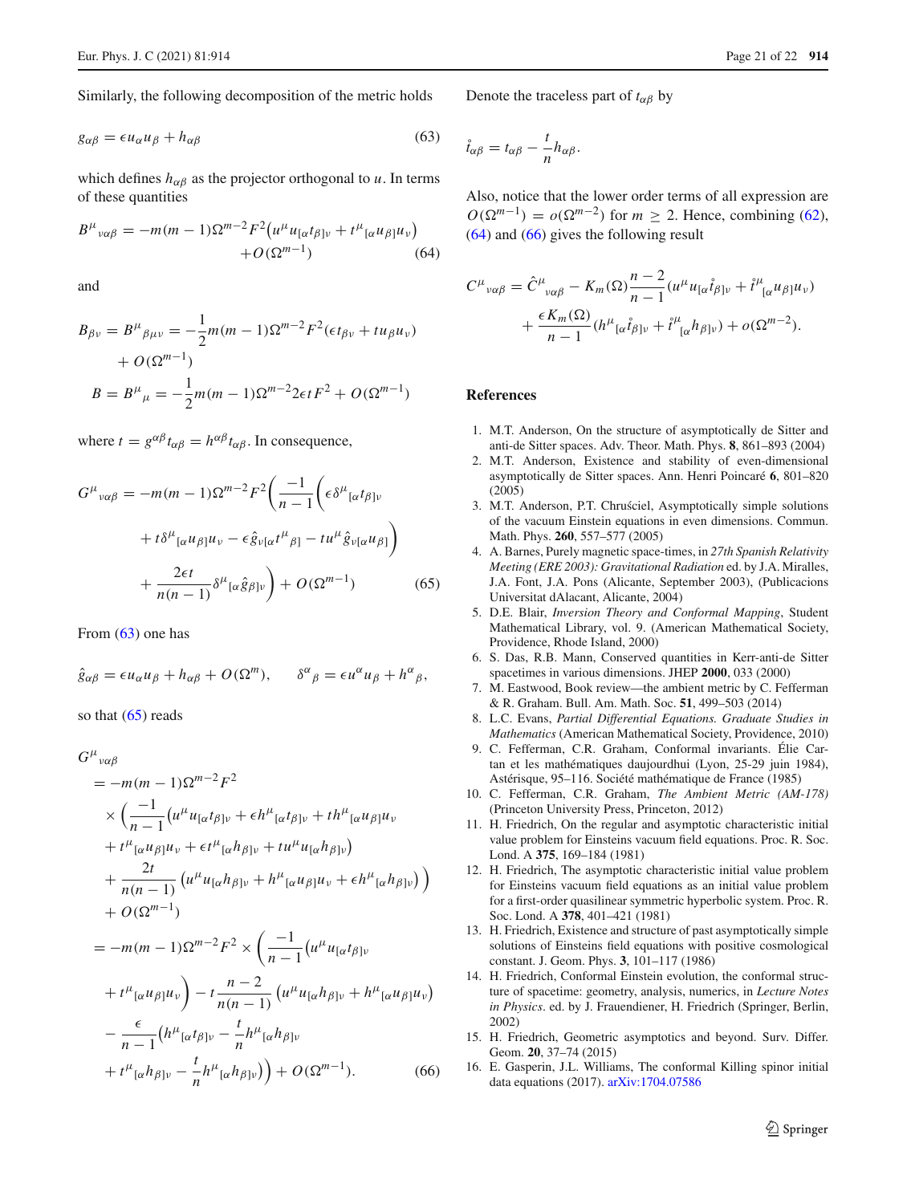Similarly, the following decomposition of the metric holds

$$g_{\alpha\beta} = \epsilon u_\alpha u_\beta + h_{\alpha\beta} \tag{63}$$

which defines $h_{\alpha\beta}$ as the projector orthogonal to $u$. In terms of these quantities

$$B^\mu{}_{\nu\alpha\beta} = -m(m-1)\Omega^{m-2}F^2\big(u^\mu u_{[\alpha}t_{\beta]\nu} + t^\mu{}_{[\alpha}u_{\beta]}u_\nu\big) + O(\Omega^{m-1}) \tag{64}$$

and

$$B_{\beta\nu} = B^\mu{}_{\beta\mu\nu} = -\frac{1}{2}m(m-1)\Omega^{m-2}F^2(\epsilon t_{\beta\nu} + t u_\beta u_\nu) + O(\Omega^{m-1})$$

$$B = B^\mu{}_\mu = -\frac{1}{2}m(m-1)\Omega^{m-2}2\epsilon t F^2 + O(\Omega^{m-1})$$

where $t = g^{\alpha\beta}t_{\alpha\beta} = h^{\alpha\beta}t_{\alpha\beta}$. In consequence,

$$G^\mu{}_{\nu\alpha\beta} = -m(m-1)\Omega^{m-2}F^2\Bigg(\frac{-1}{n-1}\bigg(\epsilon\delta^\mu{}_{[\alpha}t_{\beta]\nu} + t\delta^\mu{}_{[\alpha}u_{\beta]}u_\nu - \epsilon\hat{g}_{\nu[\alpha}t^\mu{}_{\beta]} - tu^\mu\hat{g}_{\nu[\alpha}u_{\beta]}\bigg) + \frac{2\epsilon t}{n(n-1)}\delta^\mu{}_{[\alpha}\hat{g}_{\beta]\nu}\Bigg) + O(\Omega^{m-1}) \tag{65}$$

From (63) one has

$$\hat{g}_{\alpha\beta} = \epsilon u_\alpha u_\beta + h_{\alpha\beta} + O(\Omega^m), \qquad \delta^\alpha{}_\beta = \epsilon u^\alpha u_\beta + h^\alpha{}_\beta,$$

so that (65) reads

$$\begin{aligned}
G^\mu{}_{\nu\alpha\beta}
&= -m(m-1)\Omega^{m-2}F^2 \\
&\quad\times\Bigg(\frac{-1}{n-1}\big(u^\mu u_{[\alpha}t_{\beta]\nu} + \epsilon h^\mu{}_{[\alpha}t_{\beta]\nu} + th^\mu{}_{[\alpha}u_{\beta]}u_\nu \\
&\quad + t^\mu{}_{[\alpha}u_{\beta]}u_\nu + \epsilon t^\mu{}_{[\alpha}h_{\beta]\nu} + tu^\mu u_{[\alpha}h_{\beta]\nu}\big) \\
&\quad + \frac{2t}{n(n-1)}\big(u^\mu u_{[\alpha}h_{\beta]\nu} + h^\mu{}_{[\alpha}u_{\beta]}u_\nu + \epsilon h^\mu{}_{[\alpha}h_{\beta]\nu}\big)\Bigg) \\
&\quad + O(\Omega^{m-1}) \\
&= -m(m-1)\Omega^{m-2}F^2\times\Bigg(\frac{-1}{n-1}\big(u^\mu u_{[\alpha}t_{\beta]\nu} \\
&\quad + t^\mu{}_{[\alpha}u_{\beta]}u_\nu\big) - t\frac{n-2}{n(n-1)}\big(u^\mu u_{[\alpha}h_{\beta]\nu} + h^\mu{}_{[\alpha}u_{\beta]}u_\nu\big) \\
&\quad - \frac{\epsilon}{n-1}\Big(h^\mu{}_{[\alpha}t_{\beta]\nu} - \frac{t}{n}h^\mu{}_{[\alpha}h_{\beta]\nu} \\
&\quad + t^\mu{}_{[\alpha}h_{\beta]\nu} - \frac{t}{n}h^\mu{}_{[\alpha}h_{\beta]\nu}\Big)\Bigg) + O(\Omega^{m-1}).
\end{aligned} \tag{66}$$

Denote the traceless part of $t_{\alpha\beta}$ by

$$\mathring{t}_{\alpha\beta} = t_{\alpha\beta} - \frac{t}{n}h_{\alpha\beta}.$$

Also, notice that the lower order terms of all expression are $O(\Omega^{m-1}) = o(\Omega^{m-2})$ for $m \geq 2$. Hence, combining (62), (64) and (66) gives the following result

$$C^\mu{}_{\nu\alpha\beta} = \hat{C}^\mu{}_{\nu\alpha\beta} - K_m(\Omega)\frac{n-2}{n-1}(u^\mu u_{[\alpha}\mathring{t}_{\beta]\nu} + \mathring{t}^\mu{}_{[\alpha}u_{\beta]}u_\nu) + \frac{\epsilon K_m(\Omega)}{n-1}(h^\mu{}_{[\alpha}\mathring{t}_{\beta]\nu} + \mathring{t}^\mu{}_{[\alpha}h_{\beta]\nu}) + o(\Omega^{m-2}).$$

## References

1. M.T. Anderson, On the structure of asymptotically de Sitter and anti-de Sitter spaces. Adv. Theor. Math. Phys. **8**, 861–893 (2004)
2. M.T. Anderson, Existence and stability of even-dimensional asymptotically de Sitter spaces. Ann. Henri Poincaré **6**, 801–820 (2005)
3. M.T. Anderson, P.T. Chruściel, Asymptotically simple solutions of the vacuum Einstein equations in even dimensions. Commun. Math. Phys. **260**, 557–577 (2005)
4. A. Barnes, Purely magnetic space-times, in *27th Spanish Relativity Meeting (ERE 2003): Gravitational Radiation* ed. by J.A. Miralles, J.A. Font, J.A. Pons (Alicante, September 2003), (Publicacions Universitat dAlacant, Alicante, 2004)
5. D.E. Blair, *Inversion Theory and Conformal Mapping*, Student Mathematical Library, vol. 9. (American Mathematical Society, Providence, Rhode Island, 2000)
6. S. Das, R.B. Mann, Conserved quantities in Kerr-anti-de Sitter spacetimes in various dimensions. JHEP **2000**, 033 (2000)
7. M. Eastwood, Book review—the ambient metric by C. Fefferman & R. Graham. Bull. Am. Math. Soc. **51**, 499–503 (2014)
8. L.C. Evans, *Partial Differential Equations. Graduate Studies in Mathematics* (American Mathematical Society, Providence, 2010)
9. C. Fefferman, C.R. Graham, Conformal invariants. Élie Cartan et les mathématiques daujourdhui (Lyon, 25-29 juin 1984), Astérisque, 95–116. Société mathématique de France (1985)
10. C. Fefferman, C.R. Graham, *The Ambient Metric (AM-178)* (Princeton University Press, Princeton, 2012)
11. H. Friedrich, On the regular and asymptotic characteristic initial value problem for Einsteins vacuum field equations. Proc. R. Soc. Lond. A **375**, 169–184 (1981)
12. H. Friedrich, The asymptotic characteristic initial value problem for Einsteins vacuum field equations as an initial value problem for a first-order quasilinear symmetric hyperbolic system. Proc. R. Soc. Lond. A **378**, 401–421 (1981)
13. H. Friedrich, Existence and structure of past asymptotically simple solutions of Einsteins field equations with positive cosmological constant. J. Geom. Phys. **3**, 101–117 (1986)
14. H. Friedrich, Conformal Einstein evolution, the conformal structure of spacetime: geometry, analysis, numerics, in *Lecture Notes in Physics*. ed. by J. Frauendiener, H. Friedrich (Springer, Berlin, 2002)
15. H. Friedrich, Geometric asymptotics and beyond. Surv. Differ. Geom. **20**, 37–74 (2015)
16. E. Gasperin, J.L. Williams, The conformal Killing spinor initial data equations (2017). arXiv:1704.07586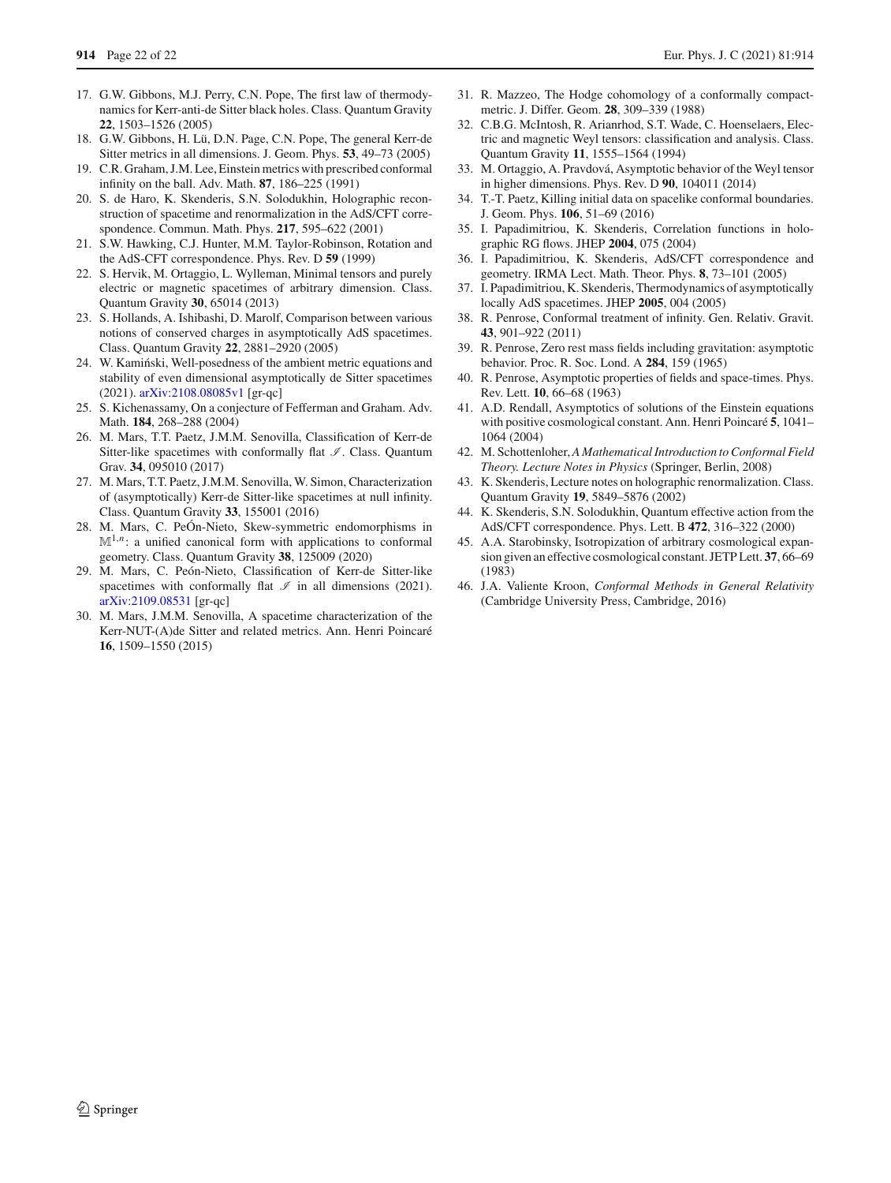17. G.W. Gibbons, M.J. Perry, C.N. Pope, The first law of thermodynamics for Kerr-anti-de Sitter black holes. Class. Quantum Gravity **22**, 1503–1526 (2005)
18. G.W. Gibbons, H. Lü, D.N. Page, C.N. Pope, The general Kerr-de Sitter metrics in all dimensions. J. Geom. Phys. **53**, 49–73 (2005)
19. C.R. Graham, J.M. Lee, Einstein metrics with prescribed conformal infinity on the ball. Adv. Math. **87**, 186–225 (1991)
20. S. de Haro, K. Skenderis, S.N. Solodukhin, Holographic reconstruction of spacetime and renormalization in the AdS/CFT correspondence. Commun. Math. Phys. **217**, 595–622 (2001)
21. S.W. Hawking, C.J. Hunter, M.M. Taylor-Robinson, Rotation and the AdS-CFT correspondence. Phys. Rev. D **59** (1999)
22. S. Hervik, M. Ortaggio, L. Wylleman, Minimal tensors and purely electric or magnetic spacetimes of arbitrary dimension. Class. Quantum Gravity **30**, 65014 (2013)
23. S. Hollands, A. Ishibashi, D. Marolf, Comparison between various notions of conserved charges in asymptotically AdS spacetimes. Class. Quantum Gravity **22**, 2881–2920 (2005)
24. W. Kamiński, Well-posedness of the ambient metric equations and stability of even dimensional asymptotically de Sitter spacetimes (2021). arXiv:2108.08085v1 [gr-qc]
25. S. Kichenassamy, On a conjecture of Fefferman and Graham. Adv. Math. **184**, 268–288 (2004)
26. M. Mars, T.T. Paetz, J.M.M. Senovilla, Classification of Kerr-de Sitter-like spacetimes with conformally flat $\mathscr{I}$. Class. Quantum Grav. **34**, 095010 (2017)
27. M. Mars, T.T. Paetz, J.M.M. Senovilla, W. Simon, Characterization of (asymptotically) Kerr-de Sitter-like spacetimes at null infinity. Class. Quantum Gravity **33**, 155001 (2016)
28. M. Mars, C. PeÓn-Nieto, Skew-symmetric endomorphisms in $\mathbb{M}^{1,n}$: a unified canonical form with applications to conformal geometry. Class. Quantum Gravity **38**, 125009 (2020)
29. M. Mars, C. Peón-Nieto, Classification of Kerr-de Sitter-like spacetimes with conformally flat $\mathscr{I}$ in all dimensions (2021). arXiv:2109.08531 [gr-qc]
30. M. Mars, J.M.M. Senovilla, A spacetime characterization of the Kerr-NUT-(A)de Sitter and related metrics. Ann. Henri Poincaré **16**, 1509–1550 (2015)
31. R. Mazzeo, The Hodge cohomology of a conformally compact-metric. J. Differ. Geom. **28**, 309–339 (1988)
32. C.B.G. McIntosh, R. Arianrhod, S.T. Wade, C. Hoenselaers, Electric and magnetic Weyl tensors: classification and analysis. Class. Quantum Gravity **11**, 1555–1564 (1994)
33. M. Ortaggio, A. Pravdová, Asymptotic behavior of the Weyl tensor in higher dimensions. Phys. Rev. D **90**, 104011 (2014)
34. T.-T. Paetz, Killing initial data on spacelike conformal boundaries. J. Geom. Phys. **106**, 51–69 (2016)
35. I. Papadimitriou, K. Skenderis, Correlation functions in holographic RG flows. JHEP **2004**, 075 (2004)
36. I. Papadimitriou, K. Skenderis, AdS/CFT correspondence and geometry. IRMA Lect. Math. Theor. Phys. **8**, 73–101 (2005)
37. I. Papadimitriou, K. Skenderis, Thermodynamics of asymptotically locally AdS spacetimes. JHEP **2005**, 004 (2005)
38. R. Penrose, Conformal treatment of infinity. Gen. Relativ. Gravit. **43**, 901–922 (2011)
39. R. Penrose, Zero rest mass fields including gravitation: asymptotic behavior. Proc. R. Soc. Lond. A **284**, 159 (1965)
40. R. Penrose, Asymptotic properties of fields and space-times. Phys. Rev. Lett. **10**, 66–68 (1963)
41. A.D. Rendall, Asymptotics of solutions of the Einstein equations with positive cosmological constant. Ann. Henri Poincaré **5**, 1041–1064 (2004)
42. M. Schottenloher, *A Mathematical Introduction to Conformal Field Theory. Lecture Notes in Physics* (Springer, Berlin, 2008)
43. K. Skenderis, Lecture notes on holographic renormalization. Class. Quantum Gravity **19**, 5849–5876 (2002)
44. K. Skenderis, S.N. Solodukhin, Quantum effective action from the AdS/CFT correspondence. Phys. Lett. B **472**, 316–322 (2000)
45. A.A. Starobinsky, Isotropization of arbitrary cosmological expansion given an effective cosmological constant. JETP Lett. **37**, 66–69 (1983)
46. J.A. Valiente Kroon, *Conformal Methods in General Relativity* (Cambridge University Press, Cambridge, 2016)